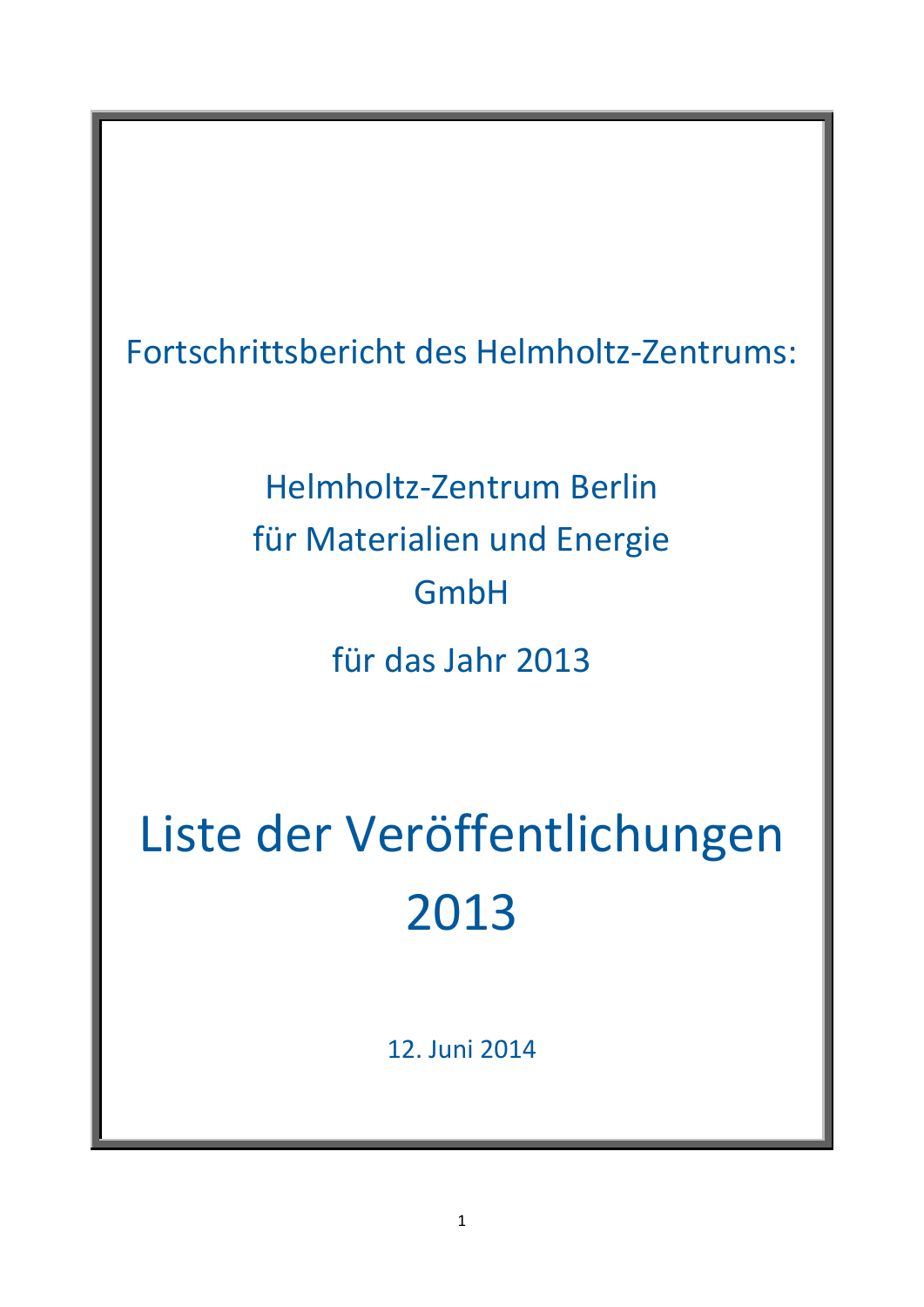Fortschrittsbericht des Helmholtz-Zentrums:

Helmholtz-Zentrum Berlin
für Materialien und Energie
GmbH

für das Jahr 2013

# Liste der Veröffentlichungen 2013

12. Juni 2014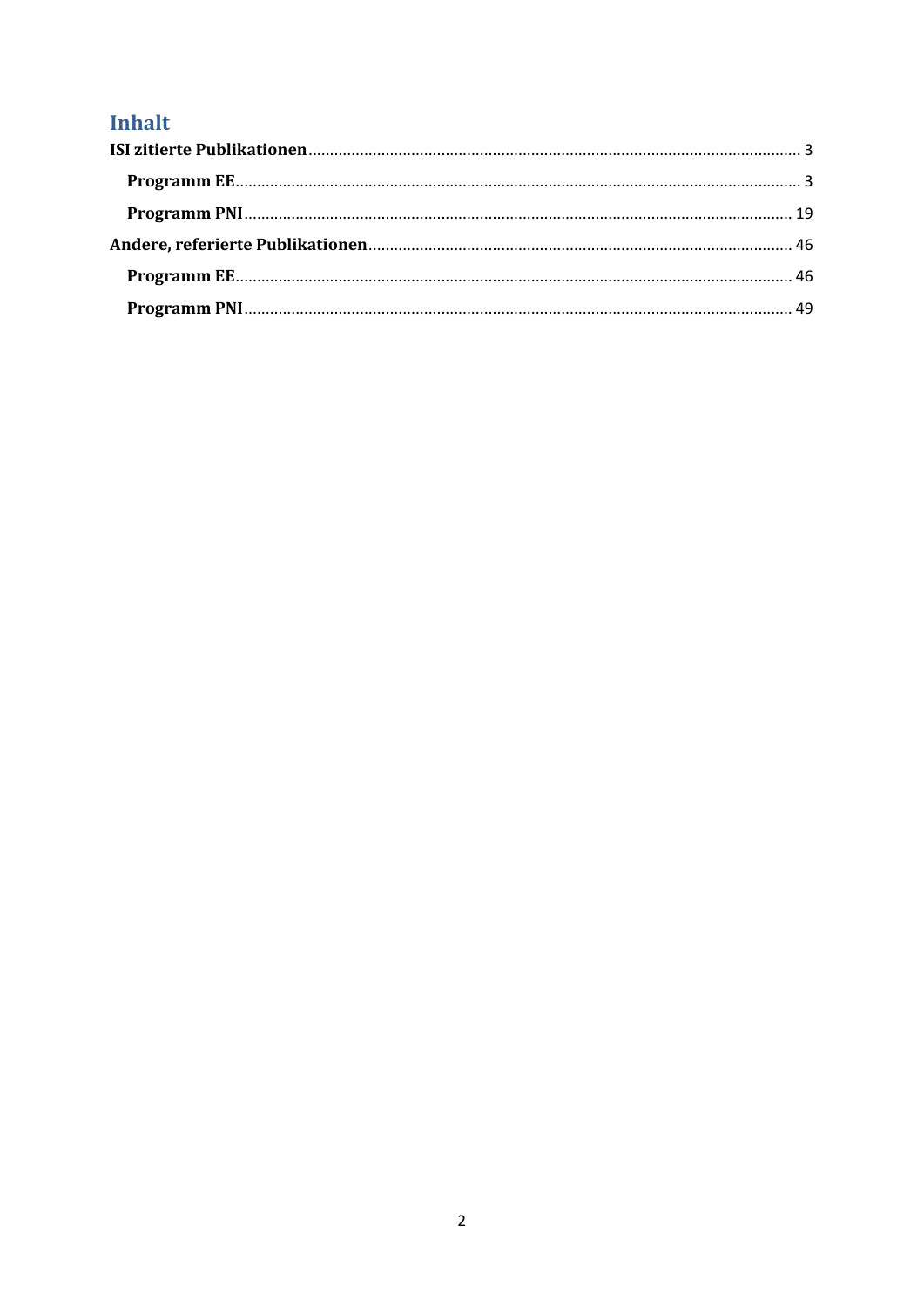# Inhalt

**ISI zitierte Publikationen** ............................................................ 3

- **Programm EE** ............................................................ 3
- **Programm PNI** ............................................................ 19

**Andere, referierte Publikationen** ............................................................ 46

- **Programm EE** ............................................................ 46
- **Programm PNI** ............................................................ 49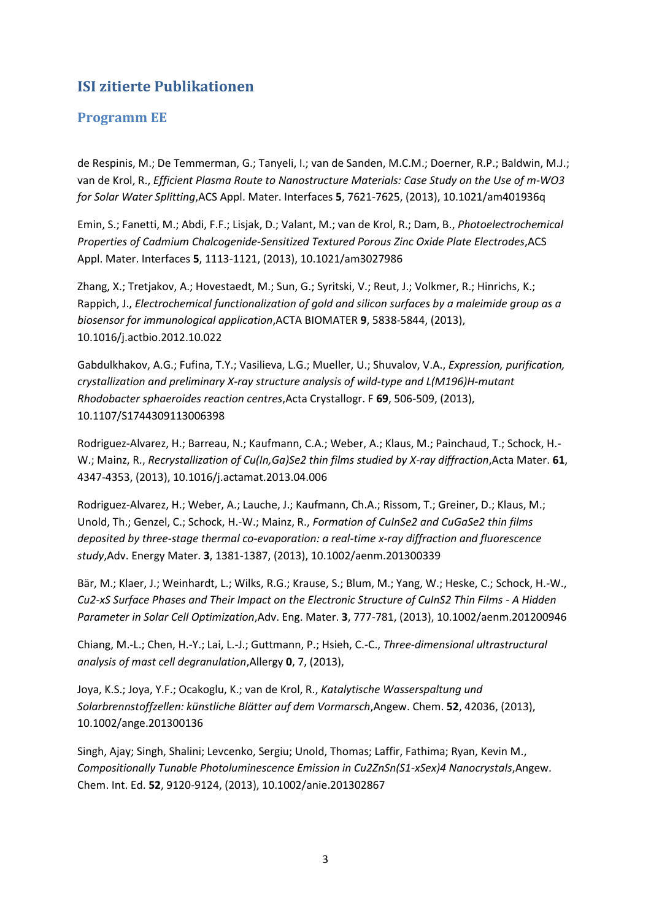# ISI zitierte Publikationen

## Programm EE

de Respinis, M.; De Temmerman, G.; Tanyeli, I.; van de Sanden, M.C.M.; Doerner, R.P.; Baldwin, M.J.; van de Krol, R., *Efficient Plasma Route to Nanostructure Materials: Case Study on the Use of m-WO3 for Solar Water Splitting*,ACS Appl. Mater. Interfaces **5**, 7621-7625, (2013), 10.1021/am401936q

Emin, S.; Fanetti, M.; Abdi, F.F.; Lisjak, D.; Valant, M.; van de Krol, R.; Dam, B., *Photoelectrochemical Properties of Cadmium Chalcogenide-Sensitized Textured Porous Zinc Oxide Plate Electrodes*,ACS Appl. Mater. Interfaces **5**, 1113-1121, (2013), 10.1021/am3027986

Zhang, X.; Tretjakov, A.; Hovestaedt, M.; Sun, G.; Syritski, V.; Reut, J.; Volkmer, R.; Hinrichs, K.; Rappich, J., *Electrochemical functionalization of gold and silicon surfaces by a maleimide group as a biosensor for immunological application*,ACTA BIOMATER **9**, 5838-5844, (2013), 10.1016/j.actbio.2012.10.022

Gabdulkhakov, A.G.; Fufina, T.Y.; Vasilieva, L.G.; Mueller, U.; Shuvalov, V.A., *Expression, purification, crystallization and preliminary X-ray structure analysis of wild-type and L(M196)H-mutant Rhodobacter sphaeroides reaction centres*,Acta Crystallogr. F **69**, 506-509, (2013), 10.1107/S1744309113006398

Rodriguez-Alvarez, H.; Barreau, N.; Kaufmann, C.A.; Weber, A.; Klaus, M.; Painchaud, T.; Schock, H.-W.; Mainz, R., *Recrystallization of Cu(In,Ga)Se2 thin films studied by X-ray diffraction*,Acta Mater. **61**, 4347-4353, (2013), 10.1016/j.actamat.2013.04.006

Rodriguez-Alvarez, H.; Weber, A.; Lauche, J.; Kaufmann, Ch.A.; Rissom, T.; Greiner, D.; Klaus, M.; Unold, Th.; Genzel, C.; Schock, H.-W.; Mainz, R., *Formation of CuInSe2 and CuGaSe2 thin films deposited by three-stage thermal co-evaporation: a real-time x-ray diffraction and fluorescence study*,Adv. Energy Mater. **3**, 1381-1387, (2013), 10.1002/aenm.201300339

Bär, M.; Klaer, J.; Weinhardt, L.; Wilks, R.G.; Krause, S.; Blum, M.; Yang, W.; Heske, C.; Schock, H.-W., *Cu2-xS Surface Phases and Their Impact on the Electronic Structure of CuInS2 Thin Films - A Hidden Parameter in Solar Cell Optimization*,Adv. Eng. Mater. **3**, 777-781, (2013), 10.1002/aenm.201200946

Chiang, M.-L.; Chen, H.-Y.; Lai, L.-J.; Guttmann, P.; Hsieh, C.-C., *Three-dimensional ultrastructural analysis of mast cell degranulation*,Allergy **0**, 7, (2013),

Joya, K.S.; Joya, Y.F.; Ocakoglu, K.; van de Krol, R., *Katalytische Wasserspaltung und Solarbrennstoffzellen: künstliche Blätter auf dem Vormarsch*,Angew. Chem. **52**, 42036, (2013), 10.1002/ange.201300136

Singh, Ajay; Singh, Shalini; Levcenko, Sergiu; Unold, Thomas; Laffir, Fathima; Ryan, Kevin M., *Compositionally Tunable Photoluminescence Emission in Cu2ZnSn(S1-xSex)4 Nanocrystals*,Angew. Chem. Int. Ed. **52**, 9120-9124, (2013), 10.1002/anie.201302867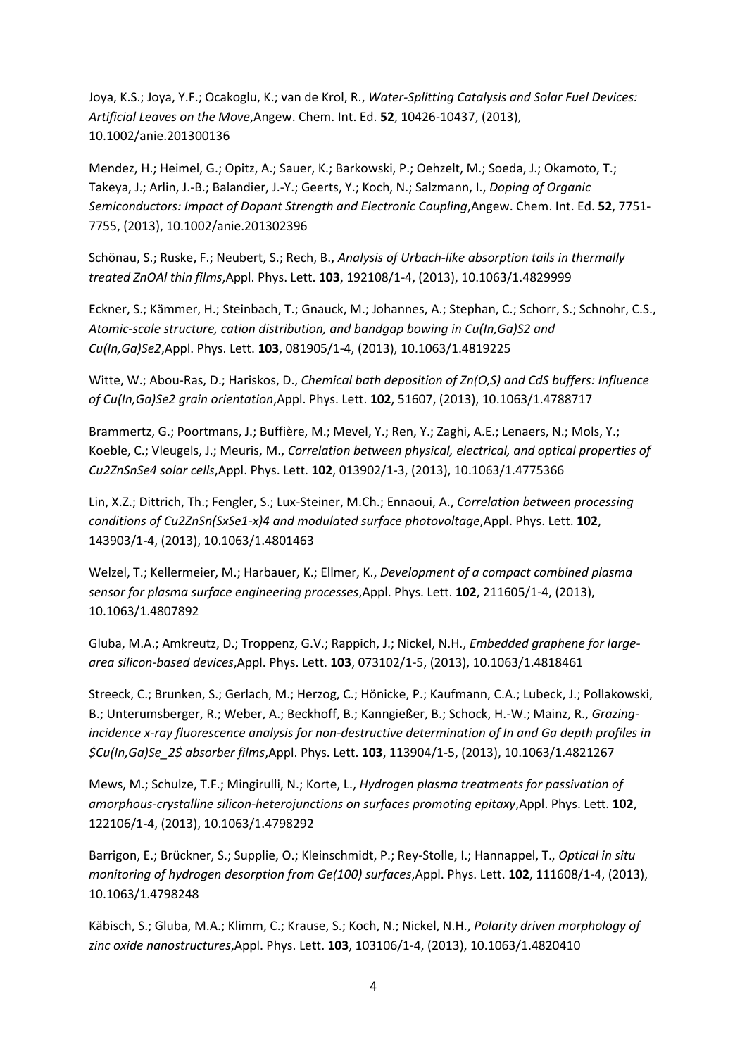Joya, K.S.; Joya, Y.F.; Ocakoglu, K.; van de Krol, R., *Water-Splitting Catalysis and Solar Fuel Devices: Artificial Leaves on the Move*,Angew. Chem. Int. Ed. **52**, 10426-10437, (2013), 10.1002/anie.201300136

Mendez, H.; Heimel, G.; Opitz, A.; Sauer, K.; Barkowski, P.; Oehzelt, M.; Soeda, J.; Okamoto, T.; Takeya, J.; Arlin, J.-B.; Balandier, J.-Y.; Geerts, Y.; Koch, N.; Salzmann, I., *Doping of Organic Semiconductors: Impact of Dopant Strength and Electronic Coupling*,Angew. Chem. Int. Ed. **52**, 7751-7755, (2013), 10.1002/anie.201302396

Schönau, S.; Ruske, F.; Neubert, S.; Rech, B., *Analysis of Urbach-like absorption tails in thermally treated ZnOAl thin films*,Appl. Phys. Lett. **103**, 192108/1-4, (2013), 10.1063/1.4829999

Eckner, S.; Kämmer, H.; Steinbach, T.; Gnauck, M.; Johannes, A.; Stephan, C.; Schorr, S.; Schnohr, C.S., *Atomic-scale structure, cation distribution, and bandgap bowing in Cu(In,Ga)S2 and Cu(In,Ga)Se2*,Appl. Phys. Lett. **103**, 081905/1-4, (2013), 10.1063/1.4819225

Witte, W.; Abou-Ras, D.; Hariskos, D., *Chemical bath deposition of Zn(O,S) and CdS buffers: Influence of Cu(In,Ga)Se2 grain orientation*,Appl. Phys. Lett. **102**, 51607, (2013), 10.1063/1.4788717

Brammertz, G.; Poortmans, J.; Buffière, M.; Mevel, Y.; Ren, Y.; Zaghi, A.E.; Lenaers, N.; Mols, Y.; Koeble, C.; Vleugels, J.; Meuris, M., *Correlation between physical, electrical, and optical properties of Cu2ZnSnSe4 solar cells*,Appl. Phys. Lett. **102**, 013902/1-3, (2013), 10.1063/1.4775366

Lin, X.Z.; Dittrich, Th.; Fengler, S.; Lux-Steiner, M.Ch.; Ennaoui, A., *Correlation between processing conditions of Cu2ZnSn(SxSe1-x)4 and modulated surface photovoltage*,Appl. Phys. Lett. **102**, 143903/1-4, (2013), 10.1063/1.4801463

Welzel, T.; Kellermeier, M.; Harbauer, K.; Ellmer, K., *Development of a compact combined plasma sensor for plasma surface engineering processes*,Appl. Phys. Lett. **102**, 211605/1-4, (2013), 10.1063/1.4807892

Gluba, M.A.; Amkreutz, D.; Troppenz, G.V.; Rappich, J.; Nickel, N.H., *Embedded graphene for large-area silicon-based devices*,Appl. Phys. Lett. **103**, 073102/1-5, (2013), 10.1063/1.4818461

Streeck, C.; Brunken, S.; Gerlach, M.; Herzog, C.; Hönicke, P.; Kaufmann, C.A.; Lubeck, J.; Pollakowski, B.; Unterumsberger, R.; Weber, A.; Beckhoff, B.; Kanngießer, B.; Schock, H.-W.; Mainz, R., *Grazing-incidence x-ray fluorescence analysis for non-destructive determination of In and Ga depth profiles in $Cu(In,Ga)Se_2$ absorber films*,Appl. Phys. Lett. **103**, 113904/1-5, (2013), 10.1063/1.4821267

Mews, M.; Schulze, T.F.; Mingirulli, N.; Korte, L., *Hydrogen plasma treatments for passivation of amorphous-crystalline silicon-heterojunctions on surfaces promoting epitaxy*,Appl. Phys. Lett. **102**, 122106/1-4, (2013), 10.1063/1.4798292

Barrigon, E.; Brückner, S.; Supplie, O.; Kleinschmidt, P.; Rey-Stolle, I.; Hannappel, T., *Optical in situ monitoring of hydrogen desorption from Ge(100) surfaces*,Appl. Phys. Lett. **102**, 111608/1-4, (2013), 10.1063/1.4798248

Käbisch, S.; Gluba, M.A.; Klimm, C.; Krause, S.; Koch, N.; Nickel, N.H., *Polarity driven morphology of zinc oxide nanostructures*,Appl. Phys. Lett. **103**, 103106/1-4, (2013), 10.1063/1.4820410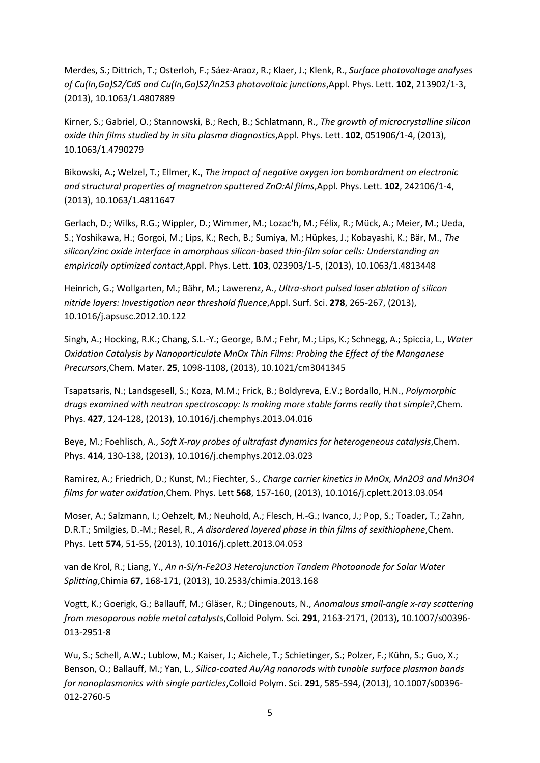Merdes, S.; Dittrich, T.; Osterloh, F.; Sáez-Araoz, R.; Klaer, J.; Klenk, R., *Surface photovoltage analyses of Cu(In,Ga)S2/CdS and Cu(In,Ga)S2/In2S3 photovoltaic junctions*,Appl. Phys. Lett. **102**, 213902/1-3, (2013), 10.1063/1.4807889

Kirner, S.; Gabriel, O.; Stannowski, B.; Rech, B.; Schlatmann, R., *The growth of microcrystalline silicon oxide thin films studied by in situ plasma diagnostics*,Appl. Phys. Lett. **102**, 051906/1-4, (2013), 10.1063/1.4790279

Bikowski, A.; Welzel, T.; Ellmer, K., *The impact of negative oxygen ion bombardment on electronic and structural properties of magnetron sputtered ZnO:Al films*,Appl. Phys. Lett. **102**, 242106/1-4, (2013), 10.1063/1.4811647

Gerlach, D.; Wilks, R.G.; Wippler, D.; Wimmer, M.; Lozac'h, M.; Félix, R.; Mück, A.; Meier, M.; Ueda, S.; Yoshikawa, H.; Gorgoi, M.; Lips, K.; Rech, B.; Sumiya, M.; Hüpkes, J.; Kobayashi, K.; Bär, M., *The silicon/zinc oxide interface in amorphous silicon-based thin-film solar cells: Understanding an empirically optimized contact*,Appl. Phys. Lett. **103**, 023903/1-5, (2013), 10.1063/1.4813448

Heinrich, G.; Wollgarten, M.; Bähr, M.; Lawerenz, A., *Ultra-short pulsed laser ablation of silicon nitride layers: Investigation near threshold fluence*,Appl. Surf. Sci. **278**, 265-267, (2013), 10.1016/j.apsusc.2012.10.122

Singh, A.; Hocking, R.K.; Chang, S.L.-Y.; George, B.M.; Fehr, M.; Lips, K.; Schnegg, A.; Spiccia, L., *Water Oxidation Catalysis by Nanoparticulate MnOx Thin Films: Probing the Effect of the Manganese Precursors*,Chem. Mater. **25**, 1098-1108, (2013), 10.1021/cm3041345

Tsapatsaris, N.; Landsgesell, S.; Koza, M.M.; Frick, B.; Boldyreva, E.V.; Bordallo, H.N., *Polymorphic drugs examined with neutron spectroscopy: Is making more stable forms really that simple?*,Chem. Phys. **427**, 124-128, (2013), 10.1016/j.chemphys.2013.04.016

Beye, M.; Foehlisch, A., *Soft X-ray probes of ultrafast dynamics for heterogeneous catalysis*,Chem. Phys. **414**, 130-138, (2013), 10.1016/j.chemphys.2012.03.023

Ramirez, A.; Friedrich, D.; Kunst, M.; Fiechter, S., *Charge carrier kinetics in MnOx, Mn2O3 and Mn3O4 films for water oxidation*,Chem. Phys. Lett **568**, 157-160, (2013), 10.1016/j.cplett.2013.03.054

Moser, A.; Salzmann, I.; Oehzelt, M.; Neuhold, A.; Flesch, H.-G.; Ivanco, J.; Pop, S.; Toader, T.; Zahn, D.R.T.; Smilgies, D.-M.; Resel, R., *A disordered layered phase in thin films of sexithiophene*,Chem. Phys. Lett **574**, 51-55, (2013), 10.1016/j.cplett.2013.04.053

van de Krol, R.; Liang, Y., *An n-Si/n-Fe2O3 Heterojunction Tandem Photoanode for Solar Water Splitting*,Chimia **67**, 168-171, (2013), 10.2533/chimia.2013.168

Vogtt, K.; Goerigk, G.; Ballauff, M.; Gläser, R.; Dingenouts, N., *Anomalous small-angle x-ray scattering from mesoporous noble metal catalysts*,Colloid Polym. Sci. **291**, 2163-2171, (2013), 10.1007/s00396-013-2951-8

Wu, S.; Schell, A.W.; Lublow, M.; Kaiser, J.; Aichele, T.; Schietinger, S.; Polzer, F.; Kühn, S.; Guo, X.; Benson, O.; Ballauff, M.; Yan, L., *Silica-coated Au/Ag nanorods with tunable surface plasmon bands for nanoplasmonics with single particles*,Colloid Polym. Sci. **291**, 585-594, (2013), 10.1007/s00396-012-2760-5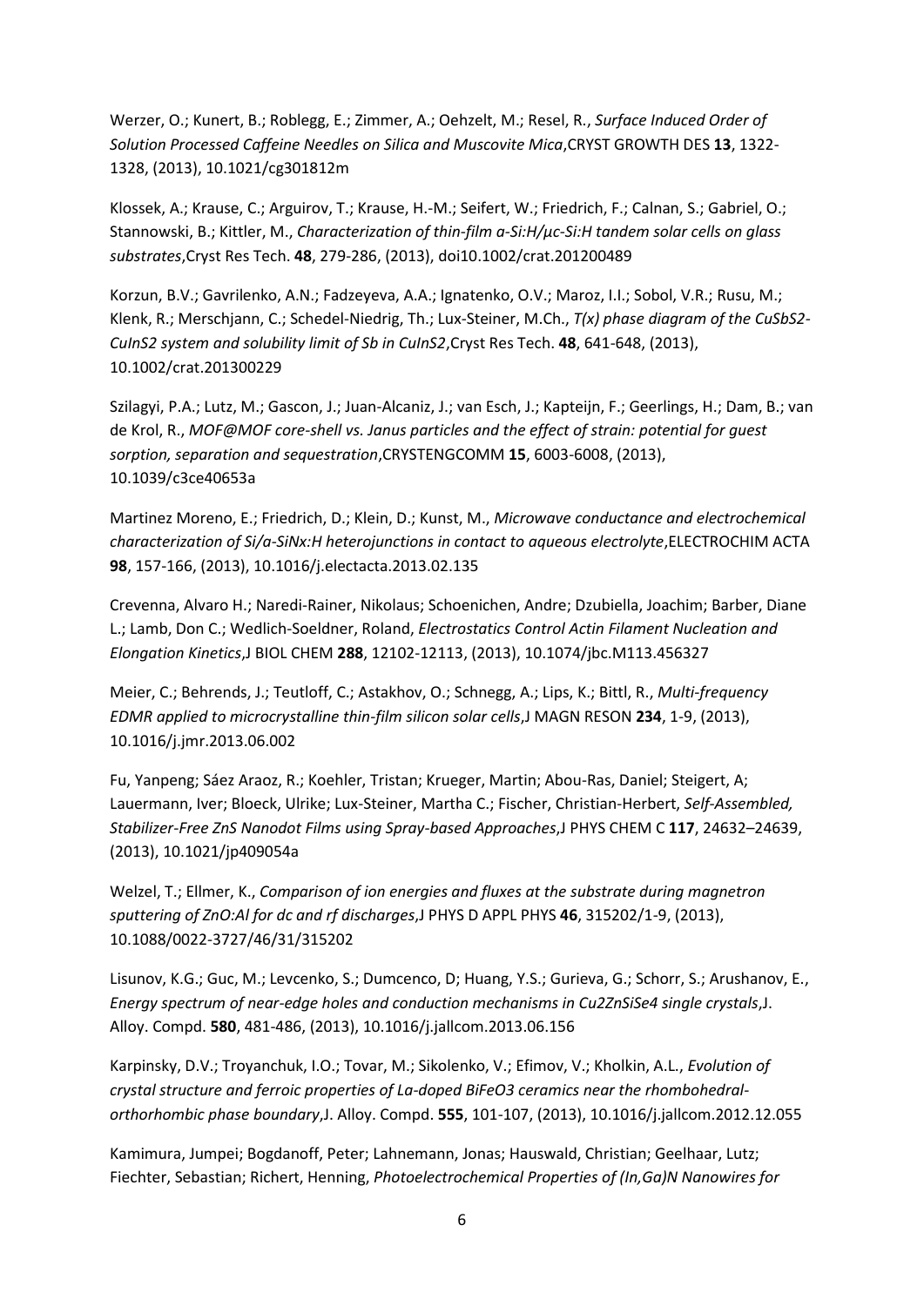Werzer, O.; Kunert, B.; Roblegg, E.; Zimmer, A.; Oehzelt, M.; Resel, R., *Surface Induced Order of Solution Processed Caffeine Needles on Silica and Muscovite Mica*,CRYST GROWTH DES **13**, 1322-1328, (2013), 10.1021/cg301812m

Klossek, A.; Krause, C.; Arguirov, T.; Krause, H.-M.; Seifert, W.; Friedrich, F.; Calnan, S.; Gabriel, O.; Stannowski, B.; Kittler, M., *Characterization of thin-film a-Si:H/μc-Si:H tandem solar cells on glass substrates*,Cryst Res Tech. **48**, 279-286, (2013), doi10.1002/crat.201200489

Korzun, B.V.; Gavrilenko, A.N.; Fadzeyeva, A.A.; Ignatenko, O.V.; Maroz, I.I.; Sobol, V.R.; Rusu, M.; Klenk, R.; Merschjann, C.; Schedel-Niedrig, Th.; Lux-Steiner, M.Ch., *T(x) phase diagram of the $CuSbS_2$-$CuInS_2$ system and solubility limit of Sb in $CuInS_2$*,Cryst Res Tech. **48**, 641-648, (2013), 10.1002/crat.201300229

Szilagyi, P.A.; Lutz, M.; Gascon, J.; Juan-Alcaniz, J.; van Esch, J.; Kapteijn, F.; Geerlings, H.; Dam, B.; van de Krol, R., *MOF@MOF core-shell vs. Janus particles and the effect of strain: potential for guest sorption, separation and sequestration*,CRYSTENGCOMM **15**, 6003-6008, (2013), 10.1039/c3ce40653a

Martinez Moreno, E.; Friedrich, D.; Klein, D.; Kunst, M., *Microwave conductance and electrochemical characterization of Si/a-$SiN_x$:H heterojunctions in contact to aqueous electrolyte*,ELECTROCHIM ACTA **98**, 157-166, (2013), 10.1016/j.electacta.2013.02.135

Crevenna, Alvaro H.; Naredi-Rainer, Nikolaus; Schoenichen, Andre; Dzubiella, Joachim; Barber, Diane L.; Lamb, Don C.; Wedlich-Soeldner, Roland, *Electrostatics Control Actin Filament Nucleation and Elongation Kinetics*,J BIOL CHEM **288**, 12102-12113, (2013), 10.1074/jbc.M113.456327

Meier, C.; Behrends, J.; Teutloff, C.; Astakhov, O.; Schnegg, A.; Lips, K.; Bittl, R., *Multi-frequency EDMR applied to microcrystalline thin-film silicon solar cells*,J MAGN RESON **234**, 1-9, (2013), 10.1016/j.jmr.2013.06.002

Fu, Yanpeng; Sáez Araoz, R.; Koehler, Tristan; Krueger, Martin; Abou-Ras, Daniel; Steigert, A; Lauermann, Iver; Bloeck, Ulrike; Lux-Steiner, Martha C.; Fischer, Christian-Herbert, *Self-Assembled, Stabilizer-Free ZnS Nanodot Films using Spray-based Approaches*,J PHYS CHEM C **117**, 24632–24639, (2013), 10.1021/jp409054a

Welzel, T.; Ellmer, K., *Comparison of ion energies and fluxes at the substrate during magnetron sputtering of ZnO:Al for dc and rf discharges*,J PHYS D APPL PHYS **46**, 315202/1-9, (2013), 10.1088/0022-3727/46/31/315202

Lisunov, K.G.; Guc, M.; Levcenko, S.; Dumcenco, D; Huang, Y.S.; Gurieva, G.; Schorr, S.; Arushanov, E., *Energy spectrum of near-edge holes and conduction mechanisms in $Cu_2ZnSiSe_4$ single crystals*,J. Alloy. Compd. **580**, 481-486, (2013), 10.1016/j.jallcom.2013.06.156

Karpinsky, D.V.; Troyanchuk, I.O.; Tovar, M.; Sikolenko, V.; Efimov, V.; Kholkin, A.L., *Evolution of crystal structure and ferroic properties of La-doped $BiFeO_3$ ceramics near the rhombohedral-orthorhombic phase boundary*,J. Alloy. Compd. **555**, 101-107, (2013), 10.1016/j.jallcom.2012.12.055

Kamimura, Jumpei; Bogdanoff, Peter; Lahnemann, Jonas; Hauswald, Christian; Geelhaar, Lutz; Fiechter, Sebastian; Richert, Henning, *Photoelectrochemical Properties of (In,Ga)N Nanowires for*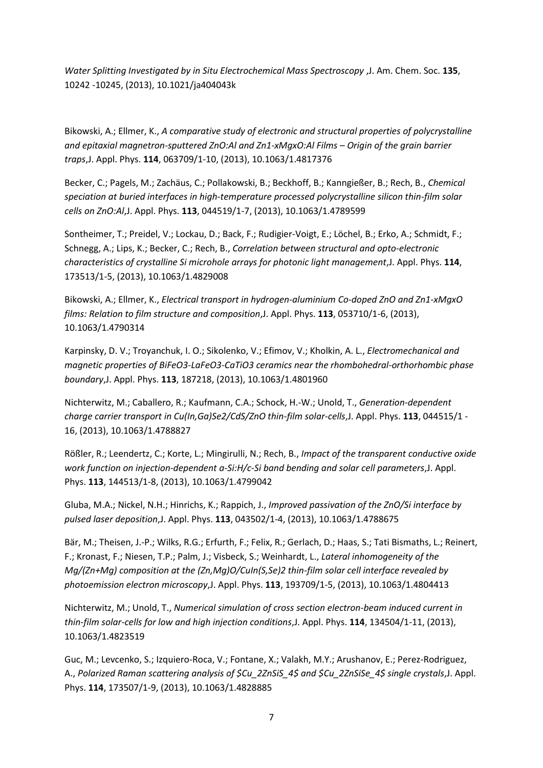*Water Splitting Investigated by in Situ Electrochemical Mass Spectroscopy* ,J. Am. Chem. Soc. **135**, 10242 -10245, (2013), 10.1021/ja404043k

Bikowski, A.; Ellmer, K., *A comparative study of electronic and structural properties of polycrystalline and epitaxial magnetron-sputtered ZnO:Al and $Zn_{1-x}Mg_xO$:Al Films – Origin of the grain barrier traps*,J. Appl. Phys. **114**, 063709/1-10, (2013), 10.1063/1.4817376

Becker, C.; Pagels, M.; Zachäus, C.; Pollakowski, B.; Beckhoff, B.; Kanngießer, B.; Rech, B., *Chemical speciation at buried interfaces in high-temperature processed polycrystalline silicon thin-film solar cells on ZnO:Al*,J. Appl. Phys. **113**, 044519/1-7, (2013), 10.1063/1.4789599

Sontheimer, T.; Preidel, V.; Lockau, D.; Back, F.; Rudigier-Voigt, E.; Löchel, B.; Erko, A.; Schmidt, F.; Schnegg, A.; Lips, K.; Becker, C.; Rech, B., *Correlation between structural and opto-electronic characteristics of crystalline Si microhole arrays for photonic light management*,J. Appl. Phys. **114**, 173513/1-5, (2013), 10.1063/1.4829008

Bikowski, A.; Ellmer, K., *Electrical transport in hydrogen-aluminium Co-doped ZnO and $Zn_{1-x}Mg_xO$ films: Relation to film structure and composition*,J. Appl. Phys. **113**, 053710/1-6, (2013), 10.1063/1.4790314

Karpinsky, D. V.; Troyanchuk, I. O.; Sikolenko, V.; Efimov, V.; Kholkin, A. L., *Electromechanical and magnetic properties of $BiFeO_3$-$LaFeO_3$-$CaTiO_3$ ceramics near the rhombohedral-orthorhombic phase boundary*,J. Appl. Phys. **113**, 187218, (2013), 10.1063/1.4801960

Nichterwitz, M.; Caballero, R.; Kaufmann, C.A.; Schock, H.-W.; Unold, T., *Generation-dependent charge carrier transport in $Cu(In,Ga)Se_2$/CdS/ZnO thin-film solar-cells*,J. Appl. Phys. **113**, 044515/1 - 16, (2013), 10.1063/1.4788827

Rößler, R.; Leendertz, C.; Korte, L.; Mingirulli, N.; Rech, B., *Impact of the transparent conductive oxide work function on injection-dependent a-Si:H/c-Si band bending and solar cell parameters*,J. Appl. Phys. **113**, 144513/1-8, (2013), 10.1063/1.4799042

Gluba, M.A.; Nickel, N.H.; Hinrichs, K.; Rappich, J., *Improved passivation of the ZnO/Si interface by pulsed laser deposition*,J. Appl. Phys. **113**, 043502/1-4, (2013), 10.1063/1.4788675

Bär, M.; Theisen, J.-P.; Wilks, R.G.; Erfurth, F.; Felix, R.; Gerlach, D.; Haas, S.; Tati Bismaths, L.; Reinert, F.; Kronast, F.; Niesen, T.P.; Palm, J.; Visbeck, S.; Weinhardt, L., *Lateral inhomogeneity of the Mg/(Zn+Mg) composition at the (Zn,Mg)O/$CuIn(S,Se)_2$ thin-film solar cell interface revealed by photoemission electron microscopy*,J. Appl. Phys. **113**, 193709/1-5, (2013), 10.1063/1.4804413

Nichterwitz, M.; Unold, T., *Numerical simulation of cross section electron-beam induced current in thin-film solar-cells for low and high injection conditions*,J. Appl. Phys. **114**, 134504/1-11, (2013), 10.1063/1.4823519

Guc, M.; Levcenko, S.; Izquiero-Roca, V.; Fontane, X.; Valakh, M.Y.; Arushanov, E.; Perez-Rodriguez, A., *Polarized Raman scattering analysis of $Cu_2ZnSiS_4$ and $Cu_2ZnSiSe_4$ single crystals*,J. Appl. Phys. **114**, 173507/1-9, (2013), 10.1063/1.4828885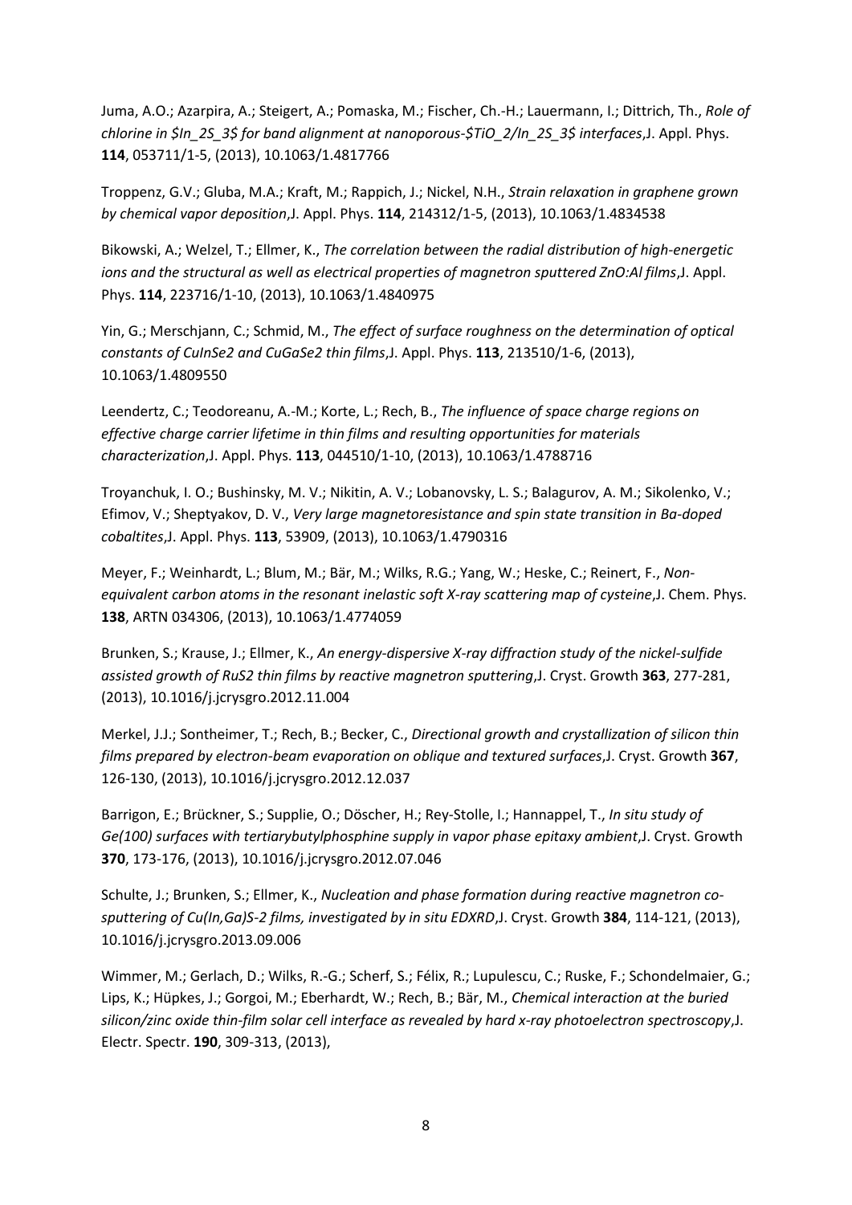Juma, A.O.; Azarpira, A.; Steigert, A.; Pomaska, M.; Fischer, Ch.-H.; Lauermann, I.; Dittrich, Th., *Role of chlorine in $In_2S_3$ for band alignment at nanoporous-$TiO_2/In_2S_3$ interfaces*,J. Appl. Phys. **114**, 053711/1-5, (2013), 10.1063/1.4817766

Troppenz, G.V.; Gluba, M.A.; Kraft, M.; Rappich, J.; Nickel, N.H., *Strain relaxation in graphene grown by chemical vapor deposition*,J. Appl. Phys. **114**, 214312/1-5, (2013), 10.1063/1.4834538

Bikowski, A.; Welzel, T.; Ellmer, K., *The correlation between the radial distribution of high-energetic ions and the structural as well as electrical properties of magnetron sputtered ZnO:Al films*,J. Appl. Phys. **114**, 223716/1-10, (2013), 10.1063/1.4840975

Yin, G.; Merschjann, C.; Schmid, M., *The effect of surface roughness on the determination of optical constants of CuInSe2 and CuGaSe2 thin films*,J. Appl. Phys. **113**, 213510/1-6, (2013), 10.1063/1.4809550

Leendertz, C.; Teodoreanu, A.-M.; Korte, L.; Rech, B., *The influence of space charge regions on effective charge carrier lifetime in thin films and resulting opportunities for materials characterization*,J. Appl. Phys. **113**, 044510/1-10, (2013), 10.1063/1.4788716

Troyanchuk, I. O.; Bushinsky, M. V.; Nikitin, A. V.; Lobanovsky, L. S.; Balagurov, A. M.; Sikolenko, V.; Efimov, V.; Sheptyakov, D. V., *Very large magnetoresistance and spin state transition in Ba-doped cobaltites*,J. Appl. Phys. **113**, 53909, (2013), 10.1063/1.4790316

Meyer, F.; Weinhardt, L.; Blum, M.; Bär, M.; Wilks, R.G.; Yang, W.; Heske, C.; Reinert, F., *Non-equivalent carbon atoms in the resonant inelastic soft X-ray scattering map of cysteine*,J. Chem. Phys. **138**, ARTN 034306, (2013), 10.1063/1.4774059

Brunken, S.; Krause, J.; Ellmer, K., *An energy-dispersive X-ray diffraction study of the nickel-sulfide assisted growth of RuS2 thin films by reactive magnetron sputtering*,J. Cryst. Growth **363**, 277-281, (2013), 10.1016/j.jcrysgro.2012.11.004

Merkel, J.J.; Sontheimer, T.; Rech, B.; Becker, C., *Directional growth and crystallization of silicon thin films prepared by electron-beam evaporation on oblique and textured surfaces*,J. Cryst. Growth **367**, 126-130, (2013), 10.1016/j.jcrysgro.2012.12.037

Barrigon, E.; Brückner, S.; Supplie, O.; Döscher, H.; Rey-Stolle, I.; Hannappel, T., *In situ study of Ge(100) surfaces with tertiarybutylphosphine supply in vapor phase epitaxy ambient*,J. Cryst. Growth **370**, 173-176, (2013), 10.1016/j.jcrysgro.2012.07.046

Schulte, J.; Brunken, S.; Ellmer, K., *Nucleation and phase formation during reactive magnetron co-sputtering of Cu(In,Ga)S-2 films, investigated by in situ EDXRD*,J. Cryst. Growth **384**, 114-121, (2013), 10.1016/j.jcrysgro.2013.09.006

Wimmer, M.; Gerlach, D.; Wilks, R.-G.; Scherf, S.; Félix, R.; Lupulescu, C.; Ruske, F.; Schondelmaier, G.; Lips, K.; Hüpkes, J.; Gorgoi, M.; Eberhardt, W.; Rech, B.; Bär, M., *Chemical interaction at the buried silicon/zinc oxide thin-film solar cell interface as revealed by hard x-ray photoelectron spectroscopy*,J. Electr. Spectr. **190**, 309-313, (2013),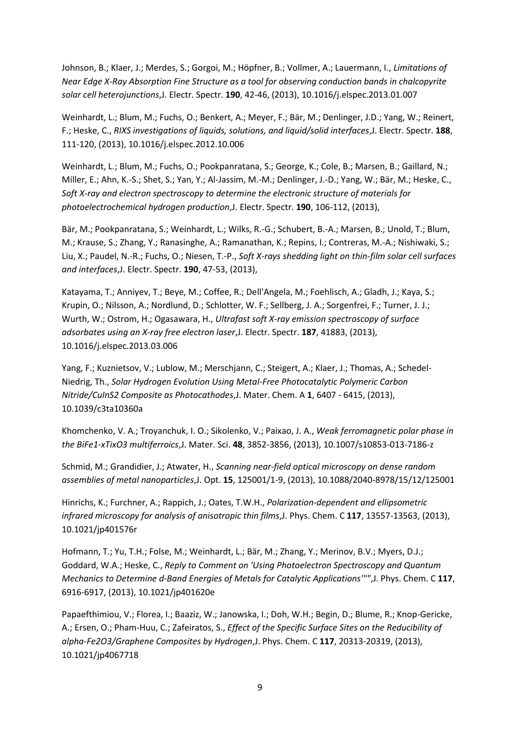Johnson, B.; Klaer, J.; Merdes, S.; Gorgoi, M.; Höpfner, B.; Vollmer, A.; Lauermann, I., *Limitations of Near Edge X-Ray Absorption Fine Structure as a tool for observing conduction bands in chalcopyrite solar cell heterojunctions*,J. Electr. Spectr. **190**, 42-46, (2013), 10.1016/j.elspec.2013.01.007

Weinhardt, L.; Blum, M.; Fuchs, O.; Benkert, A.; Meyer, F.; Bär, M.; Denlinger, J.D.; Yang, W.; Reinert, F.; Heske, C., *RIXS investigations of liquids, solutions, and liquid/solid interfaces*,J. Electr. Spectr. **188**, 111-120, (2013), 10.1016/j.elspec.2012.10.006

Weinhardt, L.; Blum, M.; Fuchs, O.; Pookpanratana, S.; George, K.; Cole, B.; Marsen, B.; Gaillard, N.; Miller, E.; Ahn, K.-S.; Shet, S.; Yan, Y.; Al-Jassim, M.-M.; Denlinger, J.-D.; Yang, W.; Bär, M.; Heske, C., *Soft X-ray and electron spectroscopy to determine the electronic structure of materials for photoelectrochemical hydrogen production*,J. Electr. Spectr. **190**, 106-112, (2013),

Bär, M.; Pookpanratana, S.; Weinhardt, L.; Wilks, R.-G.; Schubert, B.-A.; Marsen, B.; Unold, T.; Blum, M.; Krause, S.; Zhang, Y.; Ranasinghe, A.; Ramanathan, K.; Repins, I.; Contreras, M.-A.; Nishiwaki, S.; Liu, X.; Paudel, N.-R.; Fuchs, O.; Niesen, T.-P., *Soft X-rays shedding light on thin-film solar cell surfaces and interfaces*,J. Electr. Spectr. **190**, 47-53, (2013),

Katayama, T.; Anniyev, T.; Beye, M.; Coffee, R.; Dell'Angela, M.; Foehlisch, A.; Gladh, J.; Kaya, S.; Krupin, O.; Nilsson, A.; Nordlund, D.; Schlotter, W. F.; Sellberg, J. A.; Sorgenfrei, F.; Turner, J. J.; Wurth, W.; Ostrom, H.; Ogasawara, H., *Ultrafast soft X-ray emission spectroscopy of surface adsorbates using an X-ray free electron laser*,J. Electr. Spectr. **187**, 41883, (2013), 10.1016/j.elspec.2013.03.006

Yang, F.; Kuznietsov, V.; Lublow, M.; Merschjann, C.; Steigert, A.; Klaer, J.; Thomas, A.; Schedel-Niedrig, Th., *Solar Hydrogen Evolution Using Metal-Free Photocatalytic Polymeric Carbon Nitride/CuInS2 Composite as Photocathodes*,J. Mater. Chem. A **1**, 6407 - 6415, (2013), 10.1039/c3ta10360a

Khomchenko, V. A.; Troyanchuk, I. O.; Sikolenko, V.; Paixao, J. A., *Weak ferromagnetic polar phase in the BiFe1-xTixO3 multiferroics*,J. Mater. Sci. **48**, 3852-3856, (2013), 10.1007/s10853-013-7186-z

Schmid, M.; Grandidier, J.; Atwater, H., *Scanning near-field optical microscopy on dense random assemblies of metal nanoparticles*,J. Opt. **15**, 125001/1-9, (2013), 10.1088/2040-8978/15/12/125001

Hinrichs, K.; Furchner, A.; Rappich, J.; Oates, T.W.H., *Polarization-dependent and ellipsometric infrared microscopy for analysis of anisotropic thin films*,J. Phys. Chem. C **117**, 13557-13563, (2013), 10.1021/jp401576r

Hofmann, T.; Yu, T.H.; Folse, M.; Weinhardt, L.; Bär, M.; Zhang, Y.; Merinov, B.V.; Myers, D.J.; Goddard, W.A.; Heske, C., *Reply to Comment on 'Using Photoelectron Spectroscopy and Quantum Mechanics to Determine d-Band Energies of Metals for Catalytic Applications'""*,J. Phys. Chem. C **117**, 6916-6917, (2013), 10.1021/jp401620e

Papaefthimiou, V.; Florea, I.; Baaziz, W.; Janowska, I.; Doh, W.H.; Begin, D.; Blume, R.; Knop-Gericke, A.; Ersen, O.; Pham-Huu, C.; Zafeiratos, S., *Effect of the Specific Surface Sites on the Reducibility of alpha-Fe2O3/Graphene Composites by Hydrogen*,J. Phys. Chem. C **117**, 20313-20319, (2013), 10.1021/jp4067718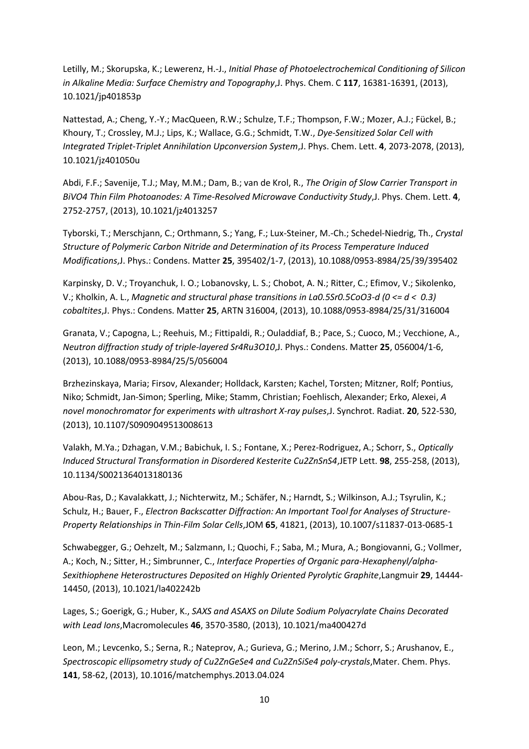Letilly, M.; Skorupska, K.; Lewerenz, H.-J., *Initial Phase of Photoelectrochemical Conditioning of Silicon in Alkaline Media: Surface Chemistry and Topography*,J. Phys. Chem. C **117**, 16381-16391, (2013), 10.1021/jp401853p

Nattestad, A.; Cheng, Y.-Y.; MacQueen, R.W.; Schulze, T.F.; Thompson, F.W.; Mozer, A.J.; Fückel, B.; Khoury, T.; Crossley, M.J.; Lips, K.; Wallace, G.G.; Schmidt, T.W., *Dye-Sensitized Solar Cell with Integrated Triplet-Triplet Annihilation Upconversion System*,J. Phys. Chem. Lett. **4**, 2073-2078, (2013), 10.1021/jz401050u

Abdi, F.F.; Savenije, T.J.; May, M.M.; Dam, B.; van de Krol, R., *The Origin of Slow Carrier Transport in BiVO4 Thin Film Photoanodes: A Time-Resolved Microwave Conductivity Study*,J. Phys. Chem. Lett. **4**, 2752-2757, (2013), 10.1021/jz4013257

Tyborski, T.; Merschjann, C.; Orthmann, S.; Yang, F.; Lux-Steiner, M.-Ch.; Schedel-Niedrig, Th., *Crystal Structure of Polymeric Carbon Nitride and Determination of its Process Temperature Induced Modifications*,J. Phys.: Condens. Matter **25**, 395402/1-7, (2013), 10.1088/0953-8984/25/39/395402

Karpinsky, D. V.; Troyanchuk, I. O.; Lobanovsky, L. S.; Chobot, A. N.; Ritter, C.; Efimov, V.; Sikolenko, V.; Kholkin, A. L., *Magnetic and structural phase transitions in La0.5Sr0.5CoO3-d (0 <= d < 0.3) cobaltites*,J. Phys.: Condens. Matter **25**, ARTN 316004, (2013), 10.1088/0953-8984/25/31/316004

Granata, V.; Capogna, L.; Reehuis, M.; Fittipaldi, R.; Ouladdiaf, B.; Pace, S.; Cuoco, M.; Vecchione, A., *Neutron diffraction study of triple-layered Sr4Ru3O10*,J. Phys.: Condens. Matter **25**, 056004/1-6, (2013), 10.1088/0953-8984/25/5/056004

Brzhezinskaya, Maria; Firsov, Alexander; Holldack, Karsten; Kachel, Torsten; Mitzner, Rolf; Pontius, Niko; Schmidt, Jan-Simon; Sperling, Mike; Stamm, Christian; Foehlisch, Alexander; Erko, Alexei, *A novel monochromator for experiments with ultrashort X-ray pulses*,J. Synchrot. Radiat. **20**, 522-530, (2013), 10.1107/S0909049513008613

Valakh, M.Ya.; Dzhagan, V.M.; Babichuk, I. S.; Fontane, X.; Perez-Rodriguez, A.; Schorr, S., *Optically Induced Structural Transformation in Disordered Kesterite Cu2ZnSnS4*,JETP Lett. **98**, 255-258, (2013), 10.1134/S0021364013180136

Abou-Ras, D.; Kavalakkatt, J.; Nichterwitz, M.; Schäfer, N.; Harndt, S.; Wilkinson, A.J.; Tsyrulin, K.; Schulz, H.; Bauer, F., *Electron Backscatter Diffraction: An Important Tool for Analyses of Structure-Property Relationships in Thin-Film Solar Cells*,JOM **65**, 41821, (2013), 10.1007/s11837-013-0685-1

Schwabegger, G.; Oehzelt, M.; Salzmann, I.; Quochi, F.; Saba, M.; Mura, A.; Bongiovanni, G.; Vollmer, A.; Koch, N.; Sitter, H.; Simbrunner, C., *Interface Properties of Organic para-Hexaphenyl/alpha-Sexithiophene Heterostructures Deposited on Highly Oriented Pyrolytic Graphite*,Langmuir **29**, 14444-14450, (2013), 10.1021/la402242b

Lages, S.; Goerigk, G.; Huber, K., *SAXS and ASAXS on Dilute Sodium Polyacrylate Chains Decorated with Lead Ions*,Macromolecules **46**, 3570-3580, (2013), 10.1021/ma400427d

Leon, M.; Levcenko, S.; Serna, R.; Nateprov, A.; Gurieva, G.; Merino, J.M.; Schorr, S.; Arushanov, E., *Spectroscopic ellipsometry study of Cu2ZnGeSe4 and Cu2ZnSiSe4 poly-crystals*,Mater. Chem. Phys. **141**, 58-62, (2013), 10.1016/matchemphys.2013.04.024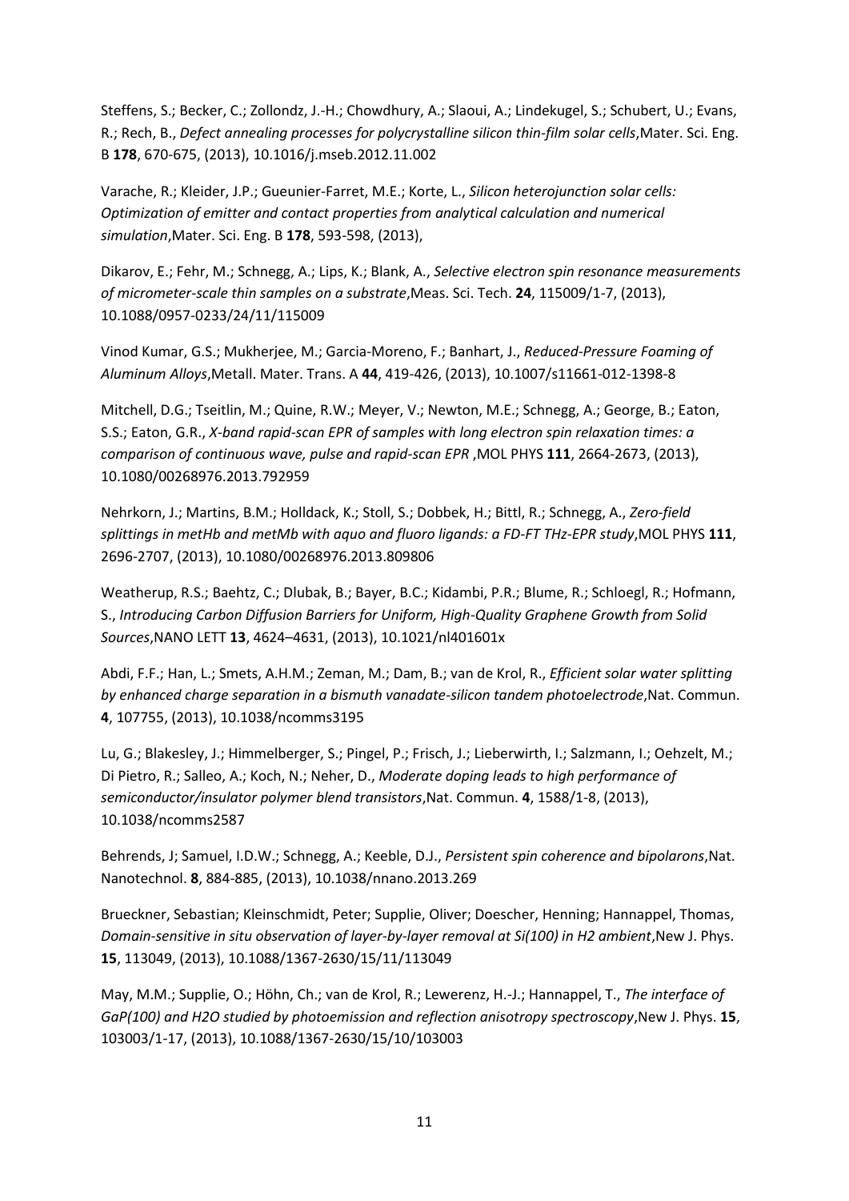Steffens, S.; Becker, C.; Zollondz, J.-H.; Chowdhury, A.; Slaoui, A.; Lindekugel, S.; Schubert, U.; Evans, R.; Rech, B., *Defect annealing processes for polycrystalline silicon thin-film solar cells*,Mater. Sci. Eng. B **178**, 670-675, (2013), 10.1016/j.mseb.2012.11.002

Varache, R.; Kleider, J.P.; Gueunier-Farret, M.E.; Korte, L., *Silicon heterojunction solar cells: Optimization of emitter and contact properties from analytical calculation and numerical simulation*,Mater. Sci. Eng. B **178**, 593-598, (2013),

Dikarov, E.; Fehr, M.; Schnegg, A.; Lips, K.; Blank, A., *Selective electron spin resonance measurements of micrometer-scale thin samples on a substrate*,Meas. Sci. Tech. **24**, 115009/1-7, (2013), 10.1088/0957-0233/24/11/115009

Vinod Kumar, G.S.; Mukherjee, M.; Garcia-Moreno, F.; Banhart, J., *Reduced-Pressure Foaming of Aluminum Alloys*,Metall. Mater. Trans. A **44**, 419-426, (2013), 10.1007/s11661-012-1398-8

Mitchell, D.G.; Tseitlin, M.; Quine, R.W.; Meyer, V.; Newton, M.E.; Schnegg, A.; George, B.; Eaton, S.S.; Eaton, G.R., *X-band rapid-scan EPR of samples with long electron spin relaxation times: a comparison of continuous wave, pulse and rapid-scan EPR* ,MOL PHYS **111**, 2664-2673, (2013), 10.1080/00268976.2013.792959

Nehrkorn, J.; Martins, B.M.; Holldack, K.; Stoll, S.; Dobbek, H.; Bittl, R.; Schnegg, A., *Zero-field splittings in metHb and metMb with aquo and fluoro ligands: a FD-FT THz-EPR study*,MOL PHYS **111**, 2696-2707, (2013), 10.1080/00268976.2013.809806

Weatherup, R.S.; Baehtz, C.; Dlubak, B.; Bayer, B.C.; Kidambi, P.R.; Blume, R.; Schloegl, R.; Hofmann, S., *Introducing Carbon Diffusion Barriers for Uniform, High-Quality Graphene Growth from Solid Sources*,NANO LETT **13**, 4624–4631, (2013), 10.1021/nl401601x

Abdi, F.F.; Han, L.; Smets, A.H.M.; Zeman, M.; Dam, B.; van de Krol, R., *Efficient solar water splitting by enhanced charge separation in a bismuth vanadate-silicon tandem photoelectrode*,Nat. Commun. **4**, 107755, (2013), 10.1038/ncomms3195

Lu, G.; Blakesley, J.; Himmelberger, S.; Pingel, P.; Frisch, J.; Lieberwirth, I.; Salzmann, I.; Oehzelt, M.; Di Pietro, R.; Salleo, A.; Koch, N.; Neher, D., *Moderate doping leads to high performance of semiconductor/insulator polymer blend transistors*,Nat. Commun. **4**, 1588/1-8, (2013), 10.1038/ncomms2587

Behrends, J; Samuel, I.D.W.; Schnegg, A.; Keeble, D.J., *Persistent spin coherence and bipolarons*,Nat. Nanotechnol. **8**, 884-885, (2013), 10.1038/nnano.2013.269

Brueckner, Sebastian; Kleinschmidt, Peter; Supplie, Oliver; Doescher, Henning; Hannappel, Thomas, *Domain-sensitive in situ observation of layer-by-layer removal at Si(100) in H2 ambient*,New J. Phys. **15**, 113049, (2013), 10.1088/1367-2630/15/11/113049

May, M.M.; Supplie, O.; Höhn, Ch.; van de Krol, R.; Lewerenz, H.-J.; Hannappel, T., *The interface of GaP(100) and H2O studied by photoemission and reflection anisotropy spectroscopy*,New J. Phys. **15**, 103003/1-17, (2013), 10.1088/1367-2630/15/10/103003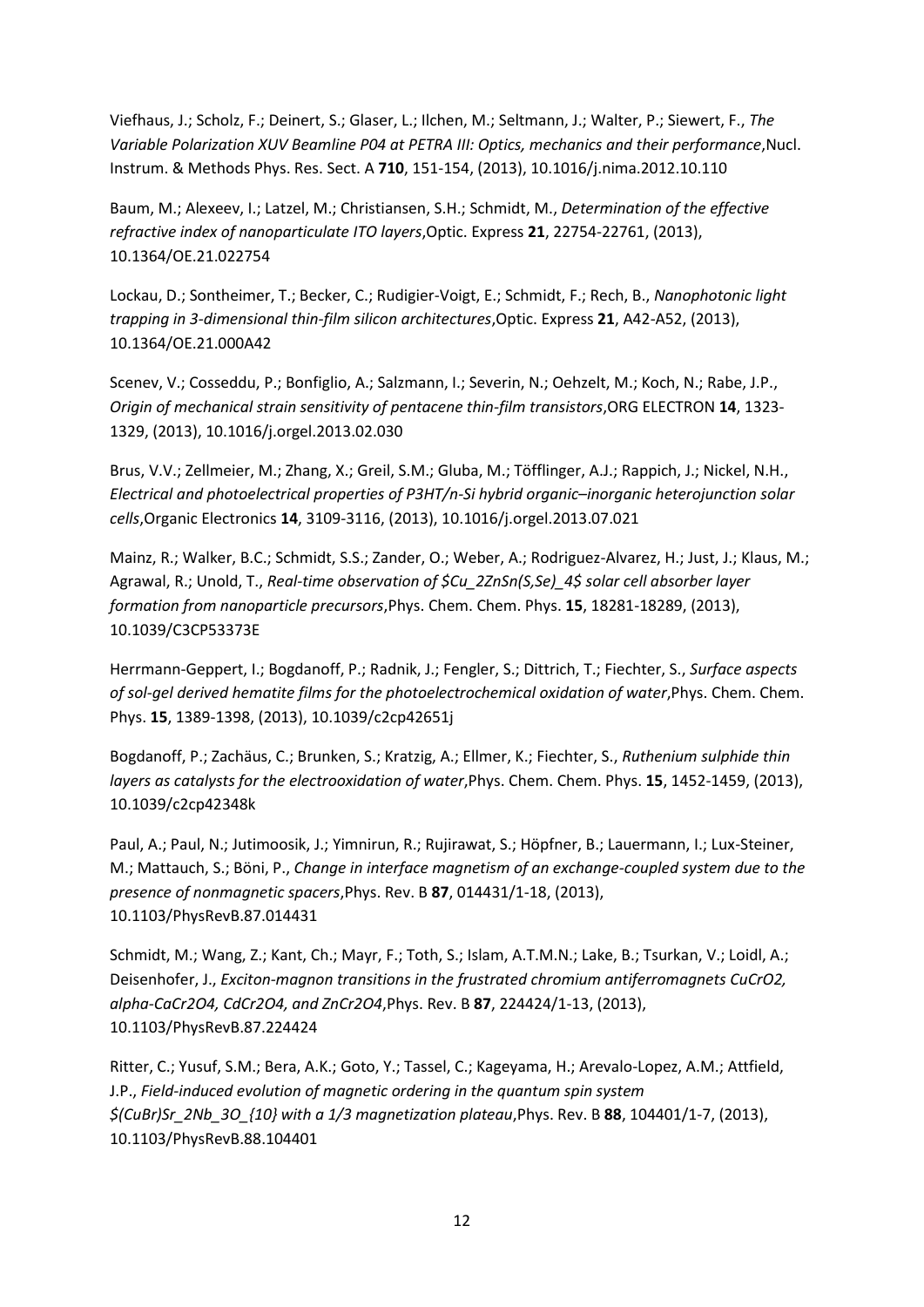Viefhaus, J.; Scholz, F.; Deinert, S.; Glaser, L.; Ilchen, M.; Seltmann, J.; Walter, P.; Siewert, F., *The Variable Polarization XUV Beamline P04 at PETRA III: Optics, mechanics and their performance*,Nucl. Instrum. & Methods Phys. Res. Sect. A **710**, 151-154, (2013), 10.1016/j.nima.2012.10.110

Baum, M.; Alexeev, I.; Latzel, M.; Christiansen, S.H.; Schmidt, M., *Determination of the effective refractive index of nanoparticulate ITO layers*,Optic. Express **21**, 22754-22761, (2013), 10.1364/OE.21.022754

Lockau, D.; Sontheimer, T.; Becker, C.; Rudigier-Voigt, E.; Schmidt, F.; Rech, B., *Nanophotonic light trapping in 3-dimensional thin-film silicon architectures*,Optic. Express **21**, A42-A52, (2013), 10.1364/OE.21.000A42

Scenev, V.; Cosseddu, P.; Bonfiglio, A.; Salzmann, I.; Severin, N.; Oehzelt, M.; Koch, N.; Rabe, J.P., *Origin of mechanical strain sensitivity of pentacene thin-film transistors*,ORG ELECTRON **14**, 1323-1329, (2013), 10.1016/j.orgel.2013.02.030

Brus, V.V.; Zellmeier, M.; Zhang, X.; Greil, S.M.; Gluba, M.; Töfflinger, A.J.; Rappich, J.; Nickel, N.H., *Electrical and photoelectrical properties of P3HT/n-Si hybrid organic–inorganic heterojunction solar cells*,Organic Electronics **14**, 3109-3116, (2013), 10.1016/j.orgel.2013.07.021

Mainz, R.; Walker, B.C.; Schmidt, S.S.; Zander, O.; Weber, A.; Rodriguez-Alvarez, H.; Just, J.; Klaus, M.; Agrawal, R.; Unold, T., *Real-time observation of $Cu_2ZnSn(S,Se)_4$ solar cell absorber layer formation from nanoparticle precursors*,Phys. Chem. Chem. Phys. **15**, 18281-18289, (2013), 10.1039/C3CP53373E

Herrmann-Geppert, I.; Bogdanoff, P.; Radnik, J.; Fengler, S.; Dittrich, T.; Fiechter, S., *Surface aspects of sol-gel derived hematite films for the photoelectrochemical oxidation of water*,Phys. Chem. Chem. Phys. **15**, 1389-1398, (2013), 10.1039/c2cp42651j

Bogdanoff, P.; Zachäus, C.; Brunken, S.; Kratzig, A.; Ellmer, K.; Fiechter, S., *Ruthenium sulphide thin layers as catalysts for the electrooxidation of water*,Phys. Chem. Chem. Phys. **15**, 1452-1459, (2013), 10.1039/c2cp42348k

Paul, A.; Paul, N.; Jutimoosik, J.; Yimnirun, R.; Rujirawat, S.; Höpfner, B.; Lauermann, I.; Lux-Steiner, M.; Mattauch, S.; Böni, P., *Change in interface magnetism of an exchange-coupled system due to the presence of nonmagnetic spacers*,Phys. Rev. B **87**, 014431/1-18, (2013), 10.1103/PhysRevB.87.014431

Schmidt, M.; Wang, Z.; Kant, Ch.; Mayr, F.; Toth, S.; Islam, A.T.M.N.; Lake, B.; Tsurkan, V.; Loidl, A.; Deisenhofer, J., *Exciton-magnon transitions in the frustrated chromium antiferromagnets $CuCrO_2$, alpha-$CaCr_2O_4$, $CdCr_2O_4$, and $ZnCr_2O_4$*,Phys. Rev. B **87**, 224424/1-13, (2013), 10.1103/PhysRevB.87.224424

Ritter, C.; Yusuf, S.M.; Bera, A.K.; Goto, Y.; Tassel, C.; Kageyama, H.; Arevalo-Lopez, A.M.; Attfield, J.P., *Field-induced evolution of magnetic ordering in the quantum spin system $(CuBr)Sr_2Nb_3O_{10}$ with a 1/3 magnetization plateau*,Phys. Rev. B **88**, 104401/1-7, (2013), 10.1103/PhysRevB.88.104401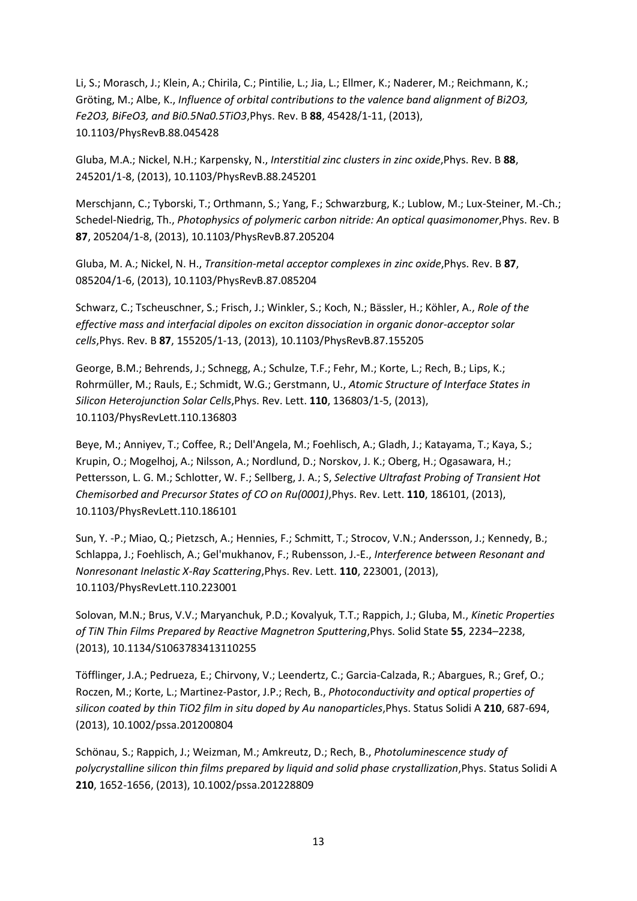Li, S.; Morasch, J.; Klein, A.; Chirila, C.; Pintilie, L.; Jia, L.; Ellmer, K.; Naderer, M.; Reichmann, K.; Gröting, M.; Albe, K., *Influence of orbital contributions to the valence band alignment of $Bi_2O_3$, $Fe_2O_3$, $BiFeO_3$, and $Bi_{0.5}Na_{0.5}TiO_3$*,Phys. Rev. B **88**, 45428/1-11, (2013), 10.1103/PhysRevB.88.045428

Gluba, M.A.; Nickel, N.H.; Karpensky, N., *Interstitial zinc clusters in zinc oxide*,Phys. Rev. B **88**, 245201/1-8, (2013), 10.1103/PhysRevB.88.245201

Merschjann, C.; Tyborski, T.; Orthmann, S.; Yang, F.; Schwarzburg, K.; Lublow, M.; Lux-Steiner, M.-Ch.; Schedel-Niedrig, Th., *Photophysics of polymeric carbon nitride: An optical quasimonomer*,Phys. Rev. B **87**, 205204/1-8, (2013), 10.1103/PhysRevB.87.205204

Gluba, M. A.; Nickel, N. H., *Transition-metal acceptor complexes in zinc oxide*,Phys. Rev. B **87**, 085204/1-6, (2013), 10.1103/PhysRevB.87.085204

Schwarz, C.; Tscheuschner, S.; Frisch, J.; Winkler, S.; Koch, N.; Bässler, H.; Köhler, A., *Role of the effective mass and interfacial dipoles on exciton dissociation in organic donor-acceptor solar cells*,Phys. Rev. B **87**, 155205/1-13, (2013), 10.1103/PhysRevB.87.155205

George, B.M.; Behrends, J.; Schnegg, A.; Schulze, T.F.; Fehr, M.; Korte, L.; Rech, B.; Lips, K.; Rohrmüller, M.; Rauls, E.; Schmidt, W.G.; Gerstmann, U., *Atomic Structure of Interface States in Silicon Heterojunction Solar Cells*,Phys. Rev. Lett. **110**, 136803/1-5, (2013), 10.1103/PhysRevLett.110.136803

Beye, M.; Anniyev, T.; Coffee, R.; Dell'Angela, M.; Foehlisch, A.; Gladh, J.; Katayama, T.; Kaya, S.; Krupin, O.; Mogelhoj, A.; Nilsson, A.; Nordlund, D.; Norskov, J. K.; Oberg, H.; Ogasawara, H.; Pettersson, L. G. M.; Schlotter, W. F.; Sellberg, J. A.; S, *Selective Ultrafast Probing of Transient Hot Chemisorbed and Precursor States of CO on Ru(0001)*,Phys. Rev. Lett. **110**, 186101, (2013), 10.1103/PhysRevLett.110.186101

Sun, Y. -P.; Miao, Q.; Pietzsch, A.; Hennies, F.; Schmitt, T.; Strocov, V.N.; Andersson, J.; Kennedy, B.; Schlappa, J.; Foehlisch, A.; Gel'mukhanov, F.; Rubensson, J.-E., *Interference between Resonant and Nonresonant Inelastic X-Ray Scattering*,Phys. Rev. Lett. **110**, 223001, (2013), 10.1103/PhysRevLett.110.223001

Solovan, M.N.; Brus, V.V.; Maryanchuk, P.D.; Kovalyuk, T.T.; Rappich, J.; Gluba, M., *Kinetic Properties of TiN Thin Films Prepared by Reactive Magnetron Sputtering*,Phys. Solid State **55**, 2234–2238, (2013), 10.1134/S1063783413110255

Töfflinger, J.A.; Pedrueza, E.; Chirvony, V.; Leendertz, C.; Garcia-Calzada, R.; Abargues, R.; Gref, O.; Roczen, M.; Korte, L.; Martinez-Pastor, J.P.; Rech, B., *Photoconductivity and optical properties of silicon coated by thin $TiO_2$ film in situ doped by Au nanoparticles*,Phys. Status Solidi A **210**, 687-694, (2013), 10.1002/pssa.201200804

Schönau, S.; Rappich, J.; Weizman, M.; Amkreutz, D.; Rech, B., *Photoluminescence study of polycrystalline silicon thin films prepared by liquid and solid phase crystallization*,Phys. Status Solidi A **210**, 1652-1656, (2013), 10.1002/pssa.201228809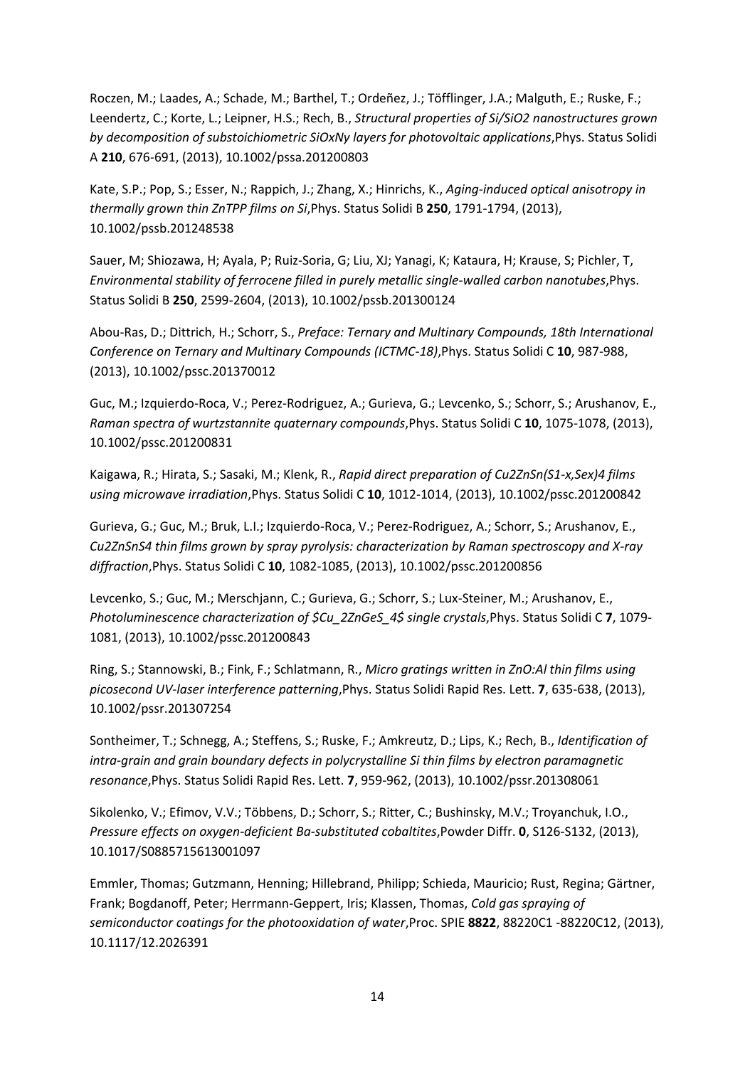Roczen, M.; Laades, A.; Schade, M.; Barthel, T.; Ordeñez, J.; Töfflinger, J.A.; Malguth, E.; Ruske, F.; Leendertz, C.; Korte, L.; Leipner, H.S.; Rech, B., *Structural properties of Si/SiO2 nanostructures grown by decomposition of substoichiometric SiOxNy layers for photovoltaic applications*,Phys. Status Solidi A **210**, 676-691, (2013), 10.1002/pssa.201200803

Kate, S.P.; Pop, S.; Esser, N.; Rappich, J.; Zhang, X.; Hinrichs, K., *Aging-induced optical anisotropy in thermally grown thin ZnTPP films on Si*,Phys. Status Solidi B **250**, 1791-1794, (2013), 10.1002/pssb.201248538

Sauer, M; Shiozawa, H; Ayala, P; Ruiz-Soria, G; Liu, XJ; Yanagi, K; Kataura, H; Krause, S; Pichler, T, *Environmental stability of ferrocene filled in purely metallic single-walled carbon nanotubes*,Phys. Status Solidi B **250**, 2599-2604, (2013), 10.1002/pssb.201300124

Abou-Ras, D.; Dittrich, H.; Schorr, S., *Preface: Ternary and Multinary Compounds, 18th International Conference on Ternary and Multinary Compounds (ICTMC-18)*,Phys. Status Solidi C **10**, 987-988, (2013), 10.1002/pssc.201370012

Guc, M.; Izquierdo-Roca, V.; Perez-Rodriguez, A.; Gurieva, G.; Levcenko, S.; Schorr, S.; Arushanov, E., *Raman spectra of wurtzstannite quaternary compounds*,Phys. Status Solidi C **10**, 1075-1078, (2013), 10.1002/pssc.201200831

Kaigawa, R.; Hirata, S.; Sasaki, M.; Klenk, R., *Rapid direct preparation of Cu2ZnSn(S1-x,Sex)4 films using microwave irradiation*,Phys. Status Solidi C **10**, 1012-1014, (2013), 10.1002/pssc.201200842

Gurieva, G.; Guc, M.; Bruk, L.I.; Izquierdo-Roca, V.; Perez-Rodriguez, A.; Schorr, S.; Arushanov, E., *Cu2ZnSnS4 thin films grown by spray pyrolysis: characterization by Raman spectroscopy and X-ray diffraction*,Phys. Status Solidi C **10**, 1082-1085, (2013), 10.1002/pssc.201200856

Levcenko, S.; Guc, M.; Merschjann, C.; Gurieva, G.; Schorr, S.; Lux-Steiner, M.; Arushanov, E., *Photoluminescence characterization of $Cu_2ZnGeS_4$ single crystals*,Phys. Status Solidi C **7**, 1079-1081, (2013), 10.1002/pssc.201200843

Ring, S.; Stannowski, B.; Fink, F.; Schlatmann, R., *Micro gratings written in ZnO:Al thin films using picosecond UV-laser interference patterning*,Phys. Status Solidi Rapid Res. Lett. **7**, 635-638, (2013), 10.1002/pssr.201307254

Sontheimer, T.; Schnegg, A.; Steffens, S.; Ruske, F.; Amkreutz, D.; Lips, K.; Rech, B., *Identification of intra-grain and grain boundary defects in polycrystalline Si thin films by electron paramagnetic resonance*,Phys. Status Solidi Rapid Res. Lett. **7**, 959-962, (2013), 10.1002/pssr.201308061

Sikolenko, V.; Efimov, V.V.; Többens, D.; Schorr, S.; Ritter, C.; Bushinsky, M.V.; Troyanchuk, I.O., *Pressure effects on oxygen-deficient Ba-substituted cobaltites*,Powder Diffr. **0**, S126-S132, (2013), 10.1017/S0885715613001097

Emmler, Thomas; Gutzmann, Henning; Hillebrand, Philipp; Schieda, Mauricio; Rust, Regina; Gärtner, Frank; Bogdanoff, Peter; Herrmann-Geppert, Iris; Klassen, Thomas, *Cold gas spraying of semiconductor coatings for the photooxidation of water*,Proc. SPIE **8822**, 88220C1 -88220C12, (2013), 10.1117/12.2026391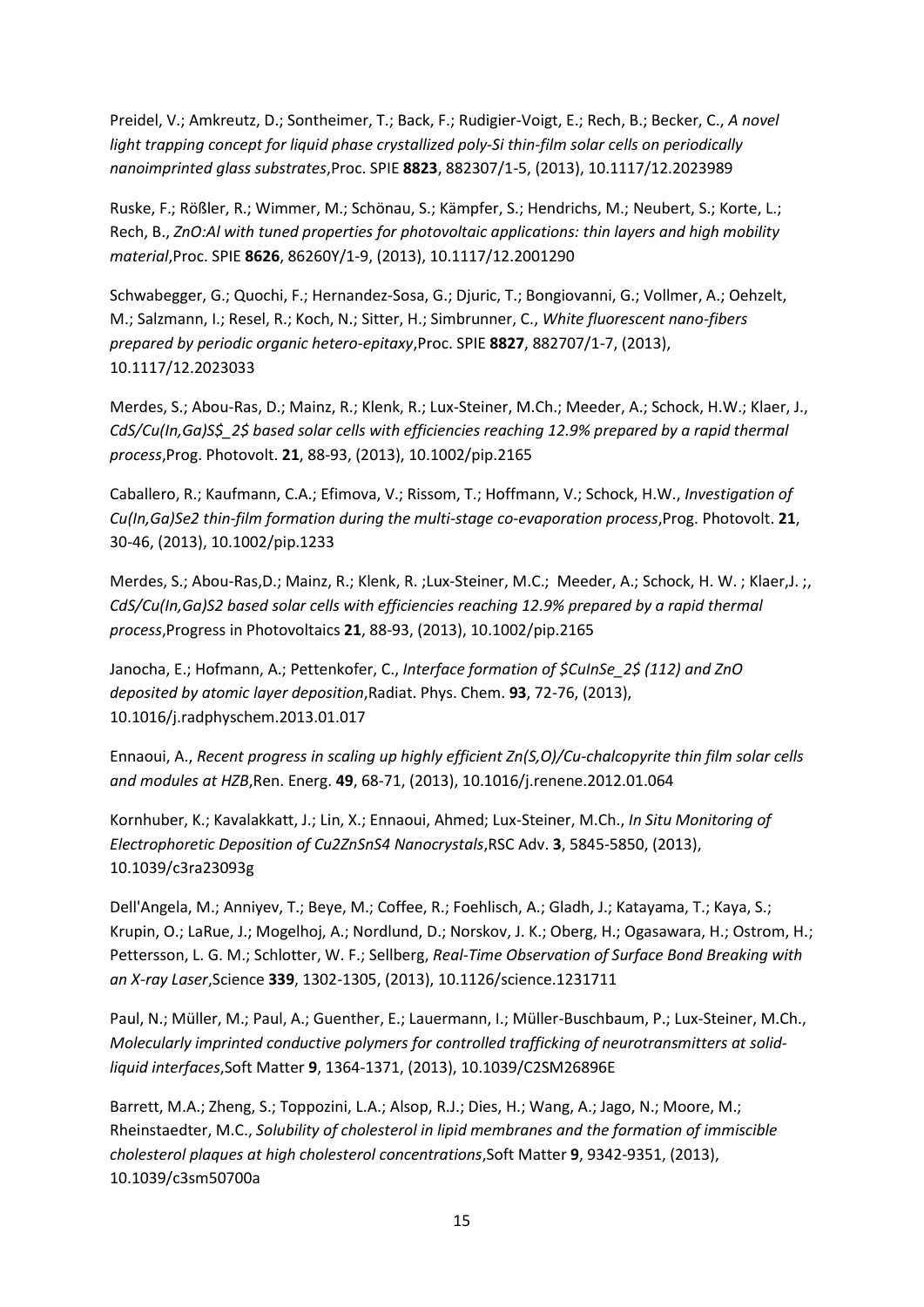Preidel, V.; Amkreutz, D.; Sontheimer, T.; Back, F.; Rudigier-Voigt, E.; Rech, B.; Becker, C., *A novel light trapping concept for liquid phase crystallized poly-Si thin-film solar cells on periodically nanoimprinted glass substrates*,Proc. SPIE **8823**, 882307/1-5, (2013), 10.1117/12.2023989

Ruske, F.; Rößler, R.; Wimmer, M.; Schönau, S.; Kämpfer, S.; Hendrichs, M.; Neubert, S.; Korte, L.; Rech, B., *ZnO:Al with tuned properties for photovoltaic applications: thin layers and high mobility material*,Proc. SPIE **8626**, 86260Y/1-9, (2013), 10.1117/12.2001290

Schwabegger, G.; Quochi, F.; Hernandez-Sosa, G.; Djuric, T.; Bongiovanni, G.; Vollmer, A.; Oehzelt, M.; Salzmann, I.; Resel, R.; Koch, N.; Sitter, H.; Simbrunner, C., *White fluorescent nano-fibers prepared by periodic organic hetero-epitaxy*,Proc. SPIE **8827**, 882707/1-7, (2013), 10.1117/12.2023033

Merdes, S.; Abou-Ras, D.; Mainz, R.; Klenk, R.; Lux-Steiner, M.Ch.; Meeder, A.; Schock, H.W.; Klaer, J., *CdS/Cu(In,Ga)$S_2$ based solar cells with efficiencies reaching 12.9% prepared by a rapid thermal process*,Prog. Photovolt. **21**, 88-93, (2013), 10.1002/pip.2165

Caballero, R.; Kaufmann, C.A.; Efimova, V.; Rissom, T.; Hoffmann, V.; Schock, H.W., *Investigation of Cu(In,Ga)Se2 thin-film formation during the multi-stage co-evaporation process*,Prog. Photovolt. **21**, 30-46, (2013), 10.1002/pip.1233

Merdes, S.; Abou-Ras,D.; Mainz, R.; Klenk, R. ;Lux-Steiner, M.C.; Meeder, A.; Schock, H. W. ; Klaer,J. ;, *CdS/Cu(In,Ga)S2 based solar cells with efficiencies reaching 12.9% prepared by a rapid thermal process*,Progress in Photovoltaics **21**, 88-93, (2013), 10.1002/pip.2165

Janocha, E.; Hofmann, A.; Pettenkofer, C., *Interface formation of $CuInSe_2$ (112) and ZnO deposited by atomic layer deposition*,Radiat. Phys. Chem. **93**, 72-76, (2013), 10.1016/j.radphyschem.2013.01.017

Ennaoui, A., *Recent progress in scaling up highly efficient Zn(S,O)/Cu-chalcopyrite thin film solar cells and modules at HZB*,Ren. Energ. **49**, 68-71, (2013), 10.1016/j.renene.2012.01.064

Kornhuber, K.; Kavalakkatt, J.; Lin, X.; Ennaoui, Ahmed; Lux-Steiner, M.Ch., *In Situ Monitoring of Electrophoretic Deposition of Cu2ZnSnS4 Nanocrystals*,RSC Adv. **3**, 5845-5850, (2013), 10.1039/c3ra23093g

Dell'Angela, M.; Anniyev, T.; Beye, M.; Coffee, R.; Foehlisch, A.; Gladh, J.; Katayama, T.; Kaya, S.; Krupin, O.; LaRue, J.; Mogelhoj, A.; Nordlund, D.; Norskov, J. K.; Oberg, H.; Ogasawara, H.; Ostrom, H.; Pettersson, L. G. M.; Schlotter, W. F.; Sellberg, *Real-Time Observation of Surface Bond Breaking with an X-ray Laser*,Science **339**, 1302-1305, (2013), 10.1126/science.1231711

Paul, N.; Müller, M.; Paul, A.; Guenther, E.; Lauermann, I.; Müller-Buschbaum, P.; Lux-Steiner, M.Ch., *Molecularly imprinted conductive polymers for controlled trafficking of neurotransmitters at solid-liquid interfaces*,Soft Matter **9**, 1364-1371, (2013), 10.1039/C2SM26896E

Barrett, M.A.; Zheng, S.; Toppozini, L.A.; Alsop, R.J.; Dies, H.; Wang, A.; Jago, N.; Moore, M.; Rheinstaedter, M.C., *Solubility of cholesterol in lipid membranes and the formation of immiscible cholesterol plaques at high cholesterol concentrations*,Soft Matter **9**, 9342-9351, (2013), 10.1039/c3sm50700a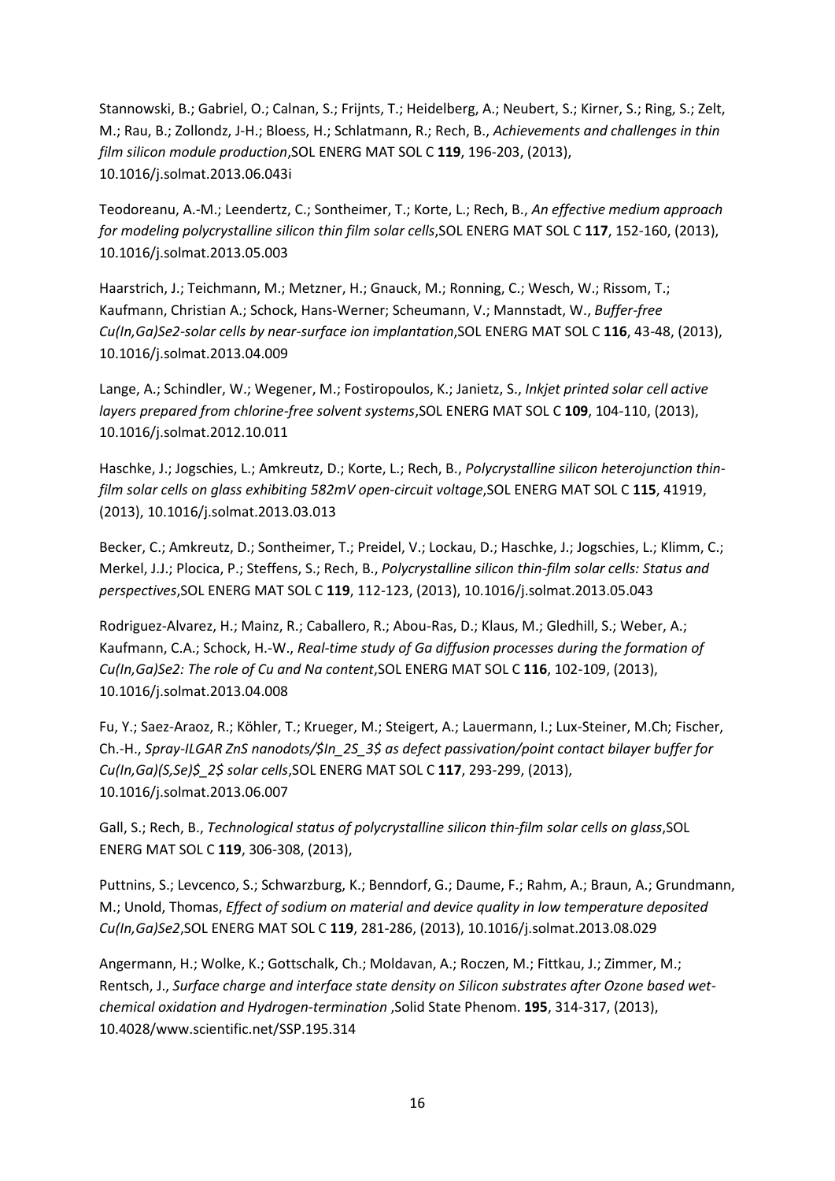Stannowski, B.; Gabriel, O.; Calnan, S.; Frijnts, T.; Heidelberg, A.; Neubert, S.; Kirner, S.; Ring, S.; Zelt, M.; Rau, B.; Zollondz, J-H.; Bloess, H.; Schlatmann, R.; Rech, B., *Achievements and challenges in thin film silicon module production*,SOL ENERG MAT SOL C **119**, 196-203, (2013), 10.1016/j.solmat.2013.06.043i

Teodoreanu, A.-M.; Leendertz, C.; Sontheimer, T.; Korte, L.; Rech, B., *An effective medium approach for modeling polycrystalline silicon thin film solar cells*,SOL ENERG MAT SOL C **117**, 152-160, (2013), 10.1016/j.solmat.2013.05.003

Haarstrich, J.; Teichmann, M.; Metzner, H.; Gnauck, M.; Ronning, C.; Wesch, W.; Rissom, T.; Kaufmann, Christian A.; Schock, Hans-Werner; Scheumann, V.; Mannstadt, W., *Buffer-free Cu(In,Ga)Se2-solar cells by near-surface ion implantation*,SOL ENERG MAT SOL C **116**, 43-48, (2013), 10.1016/j.solmat.2013.04.009

Lange, A.; Schindler, W.; Wegener, M.; Fostiropoulos, K.; Janietz, S., *Inkjet printed solar cell active layers prepared from chlorine-free solvent systems*,SOL ENERG MAT SOL C **109**, 104-110, (2013), 10.1016/j.solmat.2012.10.011

Haschke, J.; Jogschies, L.; Amkreutz, D.; Korte, L.; Rech, B., *Polycrystalline silicon heterojunction thin-film solar cells on glass exhibiting 582mV open-circuit voltage*,SOL ENERG MAT SOL C **115**, 41919, (2013), 10.1016/j.solmat.2013.03.013

Becker, C.; Amkreutz, D.; Sontheimer, T.; Preidel, V.; Lockau, D.; Haschke, J.; Jogschies, L.; Klimm, C.; Merkel, J.J.; Plocica, P.; Steffens, S.; Rech, B., *Polycrystalline silicon thin-film solar cells: Status and perspectives*,SOL ENERG MAT SOL C **119**, 112-123, (2013), 10.1016/j.solmat.2013.05.043

Rodriguez-Alvarez, H.; Mainz, R.; Caballero, R.; Abou-Ras, D.; Klaus, M.; Gledhill, S.; Weber, A.; Kaufmann, C.A.; Schock, H.-W., *Real-time study of Ga diffusion processes during the formation of Cu(In,Ga)Se2: The role of Cu and Na content*,SOL ENERG MAT SOL C **116**, 102-109, (2013), 10.1016/j.solmat.2013.04.008

Fu, Y.; Saez-Araoz, R.; Köhler, T.; Krueger, M.; Steigert, A.; Lauermann, I.; Lux-Steiner, M.Ch; Fischer, Ch.-H., *Spray-ILGAR ZnS nanodots/$In_2S_3$ as defect passivation/point contact bilayer buffer for Cu(In,Ga)(S,Se)$_2$ solar cells*,SOL ENERG MAT SOL C **117**, 293-299, (2013), 10.1016/j.solmat.2013.06.007

Gall, S.; Rech, B., *Technological status of polycrystalline silicon thin-film solar cells on glass*,SOL ENERG MAT SOL C **119**, 306-308, (2013),

Puttnins, S.; Levcenco, S.; Schwarzburg, K.; Benndorf, G.; Daume, F.; Rahm, A.; Braun, A.; Grundmann, M.; Unold, Thomas, *Effect of sodium on material and device quality in low temperature deposited Cu(In,Ga)Se2*,SOL ENERG MAT SOL C **119**, 281-286, (2013), 10.1016/j.solmat.2013.08.029

Angermann, H.; Wolke, K.; Gottschalk, Ch.; Moldavan, A.; Roczen, M.; Fittkau, J.; Zimmer, M.; Rentsch, J., *Surface charge and interface state density on Silicon substrates after Ozone based wet-chemical oxidation and Hydrogen-termination* ,Solid State Phenom. **195**, 314-317, (2013), 10.4028/www.scientific.net/SSP.195.314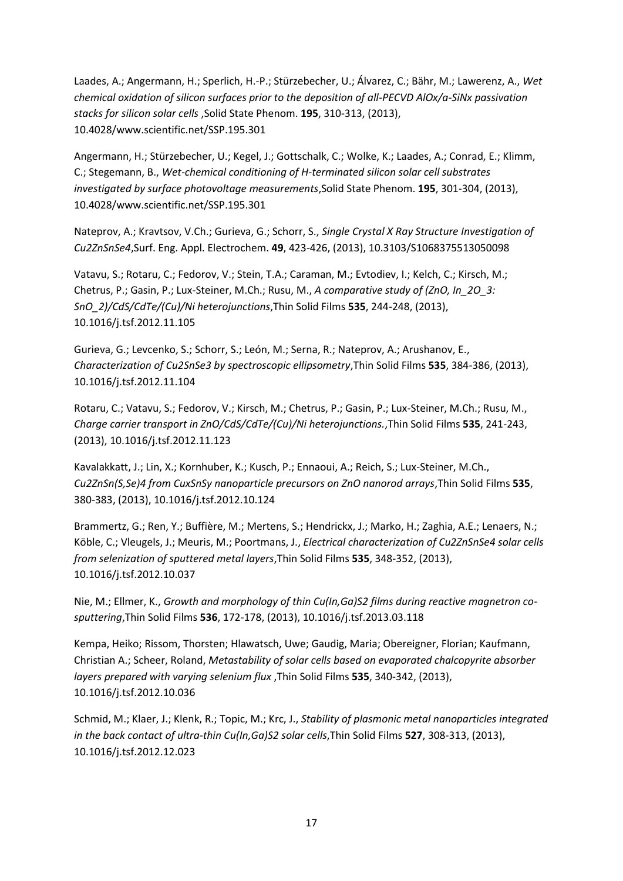Laades, A.; Angermann, H.; Sperlich, H.-P.; Stürzebecher, U.; Álvarez, C.; Bähr, M.; Lawerenz, A., *Wet chemical oxidation of silicon surfaces prior to the deposition of all-PECVD AlOx/a-SiNx passivation stacks for silicon solar cells* ,Solid State Phenom. **195**, 310-313, (2013), 10.4028/www.scientific.net/SSP.195.301

Angermann, H.; Stürzebecher, U.; Kegel, J.; Gottschalk, C.; Wolke, K.; Laades, A.; Conrad, E.; Klimm, C.; Stegemann, B., *Wet-chemical conditioning of H-terminated silicon solar cell substrates investigated by surface photovoltage measurements*,Solid State Phenom. **195**, 301-304, (2013), 10.4028/www.scientific.net/SSP.195.301

Nateprov, A.; Kravtsov, V.Ch.; Gurieva, G.; Schorr, S., *Single Crystal X Ray Structure Investigation of $Cu_2ZnSnSe_4$*,Surf. Eng. Appl. Electrochem. **49**, 423-426, (2013), 10.3103/S1068375513050098

Vatavu, S.; Rotaru, C.; Fedorov, V.; Stein, T.A.; Caraman, M.; Evtodiev, I.; Kelch, C.; Kirsch, M.; Chetrus, P.; Gasin, P.; Lux-Steiner, M.Ch.; Rusu, M., *A comparative study of (ZnO, In_2O_3: SnO_2)/CdS/CdTe/(Cu)/Ni heterojunctions*,Thin Solid Films **535**, 244-248, (2013), 10.1016/j.tsf.2012.11.105

Gurieva, G.; Levcenko, S.; Schorr, S.; León, M.; Serna, R.; Nateprov, A.; Arushanov, E., *Characterization of $Cu_2SnSe_3$ by spectroscopic ellipsometry*,Thin Solid Films **535**, 384-386, (2013), 10.1016/j.tsf.2012.11.104

Rotaru, C.; Vatavu, S.; Fedorov, V.; Kirsch, M.; Chetrus, P.; Gasin, P.; Lux-Steiner, M.Ch.; Rusu, M., *Charge carrier transport in ZnO/CdS/CdTe/(Cu)/Ni heterojunctions.*,Thin Solid Films **535**, 241-243, (2013), 10.1016/j.tsf.2012.11.123

Kavalakkatt, J.; Lin, X.; Kornhuber, K.; Kusch, P.; Ennaoui, A.; Reich, S.; Lux-Steiner, M.Ch., *$Cu_2ZnSn(S,Se)_4$ from CuxSnSy nanoparticle precursors on ZnO nanorod arrays*,Thin Solid Films **535**, 380-383, (2013), 10.1016/j.tsf.2012.10.124

Brammertz, G.; Ren, Y.; Buffière, M.; Mertens, S.; Hendrickx, J.; Marko, H.; Zaghia, A.E.; Lenaers, N.; Köble, C.; Vleugels, J.; Meuris, M.; Poortmans, J., *Electrical characterization of $Cu_2ZnSnSe_4$ solar cells from selenization of sputtered metal layers*,Thin Solid Films **535**, 348-352, (2013), 10.1016/j.tsf.2012.10.037

Nie, M.; Ellmer, K., *Growth and morphology of thin $Cu(In,Ga)S_2$ films during reactive magnetron co-sputtering*,Thin Solid Films **536**, 172-178, (2013), 10.1016/j.tsf.2013.03.118

Kempa, Heiko; Rissom, Thorsten; Hlawatsch, Uwe; Gaudig, Maria; Obereigner, Florian; Kaufmann, Christian A.; Scheer, Roland, *Metastability of solar cells based on evaporated chalcopyrite absorber layers prepared with varying selenium flux* ,Thin Solid Films **535**, 340-342, (2013), 10.1016/j.tsf.2012.10.036

Schmid, M.; Klaer, J.; Klenk, R.; Topic, M.; Krc, J., *Stability of plasmonic metal nanoparticles integrated in the back contact of ultra-thin $Cu(In,Ga)S_2$ solar cells*,Thin Solid Films **527**, 308-313, (2013), 10.1016/j.tsf.2012.12.023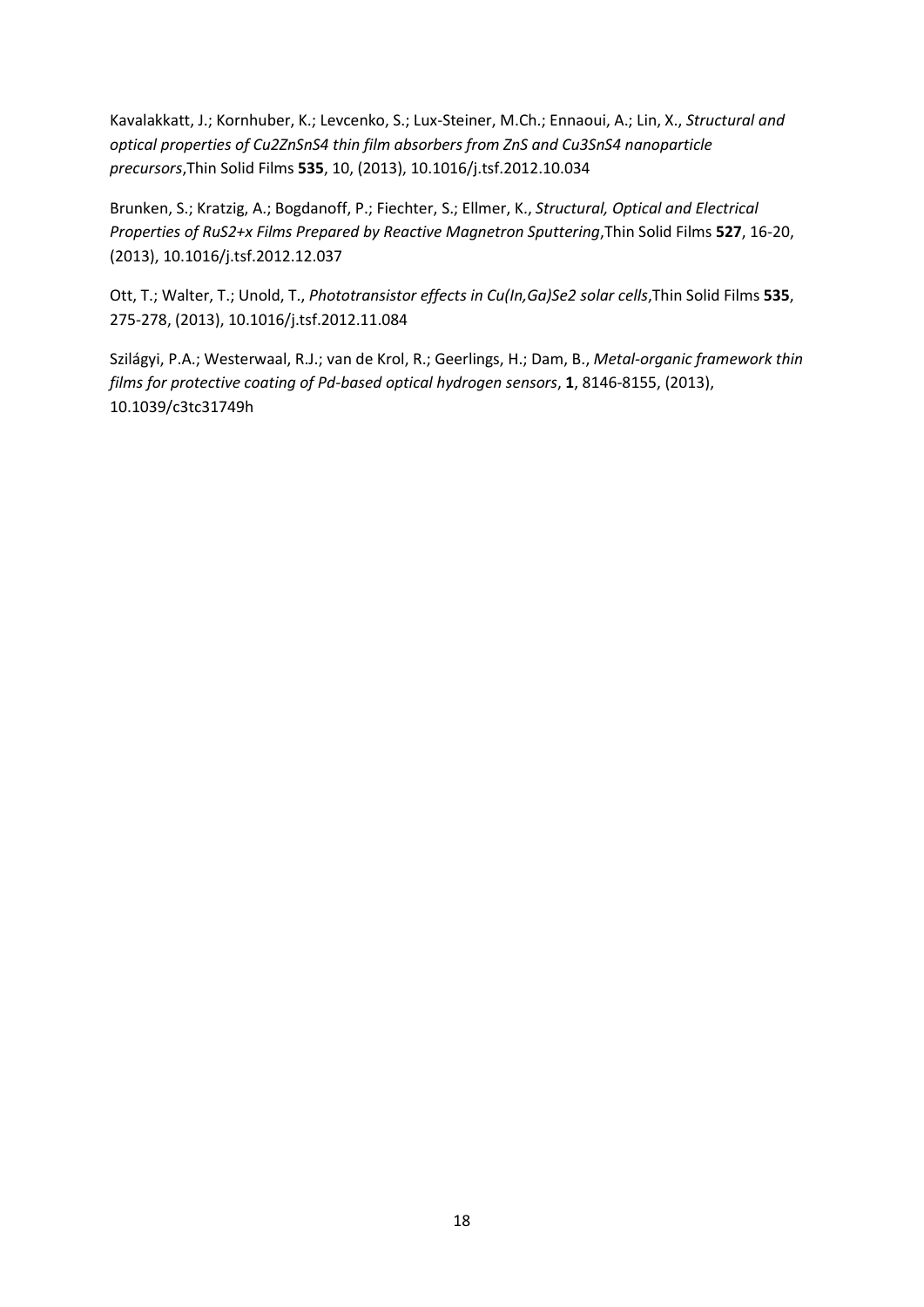Kavalakkatt, J.; Kornhuber, K.; Levcenko, S.; Lux-Steiner, M.Ch.; Ennaoui, A.; Lin, X., *Structural and optical properties of $Cu_2ZnSnS_4$ thin film absorbers from ZnS and $Cu_3SnS_4$ nanoparticle precursors*,Thin Solid Films **535**, 10, (2013), 10.1016/j.tsf.2012.10.034

Brunken, S.; Kratzig, A.; Bogdanoff, P.; Fiechter, S.; Ellmer, K., *Structural, Optical and Electrical Properties of $RuS_{2+x}$ Films Prepared by Reactive Magnetron Sputtering*,Thin Solid Films **527**, 16-20, (2013), 10.1016/j.tsf.2012.12.037

Ott, T.; Walter, T.; Unold, T., *Phototransistor effects in $Cu(In,Ga)Se_2$ solar cells*,Thin Solid Films **535**, 275-278, (2013), 10.1016/j.tsf.2012.11.084

Szilágyi, P.A.; Westerwaal, R.J.; van de Krol, R.; Geerlings, H.; Dam, B., *Metal-organic framework thin films for protective coating of Pd-based optical hydrogen sensors*, **1**, 8146-8155, (2013), 10.1039/c3tc31749h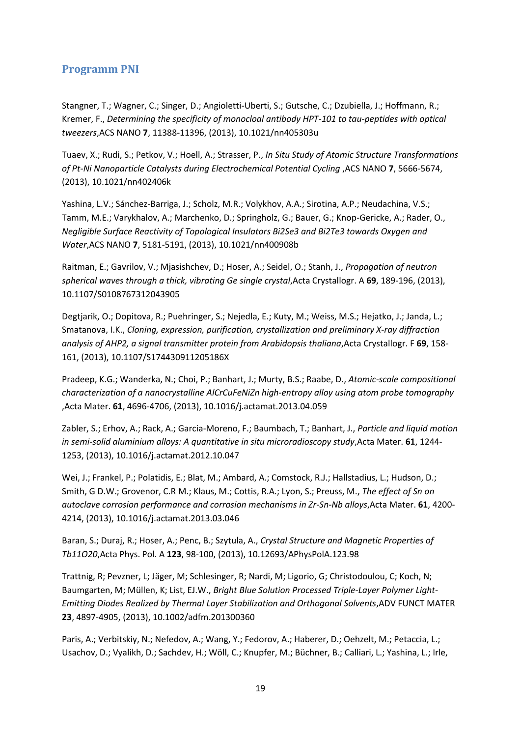## Programm PNI

Stangner, T.; Wagner, C.; Singer, D.; Angioletti-Uberti, S.; Gutsche, C.; Dzubiella, J.; Hoffmann, R.; Kremer, F., *Determining the specificity of monocloal antibody HPT-101 to tau-peptides with optical tweezers*,ACS NANO **7**, 11388-11396, (2013), 10.1021/nn405303u

Tuaev, X.; Rudi, S.; Petkov, V.; Hoell, A.; Strasser, P., *In Situ Study of Atomic Structure Transformations of Pt-Ni Nanoparticle Catalysts during Electrochemical Potential Cycling* ,ACS NANO **7**, 5666-5674, (2013), 10.1021/nn402406k

Yashina, L.V.; Sánchez-Barriga, J.; Scholz, M.R.; Volykhov, A.A.; Sirotina, A.P.; Neudachina, V.S.; Tamm, M.E.; Varykhalov, A.; Marchenko, D.; Springholz, G.; Bauer, G.; Knop-Gericke, A.; Rader, O., *Negligible Surface Reactivity of Topological Insulators Bi2Se3 and Bi2Te3 towards Oxygen and Water*,ACS NANO **7**, 5181-5191, (2013), 10.1021/nn400908b

Raitman, E.; Gavrilov, V.; Mjasishchev, D.; Hoser, A.; Seidel, O.; Stanh, J., *Propagation of neutron spherical waves through a thick, vibrating Ge single crystal*,Acta Crystallogr. A **69**, 189-196, (2013), 10.1107/S0108767312043905

Degtjarik, O.; Dopitova, R.; Puehringer, S.; Nejedla, E.; Kuty, M.; Weiss, M.S.; Hejatko, J.; Janda, L.; Smatanova, I.K., *Cloning, expression, purification, crystallization and preliminary X-ray diffraction analysis of AHP2, a signal transmitter protein from Arabidopsis thaliana*,Acta Crystallogr. F **69**, 158-161, (2013), 10.1107/S174430911205186X

Pradeep, K.G.; Wanderka, N.; Choi, P.; Banhart, J.; Murty, B.S.; Raabe, D., *Atomic-scale compositional characterization of a nanocrystalline AlCrCuFeNiZn high-entropy alloy using atom probe tomography* ,Acta Mater. **61**, 4696-4706, (2013), 10.1016/j.actamat.2013.04.059

Zabler, S.; Erhov, A.; Rack, A.; Garcia-Moreno, F.; Baumbach, T.; Banhart, J., *Particle and liquid motion in semi-solid aluminium alloys: A quantitative in situ microradioscopy study*,Acta Mater. **61**, 1244-1253, (2013), 10.1016/j.actamat.2012.10.047

Wei, J.; Frankel, P.; Polatidis, E.; Blat, M.; Ambard, A.; Comstock, R.J.; Hallstadius, L.; Hudson, D.; Smith, G D.W.; Grovenor, C.R M.; Klaus, M.; Cottis, R.A.; Lyon, S.; Preuss, M., *The effect of Sn on autoclave corrosion performance and corrosion mechanisms in Zr-Sn-Nb alloys*,Acta Mater. **61**, 4200-4214, (2013), 10.1016/j.actamat.2013.03.046

Baran, S.; Duraj, R.; Hoser, A.; Penc, B.; Szytula, A., *Crystal Structure and Magnetic Properties of Tb11O20*,Acta Phys. Pol. A **123**, 98-100, (2013), 10.12693/APhysPolA.123.98

Trattnig, R; Pevzner, L; Jäger, M; Schlesinger, R; Nardi, M; Ligorio, G; Christodoulou, C; Koch, N; Baumgarten, M; Müllen, K; List, EJ.W., *Bright Blue Solution Processed Triple-Layer Polymer Light-Emitting Diodes Realized by Thermal Layer Stabilization and Orthogonal Solvents*,ADV FUNCT MATER **23**, 4897-4905, (2013), 10.1002/adfm.201300360

Paris, A.; Verbitskiy, N.; Nefedov, A.; Wang, Y.; Fedorov, A.; Haberer, D.; Oehzelt, M.; Petaccia, L.; Usachov, D.; Vyalikh, D.; Sachdev, H.; Wöll, C.; Knupfer, M.; Büchner, B.; Calliari, L.; Yashina, L.; Irle,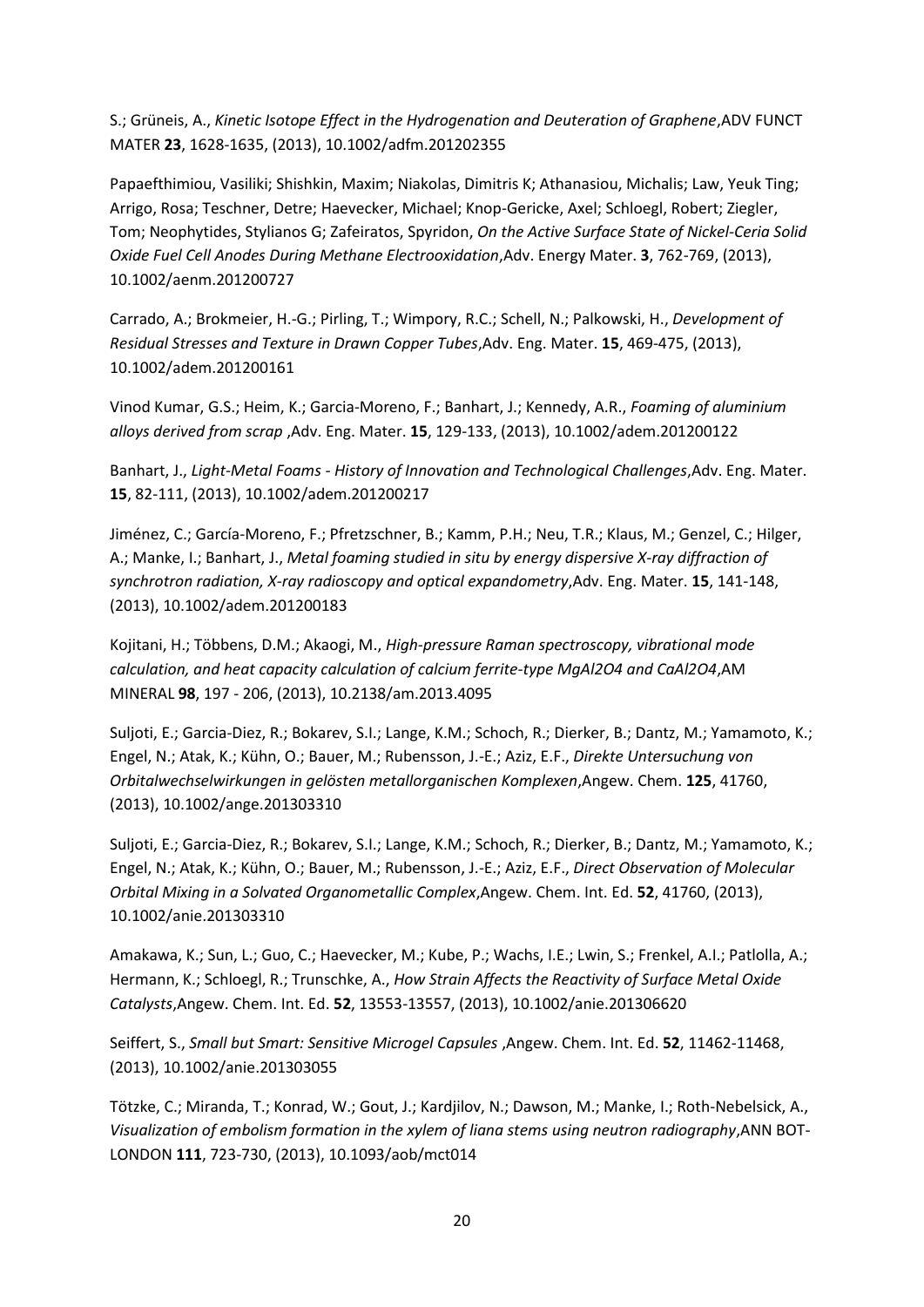S.; Grüneis, A., *Kinetic Isotope Effect in the Hydrogenation and Deuteration of Graphene*,ADV FUNCT MATER **23**, 1628-1635, (2013), 10.1002/adfm.201202355

Papaefthimiou, Vasiliki; Shishkin, Maxim; Niakolas, Dimitris K; Athanasiou, Michalis; Law, Yeuk Ting; Arrigo, Rosa; Teschner, Detre; Haevecker, Michael; Knop-Gericke, Axel; Schloegl, Robert; Ziegler, Tom; Neophytides, Stylianos G; Zafeiratos, Spyridon, *On the Active Surface State of Nickel-Ceria Solid Oxide Fuel Cell Anodes During Methane Electrooxidation*,Adv. Energy Mater. **3**, 762-769, (2013), 10.1002/aenm.201200727

Carrado, A.; Brokmeier, H.-G.; Pirling, T.; Wimpory, R.C.; Schell, N.; Palkowski, H., *Development of Residual Stresses and Texture in Drawn Copper Tubes*,Adv. Eng. Mater. **15**, 469-475, (2013), 10.1002/adem.201200161

Vinod Kumar, G.S.; Heim, K.; Garcia-Moreno, F.; Banhart, J.; Kennedy, A.R., *Foaming of aluminium alloys derived from scrap* ,Adv. Eng. Mater. **15**, 129-133, (2013), 10.1002/adem.201200122

Banhart, J., *Light-Metal Foams - History of Innovation and Technological Challenges*,Adv. Eng. Mater. **15**, 82-111, (2013), 10.1002/adem.201200217

Jiménez, C.; García-Moreno, F.; Pfretzschner, B.; Kamm, P.H.; Neu, T.R.; Klaus, M.; Genzel, C.; Hilger, A.; Manke, I.; Banhart, J., *Metal foaming studied in situ by energy dispersive X-ray diffraction of synchrotron radiation, X-ray radioscopy and optical expandometry*,Adv. Eng. Mater. **15**, 141-148, (2013), 10.1002/adem.201200183

Kojitani, H.; Többens, D.M.; Akaogi, M., *High-pressure Raman spectroscopy, vibrational mode calculation, and heat capacity calculation of calcium ferrite-type $MgAl_2O_4$ and $CaAl_2O_4$*,AM MINERAL **98**, 197 - 206, (2013), 10.2138/am.2013.4095

Suljoti, E.; Garcia-Diez, R.; Bokarev, S.I.; Lange, K.M.; Schoch, R.; Dierker, B.; Dantz, M.; Yamamoto, K.; Engel, N.; Atak, K.; Kühn, O.; Bauer, M.; Rubensson, J.-E.; Aziz, E.F., *Direkte Untersuchung von Orbitalwechselwirkungen in gelösten metallorganischen Komplexen*,Angew. Chem. **125**, 41760, (2013), 10.1002/ange.201303310

Suljoti, E.; Garcia-Diez, R.; Bokarev, S.I.; Lange, K.M.; Schoch, R.; Dierker, B.; Dantz, M.; Yamamoto, K.; Engel, N.; Atak, K.; Kühn, O.; Bauer, M.; Rubensson, J.-E.; Aziz, E.F., *Direct Observation of Molecular Orbital Mixing in a Solvated Organometallic Complex*,Angew. Chem. Int. Ed. **52**, 41760, (2013), 10.1002/anie.201303310

Amakawa, K.; Sun, L.; Guo, C.; Haevecker, M.; Kube, P.; Wachs, I.E.; Lwin, S.; Frenkel, A.I.; Patlolla, A.; Hermann, K.; Schloegl, R.; Trunschke, A., *How Strain Affects the Reactivity of Surface Metal Oxide Catalysts*,Angew. Chem. Int. Ed. **52**, 13553-13557, (2013), 10.1002/anie.201306620

Seiffert, S., *Small but Smart: Sensitive Microgel Capsules* ,Angew. Chem. Int. Ed. **52**, 11462-11468, (2013), 10.1002/anie.201303055

Tötzke, C.; Miranda, T.; Konrad, W.; Gout, J.; Kardjilov, N.; Dawson, M.; Manke, I.; Roth-Nebelsick, A., *Visualization of embolism formation in the xylem of liana stems using neutron radiography*,ANN BOT-LONDON **111**, 723-730, (2013), 10.1093/aob/mct014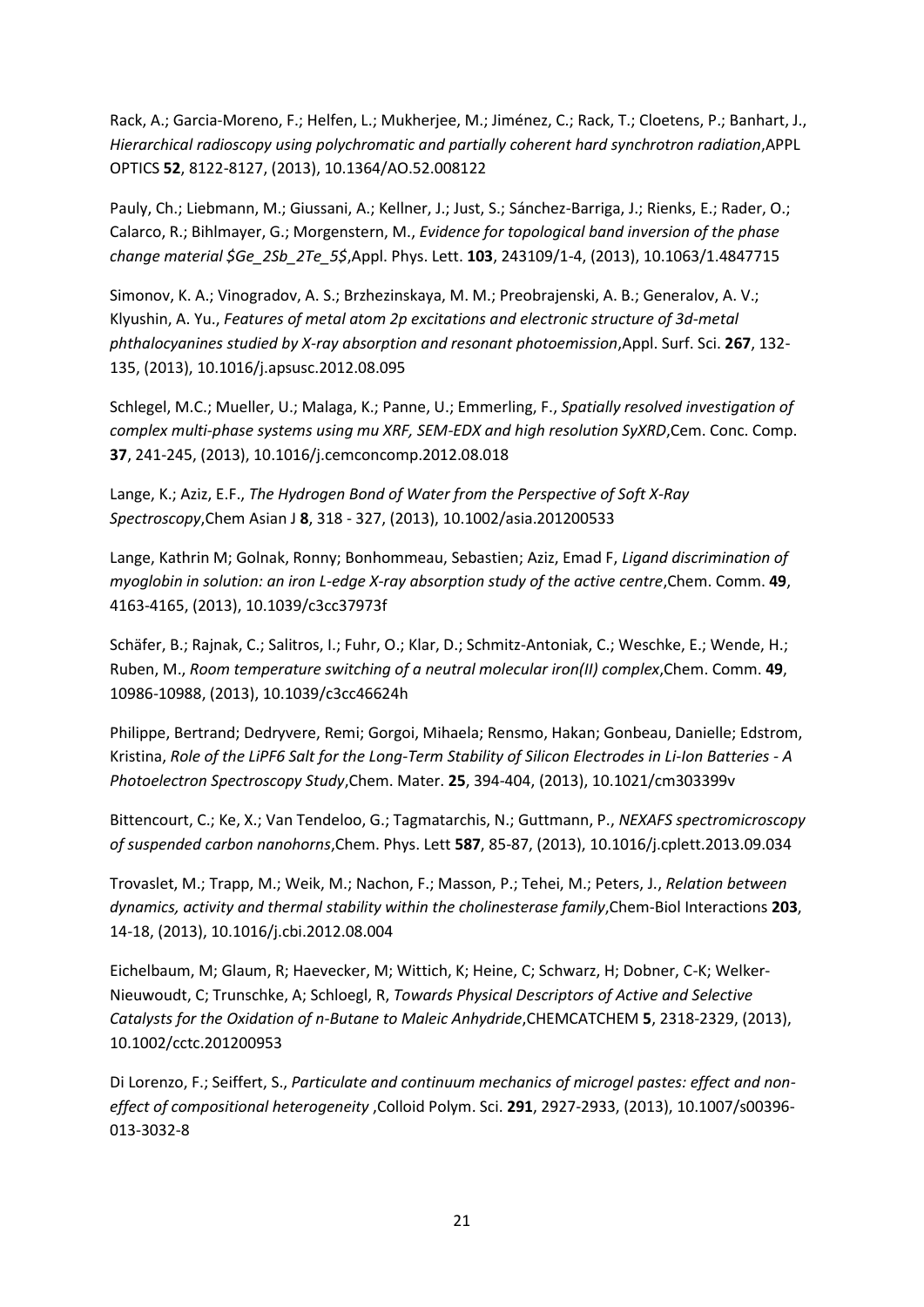Rack, A.; Garcia-Moreno, F.; Helfen, L.; Mukherjee, M.; Jiménez, C.; Rack, T.; Cloetens, P.; Banhart, J., *Hierarchical radioscopy using polychromatic and partially coherent hard synchrotron radiation*,APPL OPTICS **52**, 8122-8127, (2013), 10.1364/AO.52.008122

Pauly, Ch.; Liebmann, M.; Giussani, A.; Kellner, J.; Just, S.; Sánchez-Barriga, J.; Rienks, E.; Rader, O.; Calarco, R.; Bihlmayer, G.; Morgenstern, M., *Evidence for topological band inversion of the phase change material $Ge_2Sb_2Te_5$*,Appl. Phys. Lett. **103**, 243109/1-4, (2013), 10.1063/1.4847715

Simonov, K. A.; Vinogradov, A. S.; Brzhezinskaya, M. M.; Preobrajenski, A. B.; Generalov, A. V.; Klyushin, A. Yu., *Features of metal atom 2p excitations and electronic structure of 3d-metal phthalocyanines studied by X-ray absorption and resonant photoemission*,Appl. Surf. Sci. **267**, 132-135, (2013), 10.1016/j.apsusc.2012.08.095

Schlegel, M.C.; Mueller, U.; Malaga, K.; Panne, U.; Emmerling, F., *Spatially resolved investigation of complex multi-phase systems using mu XRF, SEM-EDX and high resolution SyXRD*,Cem. Conc. Comp. **37**, 241-245, (2013), 10.1016/j.cemconcomp.2012.08.018

Lange, K.; Aziz, E.F., *The Hydrogen Bond of Water from the Perspective of Soft X-Ray Spectroscopy*,Chem Asian J **8**, 318 - 327, (2013), 10.1002/asia.201200533

Lange, Kathrin M; Golnak, Ronny; Bonhommeau, Sebastien; Aziz, Emad F, *Ligand discrimination of myoglobin in solution: an iron L-edge X-ray absorption study of the active centre*,Chem. Comm. **49**, 4163-4165, (2013), 10.1039/c3cc37973f

Schäfer, B.; Rajnak, C.; Salitros, I.; Fuhr, O.; Klar, D.; Schmitz-Antoniak, C.; Weschke, E.; Wende, H.; Ruben, M., *Room temperature switching of a neutral molecular iron(II) complex*,Chem. Comm. **49**, 10986-10988, (2013), 10.1039/c3cc46624h

Philippe, Bertrand; Dedryvere, Remi; Gorgoi, Mihaela; Rensmo, Hakan; Gonbeau, Danielle; Edstrom, Kristina, *Role of the LiPF6 Salt for the Long-Term Stability of Silicon Electrodes in Li-Ion Batteries - A Photoelectron Spectroscopy Study*,Chem. Mater. **25**, 394-404, (2013), 10.1021/cm303399v

Bittencourt, C.; Ke, X.; Van Tendeloo, G.; Tagmatarchis, N.; Guttmann, P., *NEXAFS spectromicroscopy of suspended carbon nanohorns*,Chem. Phys. Lett **587**, 85-87, (2013), 10.1016/j.cplett.2013.09.034

Trovaslet, M.; Trapp, M.; Weik, M.; Nachon, F.; Masson, P.; Tehei, M.; Peters, J., *Relation between dynamics, activity and thermal stability within the cholinesterase family*,Chem-Biol Interactions **203**, 14-18, (2013), 10.1016/j.cbi.2012.08.004

Eichelbaum, M; Glaum, R; Haevecker, M; Wittich, K; Heine, C; Schwarz, H; Dobner, C-K; Welker-Nieuwoudt, C; Trunschke, A; Schloegl, R, *Towards Physical Descriptors of Active and Selective Catalysts for the Oxidation of n-Butane to Maleic Anhydride*,CHEMCATCHEM **5**, 2318-2329, (2013), 10.1002/cctc.201200953

Di Lorenzo, F.; Seiffert, S., *Particulate and continuum mechanics of microgel pastes: effect and non-effect of compositional heterogeneity* ,Colloid Polym. Sci. **291**, 2927-2933, (2013), 10.1007/s00396-013-3032-8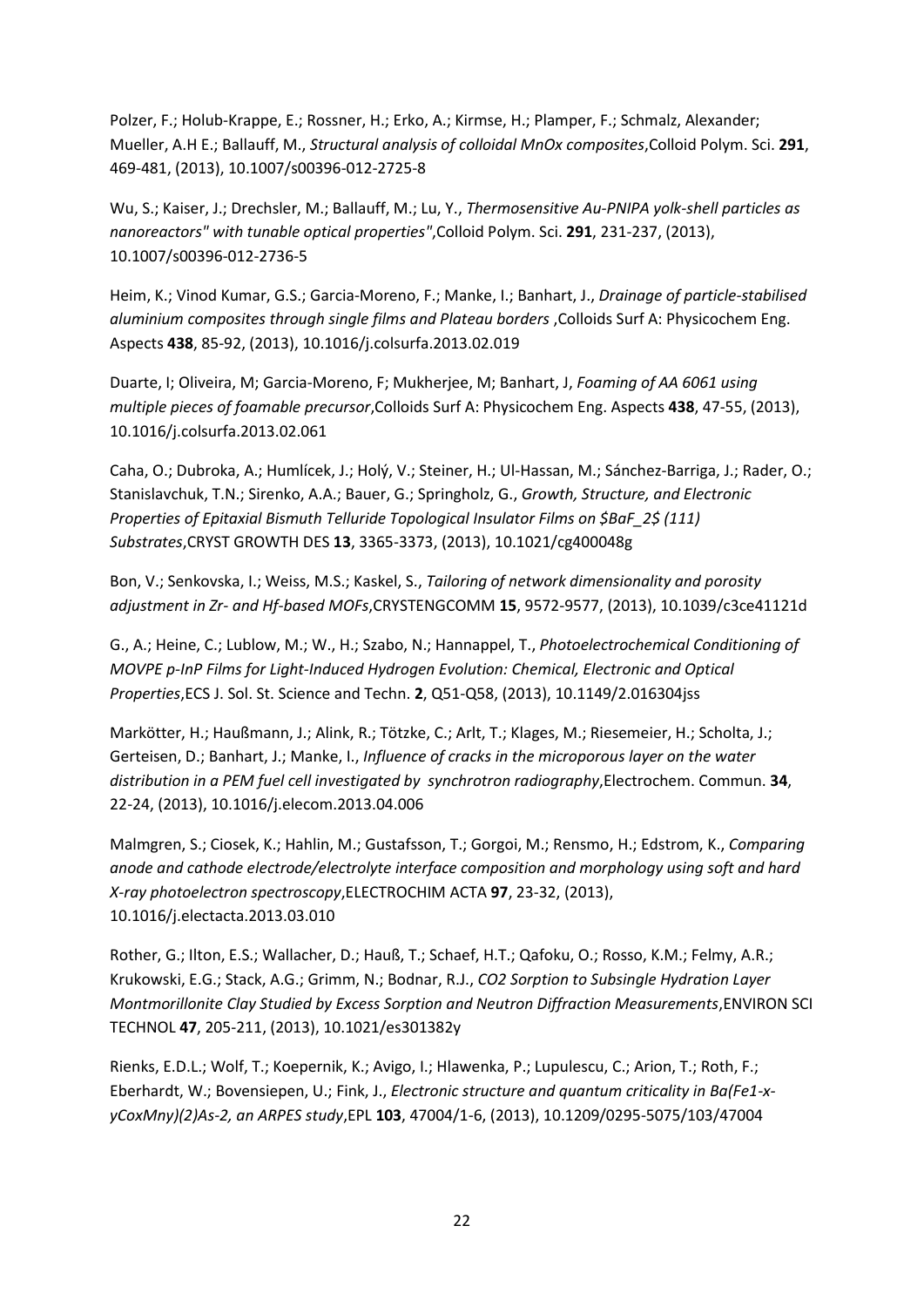Polzer, F.; Holub-Krappe, E.; Rossner, H.; Erko, A.; Kirmse, H.; Plamper, F.; Schmalz, Alexander; Mueller, A.H E.; Ballauff, M., *Structural analysis of colloidal MnOx composites*,Colloid Polym. Sci. **291**, 469-481, (2013), 10.1007/s00396-012-2725-8

Wu, S.; Kaiser, J.; Drechsler, M.; Ballauff, M.; Lu, Y., *Thermosensitive Au-PNIPA yolk-shell particles as nanoreactors" with tunable optical properties"*,Colloid Polym. Sci. **291**, 231-237, (2013), 10.1007/s00396-012-2736-5

Heim, K.; Vinod Kumar, G.S.; Garcia-Moreno, F.; Manke, I.; Banhart, J., *Drainage of particle-stabilised aluminium composites through single films and Plateau borders* ,Colloids Surf A: Physicochem Eng. Aspects **438**, 85-92, (2013), 10.1016/j.colsurfa.2013.02.019

Duarte, I; Oliveira, M; Garcia-Moreno, F; Mukherjee, M; Banhart, J, *Foaming of AA 6061 using multiple pieces of foamable precursor*,Colloids Surf A: Physicochem Eng. Aspects **438**, 47-55, (2013), 10.1016/j.colsurfa.2013.02.061

Caha, O.; Dubroka, A.; Humlícek, J.; Holý, V.; Steiner, H.; Ul-Hassan, M.; Sánchez-Barriga, J.; Rader, O.; Stanislavchuk, T.N.; Sirenko, A.A.; Bauer, G.; Springholz, G., *Growth, Structure, and Electronic Properties of Epitaxial Bismuth Telluride Topological Insulator Films on $BaF_2$ (111) Substrates*,CRYST GROWTH DES **13**, 3365-3373, (2013), 10.1021/cg400048g

Bon, V.; Senkovska, I.; Weiss, M.S.; Kaskel, S., *Tailoring of network dimensionality and porosity adjustment in Zr- and Hf-based MOFs*,CRYSTENGCOMM **15**, 9572-9577, (2013), 10.1039/c3ce41121d

G., A.; Heine, C.; Lublow, M.; W., H.; Szabo, N.; Hannappel, T., *Photoelectrochemical Conditioning of MOVPE p-InP Films for Light-Induced Hydrogen Evolution: Chemical, Electronic and Optical Properties*,ECS J. Sol. St. Science and Techn. **2**, Q51-Q58, (2013), 10.1149/2.016304jss

Markötter, H.; Haußmann, J.; Alink, R.; Tötzke, C.; Arlt, T.; Klages, M.; Riesemeier, H.; Scholta, J.; Gerteisen, D.; Banhart, J.; Manke, I., *Influence of cracks in the microporous layer on the water distribution in a PEM fuel cell investigated by synchrotron radiography*,Electrochem. Commun. **34**, 22-24, (2013), 10.1016/j.elecom.2013.04.006

Malmgren, S.; Ciosek, K.; Hahlin, M.; Gustafsson, T.; Gorgoi, M.; Rensmo, H.; Edstrom, K., *Comparing anode and cathode electrode/electrolyte interface composition and morphology using soft and hard X-ray photoelectron spectroscopy*,ELECTROCHIM ACTA **97**, 23-32, (2013), 10.1016/j.electacta.2013.03.010

Rother, G.; Ilton, E.S.; Wallacher, D.; Hauß, T.; Schaef, H.T.; Qafoku, O.; Rosso, K.M.; Felmy, A.R.; Krukowski, E.G.; Stack, A.G.; Grimm, N.; Bodnar, R.J., *CO2 Sorption to Subsingle Hydration Layer Montmorillonite Clay Studied by Excess Sorption and Neutron Diffraction Measurements*,ENVIRON SCI TECHNOL **47**, 205-211, (2013), 10.1021/es301382y

Rienks, E.D.L.; Wolf, T.; Koepernik, K.; Avigo, I.; Hlawenka, P.; Lupulescu, C.; Arion, T.; Roth, F.; Eberhardt, W.; Bovensiepen, U.; Fink, J., *Electronic structure and quantum criticality in Ba(Fe1-x-yCoxMny)(2)As-2, an ARPES study*,EPL **103**, 47004/1-6, (2013), 10.1209/0295-5075/103/47004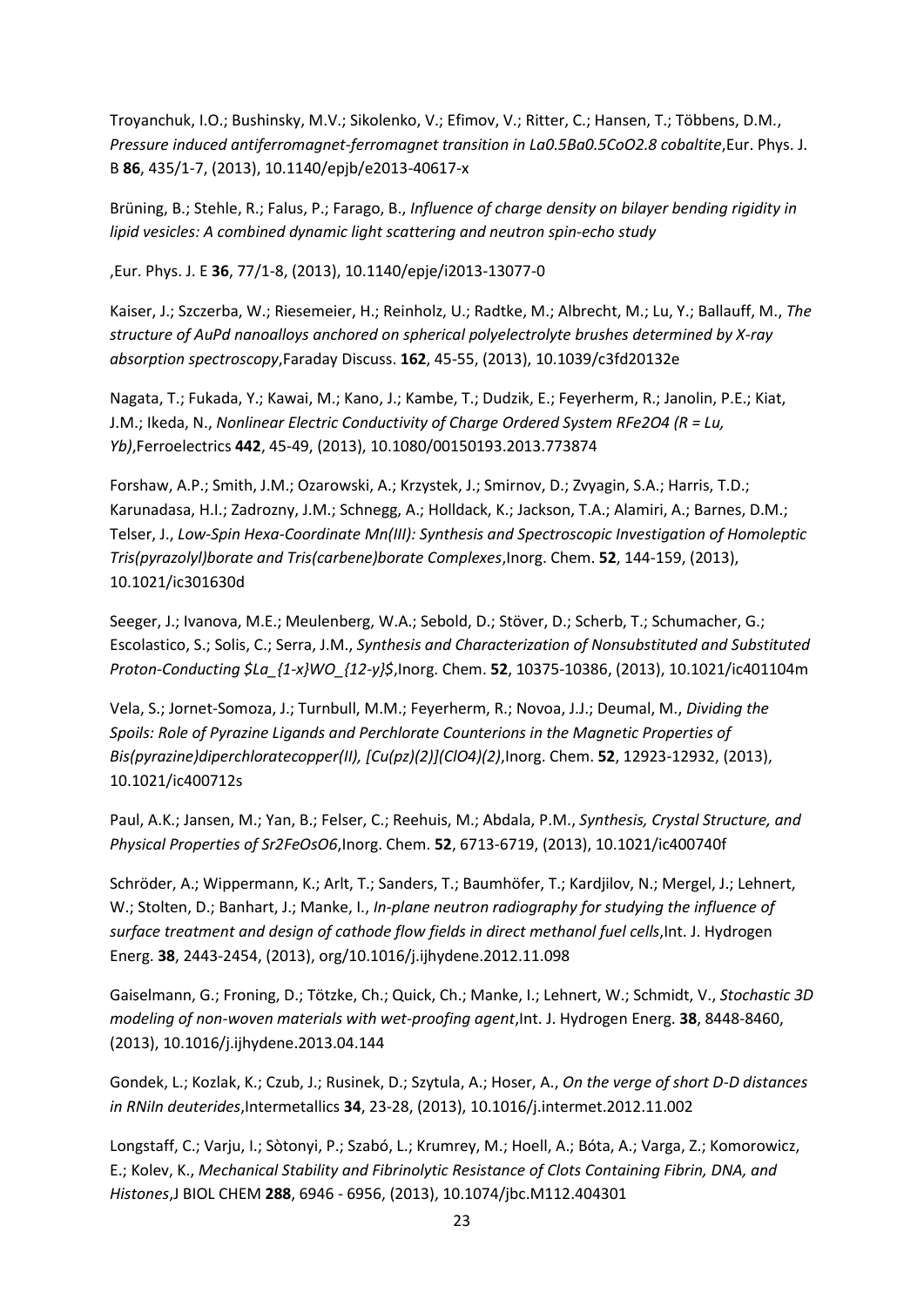Troyanchuk, I.O.; Bushinsky, M.V.; Sikolenko, V.; Efimov, V.; Ritter, C.; Hansen, T.; Többens, D.M., *Pressure induced antiferromagnet-ferromagnet transition in La0.5Ba0.5CoO2.8 cobaltite*,Eur. Phys. J. B **86**, 435/1-7, (2013), 10.1140/epjb/e2013-40617-x

Brüning, B.; Stehle, R.; Falus, P.; Farago, B., *Influence of charge density on bilayer bending rigidity in lipid vesicles: A combined dynamic light scattering and neutron spin-echo study*

,Eur. Phys. J. E **36**, 77/1-8, (2013), 10.1140/epje/i2013-13077-0

Kaiser, J.; Szczerba, W.; Riesemeier, H.; Reinholz, U.; Radtke, M.; Albrecht, M.; Lu, Y.; Ballauff, M., *The structure of AuPd nanoalloys anchored on spherical polyelectrolyte brushes determined by X-ray absorption spectroscopy*,Faraday Discuss. **162**, 45-55, (2013), 10.1039/c3fd20132e

Nagata, T.; Fukada, Y.; Kawai, M.; Kano, J.; Kambe, T.; Dudzik, E.; Feyerherm, R.; Janolin, P.E.; Kiat, J.M.; Ikeda, N., *Nonlinear Electric Conductivity of Charge Ordered System RFe2O4 (R = Lu, Yb)*,Ferroelectrics **442**, 45-49, (2013), 10.1080/00150193.2013.773874

Forshaw, A.P.; Smith, J.M.; Ozarowski, A.; Krzystek, J.; Smirnov, D.; Zvyagin, S.A.; Harris, T.D.; Karunadasa, H.I.; Zadrozny, J.M.; Schnegg, A.; Holldack, K.; Jackson, T.A.; Alamiri, A.; Barnes, D.M.; Telser, J., *Low-Spin Hexa-Coordinate Mn(III): Synthesis and Spectroscopic Investigation of Homoleptic Tris(pyrazolyl)borate and Tris(carbene)borate Complexes*,Inorg. Chem. **52**, 144-159, (2013), 10.1021/ic301630d

Seeger, J.; Ivanova, M.E.; Meulenberg, W.A.; Sebold, D.; Stöver, D.; Scherb, T.; Schumacher, G.; Escolastico, S.; Solis, C.; Serra, J.M., *Synthesis and Characterization of Nonsubstituted and Substituted Proton-Conducting $La_{1-x}WO_{12-y}$*,Inorg. Chem. **52**, 10375-10386, (2013), 10.1021/ic401104m

Vela, S.; Jornet-Somoza, J.; Turnbull, M.M.; Feyerherm, R.; Novoa, J.J.; Deumal, M., *Dividing the Spoils: Role of Pyrazine Ligands and Perchlorate Counterions in the Magnetic Properties of Bis(pyrazine)diperchloratecopper(II), [Cu(pz)(2)](ClO4)(2)*,Inorg. Chem. **52**, 12923-12932, (2013), 10.1021/ic400712s

Paul, A.K.; Jansen, M.; Yan, B.; Felser, C.; Reehuis, M.; Abdala, P.M., *Synthesis, Crystal Structure, and Physical Properties of Sr2FeOsO6*,Inorg. Chem. **52**, 6713-6719, (2013), 10.1021/ic400740f

Schröder, A.; Wippermann, K.; Arlt, T.; Sanders, T.; Baumhöfer, T.; Kardjilov, N.; Mergel, J.; Lehnert, W.; Stolten, D.; Banhart, J.; Manke, I., *In-plane neutron radiography for studying the influence of surface treatment and design of cathode flow fields in direct methanol fuel cells*,Int. J. Hydrogen Energ. **38**, 2443-2454, (2013), org/10.1016/j.ijhydene.2012.11.098

Gaiselmann, G.; Froning, D.; Tötzke, Ch.; Quick, Ch.; Manke, I.; Lehnert, W.; Schmidt, V., *Stochastic 3D modeling of non-woven materials with wet-proofing agent*,Int. J. Hydrogen Energ. **38**, 8448-8460, (2013), 10.1016/j.ijhydene.2013.04.144

Gondek, L.; Kozlak, K.; Czub, J.; Rusinek, D.; Szytula, A.; Hoser, A., *On the verge of short D-D distances in RNiIn deuterides*,Intermetallics **34**, 23-28, (2013), 10.1016/j.intermet.2012.11.002

Longstaff, C.; Varju, I.; Sòtonyi, P.; Szabó, L.; Krumrey, M.; Hoell, A.; Bóta, A.; Varga, Z.; Komorowicz, E.; Kolev, K., *Mechanical Stability and Fibrinolytic Resistance of Clots Containing Fibrin, DNA, and Histones*,J BIOL CHEM **288**, 6946 - 6956, (2013), 10.1074/jbc.M112.404301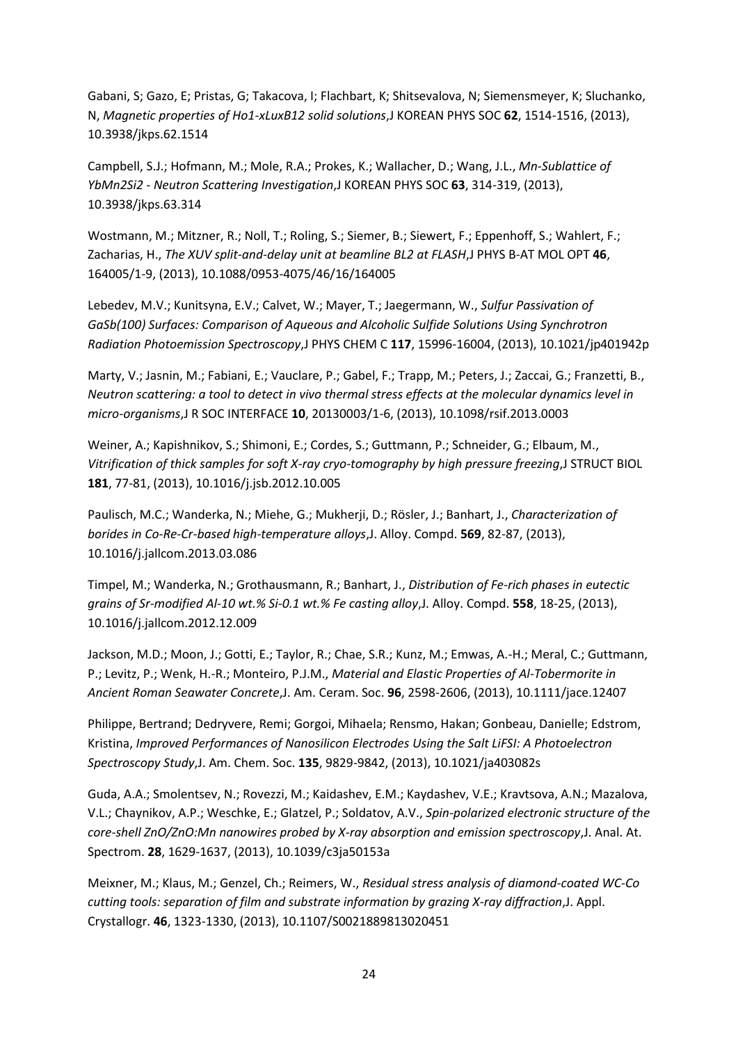Gabani, S; Gazo, E; Pristas, G; Takacova, I; Flachbart, K; Shitsevalova, N; Siemensmeyer, K; Sluchanko, N, *Magnetic properties of Ho1-xLuxB12 solid solutions*,J KOREAN PHYS SOC **62**, 1514-1516, (2013), 10.3938/jkps.62.1514

Campbell, S.J.; Hofmann, M.; Mole, R.A.; Prokes, K.; Wallacher, D.; Wang, J.L., *Mn-Sublattice of YbMn2Si2 - Neutron Scattering Investigation*,J KOREAN PHYS SOC **63**, 314-319, (2013), 10.3938/jkps.63.314

Wostmann, M.; Mitzner, R.; Noll, T.; Roling, S.; Siemer, B.; Siewert, F.; Eppenhoff, S.; Wahlert, F.; Zacharias, H., *The XUV split-and-delay unit at beamline BL2 at FLASH*,J PHYS B-AT MOL OPT **46**, 164005/1-9, (2013), 10.1088/0953-4075/46/16/164005

Lebedev, M.V.; Kunitsyna, E.V.; Calvet, W.; Mayer, T.; Jaegermann, W., *Sulfur Passivation of GaSb(100) Surfaces: Comparison of Aqueous and Alcoholic Sulfide Solutions Using Synchrotron Radiation Photoemission Spectroscopy*,J PHYS CHEM C **117**, 15996-16004, (2013), 10.1021/jp401942p

Marty, V.; Jasnin, M.; Fabiani, E.; Vauclare, P.; Gabel, F.; Trapp, M.; Peters, J.; Zaccai, G.; Franzetti, B., *Neutron scattering: a tool to detect in vivo thermal stress effects at the molecular dynamics level in micro-organisms*,J R SOC INTERFACE **10**, 20130003/1-6, (2013), 10.1098/rsif.2013.0003

Weiner, A.; Kapishnikov, S.; Shimoni, E.; Cordes, S.; Guttmann, P.; Schneider, G.; Elbaum, M., *Vitrification of thick samples for soft X-ray cryo-tomography by high pressure freezing*,J STRUCT BIOL **181**, 77-81, (2013), 10.1016/j.jsb.2012.10.005

Paulisch, M.C.; Wanderka, N.; Miehe, G.; Mukherji, D.; Rösler, J.; Banhart, J., *Characterization of borides in Co-Re-Cr-based high-temperature alloys*,J. Alloy. Compd. **569**, 82-87, (2013), 10.1016/j.jallcom.2013.03.086

Timpel, M.; Wanderka, N.; Grothausmann, R.; Banhart, J., *Distribution of Fe-rich phases in eutectic grains of Sr-modified Al-10 wt.% Si-0.1 wt.% Fe casting alloy*,J. Alloy. Compd. **558**, 18-25, (2013), 10.1016/j.jallcom.2012.12.009

Jackson, M.D.; Moon, J.; Gotti, E.; Taylor, R.; Chae, S.R.; Kunz, M.; Emwas, A.-H.; Meral, C.; Guttmann, P.; Levitz, P.; Wenk, H.-R.; Monteiro, P.J.M., *Material and Elastic Properties of Al-Tobermorite in Ancient Roman Seawater Concrete*,J. Am. Ceram. Soc. **96**, 2598-2606, (2013), 10.1111/jace.12407

Philippe, Bertrand; Dedryvere, Remi; Gorgoi, Mihaela; Rensmo, Hakan; Gonbeau, Danielle; Edstrom, Kristina, *Improved Performances of Nanosilicon Electrodes Using the Salt LiFSI: A Photoelectron Spectroscopy Study*,J. Am. Chem. Soc. **135**, 9829-9842, (2013), 10.1021/ja403082s

Guda, A.A.; Smolentsev, N.; Rovezzi, M.; Kaidashev, E.M.; Kaydashev, V.E.; Kravtsova, A.N.; Mazalova, V.L.; Chaynikov, A.P.; Weschke, E.; Glatzel, P.; Soldatov, A.V., *Spin-polarized electronic structure of the core-shell ZnO/ZnO:Mn nanowires probed by X-ray absorption and emission spectroscopy*,J. Anal. At. Spectrom. **28**, 1629-1637, (2013), 10.1039/c3ja50153a

Meixner, M.; Klaus, M.; Genzel, Ch.; Reimers, W., *Residual stress analysis of diamond-coated WC-Co cutting tools: separation of film and substrate information by grazing X-ray diffraction*,J. Appl. Crystallogr. **46**, 1323-1330, (2013), 10.1107/S0021889813020451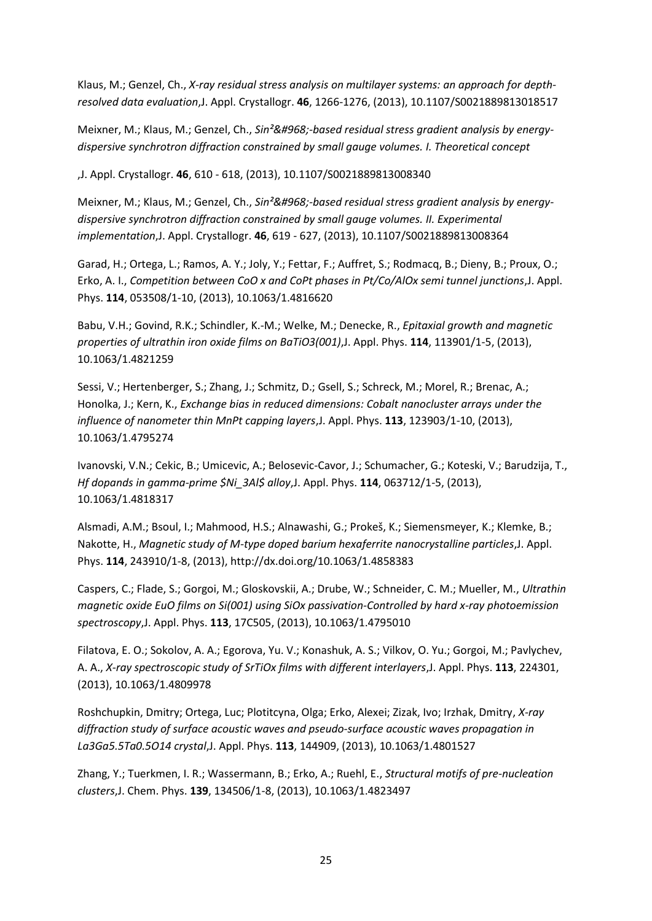Klaus, M.; Genzel, Ch., *X-ray residual stress analysis on multilayer systems: an approach for depth-resolved data evaluation*,J. Appl. Crystallogr. **46**, 1266-1276, (2013), 10.1107/S0021889813018517

Meixner, M.; Klaus, M.; Genzel, Ch., *Sin²&#968;-based residual stress gradient analysis by energy-dispersive synchrotron diffraction constrained by small gauge volumes. I. Theoretical concept*

,J. Appl. Crystallogr. **46**, 610 - 618, (2013), 10.1107/S0021889813008340

Meixner, M.; Klaus, M.; Genzel, Ch., *Sin²&#968;-based residual stress gradient analysis by energy-dispersive synchrotron diffraction constrained by small gauge volumes. II. Experimental implementation*,J. Appl. Crystallogr. **46**, 619 - 627, (2013), 10.1107/S0021889813008364

Garad, H.; Ortega, L.; Ramos, A. Y.; Joly, Y.; Fettar, F.; Auffret, S.; Rodmacq, B.; Dieny, B.; Proux, O.; Erko, A. I., *Competition between CoO x and CoPt phases in Pt/Co/AlOx semi tunnel junctions*,J. Appl. Phys. **114**, 053508/1-10, (2013), 10.1063/1.4816620

Babu, V.H.; Govind, R.K.; Schindler, K.-M.; Welke, M.; Denecke, R., *Epitaxial growth and magnetic properties of ultrathin iron oxide films on BaTiO3(001)*,J. Appl. Phys. **114**, 113901/1-5, (2013), 10.1063/1.4821259

Sessi, V.; Hertenberger, S.; Zhang, J.; Schmitz, D.; Gsell, S.; Schreck, M.; Morel, R.; Brenac, A.; Honolka, J.; Kern, K., *Exchange bias in reduced dimensions: Cobalt nanocluster arrays under the influence of nanometer thin MnPt capping layers*,J. Appl. Phys. **113**, 123903/1-10, (2013), 10.1063/1.4795274

Ivanovski, V.N.; Cekic, B.; Umicevic, A.; Belosevic-Cavor, J.; Schumacher, G.; Koteski, V.; Barudzija, T., *Hf dopands in gamma-prime $Ni_3Al$ alloy*,J. Appl. Phys. **114**, 063712/1-5, (2013), 10.1063/1.4818317

Alsmadi, A.M.; Bsoul, I.; Mahmood, H.S.; Alnawashi, G.; Prokeš, K.; Siemensmeyer, K.; Klemke, B.; Nakotte, H., *Magnetic study of M-type doped barium hexaferrite nanocrystalline particles*,J. Appl. Phys. **114**, 243910/1-8, (2013), http://dx.doi.org/10.1063/1.4858383

Caspers, C.; Flade, S.; Gorgoi, M.; Gloskovskii, A.; Drube, W.; Schneider, C. M.; Mueller, M., *Ultrathin magnetic oxide EuO films on Si(001) using SiOx passivation-Controlled by hard x-ray photoemission spectroscopy*,J. Appl. Phys. **113**, 17C505, (2013), 10.1063/1.4795010

Filatova, E. O.; Sokolov, A. A.; Egorova, Yu. V.; Konashuk, A. S.; Vilkov, O. Yu.; Gorgoi, M.; Pavlychev, A. A., *X-ray spectroscopic study of SrTiOx films with different interlayers*,J. Appl. Phys. **113**, 224301, (2013), 10.1063/1.4809978

Roshchupkin, Dmitry; Ortega, Luc; Plotitcyna, Olga; Erko, Alexei; Zizak, Ivo; Irzhak, Dmitry, *X-ray diffraction study of surface acoustic waves and pseudo-surface acoustic waves propagation in La3Ga5.5Ta0.5O14 crystal*,J. Appl. Phys. **113**, 144909, (2013), 10.1063/1.4801527

Zhang, Y.; Tuerkmen, I. R.; Wassermann, B.; Erko, A.; Ruehl, E., *Structural motifs of pre-nucleation clusters*,J. Chem. Phys. **139**, 134506/1-8, (2013), 10.1063/1.4823497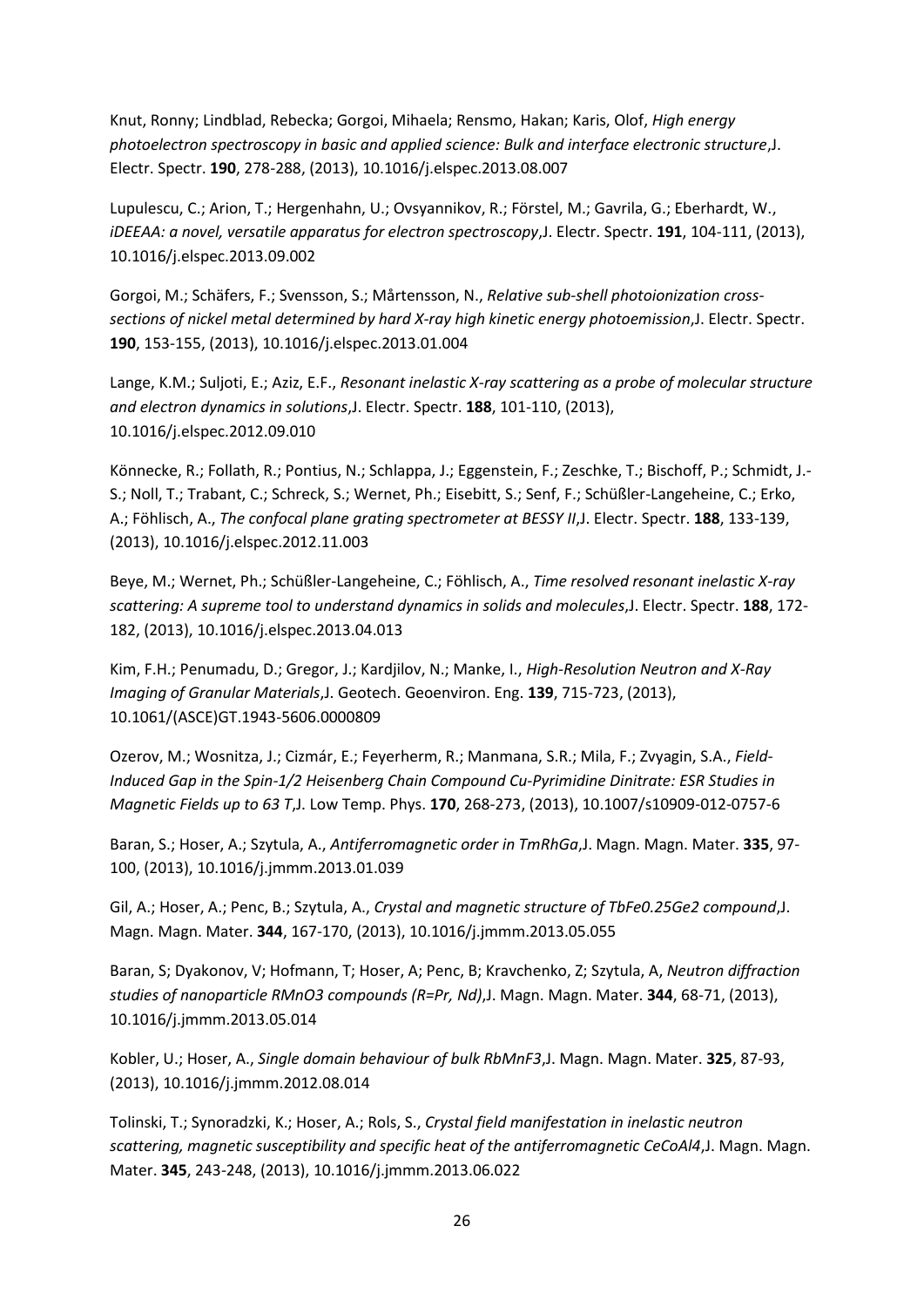Knut, Ronny; Lindblad, Rebecka; Gorgoi, Mihaela; Rensmo, Hakan; Karis, Olof, *High energy photoelectron spectroscopy in basic and applied science: Bulk and interface electronic structure*,J. Electr. Spectr. **190**, 278-288, (2013), 10.1016/j.elspec.2013.08.007

Lupulescu, C.; Arion, T.; Hergenhahn, U.; Ovsyannikov, R.; Förstel, M.; Gavrila, G.; Eberhardt, W., *iDEEAA: a novel, versatile apparatus for electron spectroscopy*,J. Electr. Spectr. **191**, 104-111, (2013), 10.1016/j.elspec.2013.09.002

Gorgoi, M.; Schäfers, F.; Svensson, S.; Mårtensson, N., *Relative sub-shell photoionization cross-sections of nickel metal determined by hard X-ray high kinetic energy photoemission*,J. Electr. Spectr. **190**, 153-155, (2013), 10.1016/j.elspec.2013.01.004

Lange, K.M.; Suljoti, E.; Aziz, E.F., *Resonant inelastic X-ray scattering as a probe of molecular structure and electron dynamics in solutions*,J. Electr. Spectr. **188**, 101-110, (2013), 10.1016/j.elspec.2012.09.010

Könnecke, R.; Follath, R.; Pontius, N.; Schlappa, J.; Eggenstein, F.; Zeschke, T.; Bischoff, P.; Schmidt, J.-S.; Noll, T.; Trabant, C.; Schreck, S.; Wernet, Ph.; Eisebitt, S.; Senf, F.; Schüßler-Langeheine, C.; Erko, A.; Föhlisch, A., *The confocal plane grating spectrometer at BESSY II*,J. Electr. Spectr. **188**, 133-139, (2013), 10.1016/j.elspec.2012.11.003

Beye, M.; Wernet, Ph.; Schüßler-Langeheine, C.; Föhlisch, A., *Time resolved resonant inelastic X-ray scattering: A supreme tool to understand dynamics in solids and molecules*,J. Electr. Spectr. **188**, 172-182, (2013), 10.1016/j.elspec.2013.04.013

Kim, F.H.; Penumadu, D.; Gregor, J.; Kardjilov, N.; Manke, I., *High-Resolution Neutron and X-Ray Imaging of Granular Materials*,J. Geotech. Geoenviron. Eng. **139**, 715-723, (2013), 10.1061/(ASCE)GT.1943-5606.0000809

Ozerov, M.; Wosnitza, J.; Cizmár, E.; Feyerherm, R.; Manmana, S.R.; Mila, F.; Zvyagin, S.A., *Field-Induced Gap in the Spin-1/2 Heisenberg Chain Compound Cu-Pyrimidine Dinitrate: ESR Studies in Magnetic Fields up to 63 T*,J. Low Temp. Phys. **170**, 268-273, (2013), 10.1007/s10909-012-0757-6

Baran, S.; Hoser, A.; Szytula, A., *Antiferromagnetic order in TmRhGa*,J. Magn. Magn. Mater. **335**, 97-100, (2013), 10.1016/j.jmmm.2013.01.039

Gil, A.; Hoser, A.; Penc, B.; Szytula, A., *Crystal and magnetic structure of $TbFe_{0.25}Ge_2$ compound*,J. Magn. Magn. Mater. **344**, 167-170, (2013), 10.1016/j.jmmm.2013.05.055

Baran, S; Dyakonov, V; Hofmann, T; Hoser, A; Penc, B; Kravchenko, Z; Szytula, A, *Neutron diffraction studies of nanoparticle $RMnO_3$ compounds (R=Pr, Nd)*,J. Magn. Magn. Mater. **344**, 68-71, (2013), 10.1016/j.jmmm.2013.05.014

Kobler, U.; Hoser, A., *Single domain behaviour of bulk $RbMnF_3$*,J. Magn. Magn. Mater. **325**, 87-93, (2013), 10.1016/j.jmmm.2012.08.014

Tolinski, T.; Synoradzki, K.; Hoser, A.; Rols, S., *Crystal field manifestation in inelastic neutron scattering, magnetic susceptibility and specific heat of the antiferromagnetic $CeCoAl_4$*,J. Magn. Magn. Mater. **345**, 243-248, (2013), 10.1016/j.jmmm.2013.06.022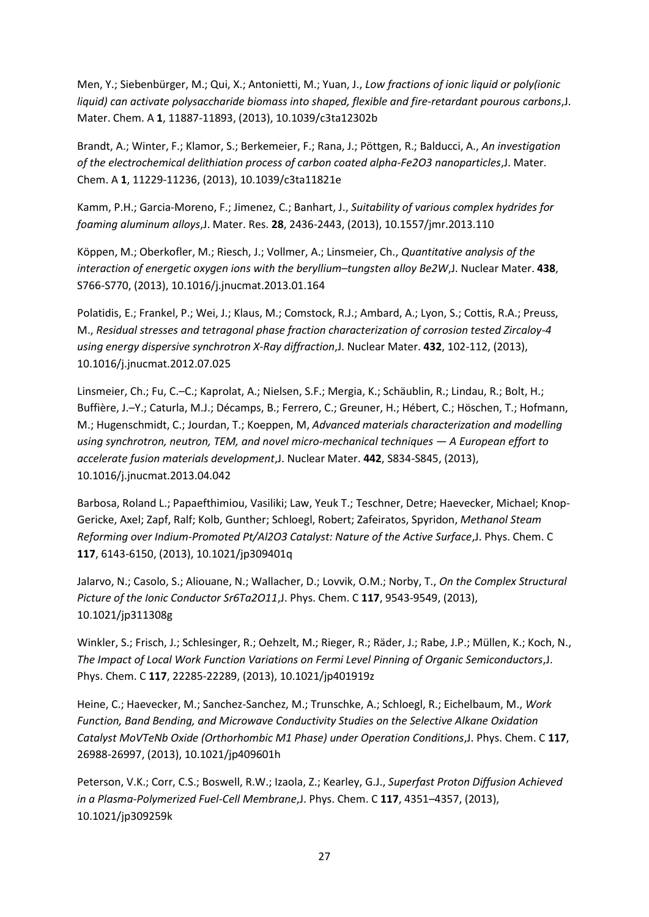Men, Y.; Siebenbürger, M.; Qui, X.; Antonietti, M.; Yuan, J., *Low fractions of ionic liquid or poly(ionic liquid) can activate polysaccharide biomass into shaped, flexible and fire-retardant pourous carbons*,J. Mater. Chem. A **1**, 11887-11893, (2013), 10.1039/c3ta12302b

Brandt, A.; Winter, F.; Klamor, S.; Berkemeier, F.; Rana, J.; Pöttgen, R.; Balducci, A., *An investigation of the electrochemical delithiation process of carbon coated alpha-Fe2O3 nanoparticles*,J. Mater. Chem. A **1**, 11229-11236, (2013), 10.1039/c3ta11821e

Kamm, P.H.; Garcia-Moreno, F.; Jimenez, C.; Banhart, J., *Suitability of various complex hydrides for foaming aluminum alloys*,J. Mater. Res. **28**, 2436-2443, (2013), 10.1557/jmr.2013.110

Köppen, M.; Oberkofler, M.; Riesch, J.; Vollmer, A.; Linsmeier, Ch., *Quantitative analysis of the interaction of energetic oxygen ions with the beryllium–tungsten alloy Be2W*,J. Nuclear Mater. **438**, S766-S770, (2013), 10.1016/j.jnucmat.2013.01.164

Polatidis, E.; Frankel, P.; Wei, J.; Klaus, M.; Comstock, R.J.; Ambard, A.; Lyon, S.; Cottis, R.A.; Preuss, M., *Residual stresses and tetragonal phase fraction characterization of corrosion tested Zircaloy-4 using energy dispersive synchrotron X-Ray diffraction*,J. Nuclear Mater. **432**, 102-112, (2013), 10.1016/j.jnucmat.2012.07.025

Linsmeier, Ch.; Fu, C.–C.; Kaprolat, A.; Nielsen, S.F.; Mergia, K.; Schäublin, R.; Lindau, R.; Bolt, H.; Buffière, J.–Y.; Caturla, M.J.; Décamps, B.; Ferrero, C.; Greuner, H.; Hébert, C.; Höschen, T.; Hofmann, M.; Hugenschmidt, C.; Jourdan, T.; Koeppen, M, *Advanced materials characterization and modelling using synchrotron, neutron, TEM, and novel micro-mechanical techniques — A European effort to accelerate fusion materials development*,J. Nuclear Mater. **442**, S834-S845, (2013), 10.1016/j.jnucmat.2013.04.042

Barbosa, Roland L.; Papaefthimiou, Vasiliki; Law, Yeuk T.; Teschner, Detre; Haevecker, Michael; Knop-Gericke, Axel; Zapf, Ralf; Kolb, Gunther; Schloegl, Robert; Zafeiratos, Spyridon, *Methanol Steam Reforming over Indium-Promoted Pt/Al2O3 Catalyst: Nature of the Active Surface*,J. Phys. Chem. C **117**, 6143-6150, (2013), 10.1021/jp309401q

Jalarvo, N.; Casolo, S.; Aliouane, N.; Wallacher, D.; Lovvik, O.M.; Norby, T., *On the Complex Structural Picture of the Ionic Conductor Sr6Ta2O11*,J. Phys. Chem. C **117**, 9543-9549, (2013), 10.1021/jp311308g

Winkler, S.; Frisch, J.; Schlesinger, R.; Oehzelt, M.; Rieger, R.; Räder, J.; Rabe, J.P.; Müllen, K.; Koch, N., *The Impact of Local Work Function Variations on Fermi Level Pinning of Organic Semiconductors*,J. Phys. Chem. C **117**, 22285-22289, (2013), 10.1021/jp401919z

Heine, C.; Haevecker, M.; Sanchez-Sanchez, M.; Trunschke, A.; Schloegl, R.; Eichelbaum, M., *Work Function, Band Bending, and Microwave Conductivity Studies on the Selective Alkane Oxidation Catalyst MoVTeNb Oxide (Orthorhombic M1 Phase) under Operation Conditions*,J. Phys. Chem. C **117**, 26988-26997, (2013), 10.1021/jp409601h

Peterson, V.K.; Corr, C.S.; Boswell, R.W.; Izaola, Z.; Kearley, G.J., *Superfast Proton Diffusion Achieved in a Plasma-Polymerized Fuel-Cell Membrane*,J. Phys. Chem. C **117**, 4351–4357, (2013), 10.1021/jp309259k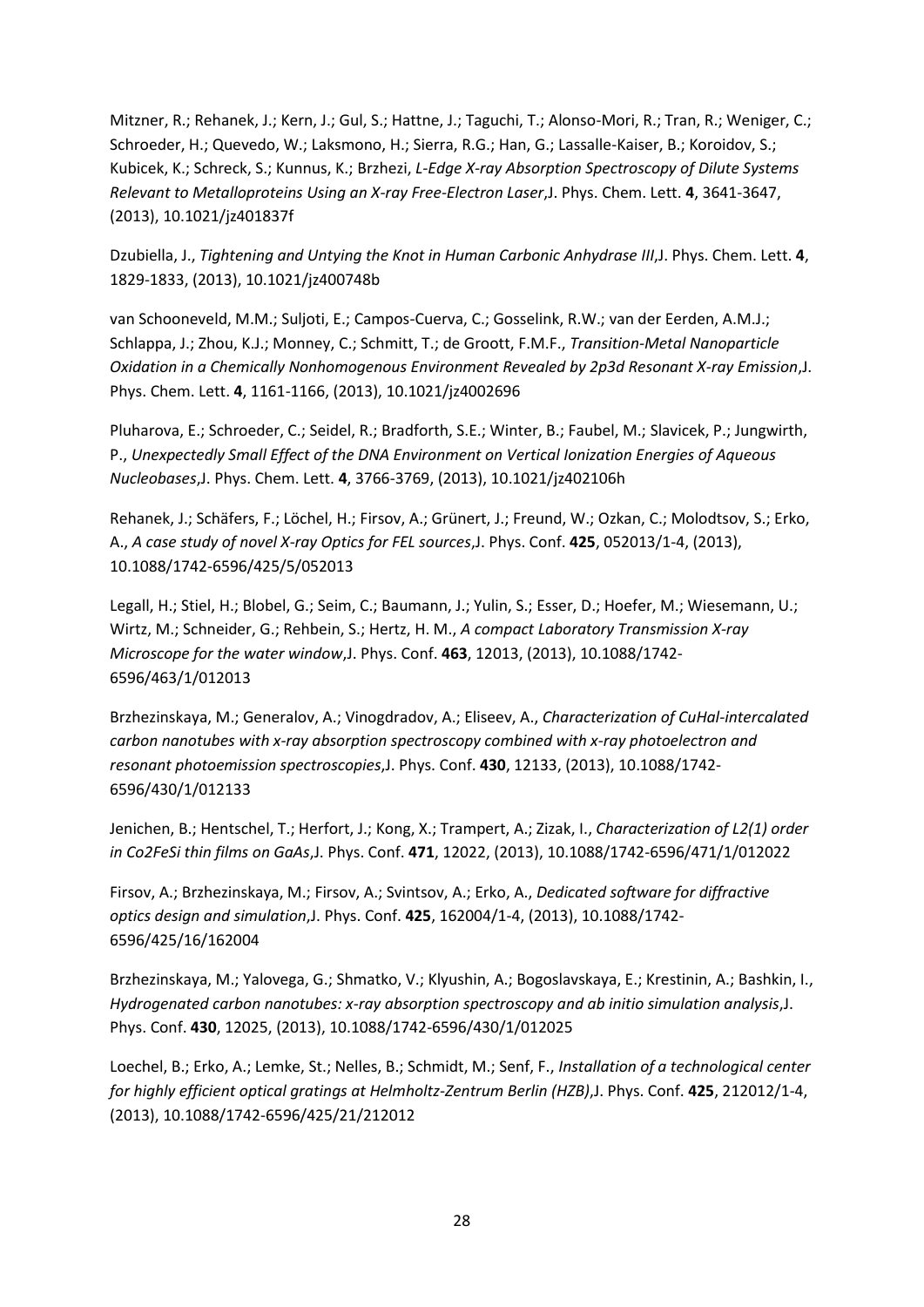Mitzner, R.; Rehanek, J.; Kern, J.; Gul, S.; Hattne, J.; Taguchi, T.; Alonso-Mori, R.; Tran, R.; Weniger, C.; Schroeder, H.; Quevedo, W.; Laksmono, H.; Sierra, R.G.; Han, G.; Lassalle-Kaiser, B.; Koroidov, S.; Kubicek, K.; Schreck, S.; Kunnus, K.; Brzhezi, *L-Edge X-ray Absorption Spectroscopy of Dilute Systems Relevant to Metalloproteins Using an X-ray Free-Electron Laser*,J. Phys. Chem. Lett. **4**, 3641-3647, (2013), 10.1021/jz401837f

Dzubiella, J., *Tightening and Untying the Knot in Human Carbonic Anhydrase III*,J. Phys. Chem. Lett. **4**, 1829-1833, (2013), 10.1021/jz400748b

van Schooneveld, M.M.; Suljoti, E.; Campos-Cuerva, C.; Gosselink, R.W.; van der Eerden, A.M.J.; Schlappa, J.; Zhou, K.J.; Monney, C.; Schmitt, T.; de Groott, F.M.F., *Transition-Metal Nanoparticle Oxidation in a Chemically Nonhomogenous Environment Revealed by 2p3d Resonant X-ray Emission*,J. Phys. Chem. Lett. **4**, 1161-1166, (2013), 10.1021/jz4002696

Pluharova, E.; Schroeder, C.; Seidel, R.; Bradforth, S.E.; Winter, B.; Faubel, M.; Slavicek, P.; Jungwirth, P., *Unexpectedly Small Effect of the DNA Environment on Vertical Ionization Energies of Aqueous Nucleobases*,J. Phys. Chem. Lett. **4**, 3766-3769, (2013), 10.1021/jz402106h

Rehanek, J.; Schäfers, F.; Löchel, H.; Firsov, A.; Grünert, J.; Freund, W.; Ozkan, C.; Molodtsov, S.; Erko, A., *A case study of novel X-ray Optics for FEL sources*,J. Phys. Conf. **425**, 052013/1-4, (2013), 10.1088/1742-6596/425/5/052013

Legall, H.; Stiel, H.; Blobel, G.; Seim, C.; Baumann, J.; Yulin, S.; Esser, D.; Hoefer, M.; Wiesemann, U.; Wirtz, M.; Schneider, G.; Rehbein, S.; Hertz, H. M., *A compact Laboratory Transmission X-ray Microscope for the water window*,J. Phys. Conf. **463**, 12013, (2013), 10.1088/1742-6596/463/1/012013

Brzhezinskaya, M.; Generalov, A.; Vinogdradov, A.; Eliseev, A., *Characterization of CuHal-intercalated carbon nanotubes with x-ray absorption spectroscopy combined with x-ray photoelectron and resonant photoemission spectroscopies*,J. Phys. Conf. **430**, 12133, (2013), 10.1088/1742-6596/430/1/012133

Jenichen, B.; Hentschel, T.; Herfort, J.; Kong, X.; Trampert, A.; Zizak, I., *Characterization of L2(1) order in Co2FeSi thin films on GaAs*,J. Phys. Conf. **471**, 12022, (2013), 10.1088/1742-6596/471/1/012022

Firsov, A.; Brzhezinskaya, M.; Firsov, A.; Svintsov, A.; Erko, A., *Dedicated software for diffractive optics design and simulation*,J. Phys. Conf. **425**, 162004/1-4, (2013), 10.1088/1742-6596/425/16/162004

Brzhezinskaya, M.; Yalovega, G.; Shmatko, V.; Klyushin, A.; Bogoslavskaya, E.; Krestinin, A.; Bashkin, I., *Hydrogenated carbon nanotubes: x-ray absorption spectroscopy and ab initio simulation analysis*,J. Phys. Conf. **430**, 12025, (2013), 10.1088/1742-6596/430/1/012025

Loechel, B.; Erko, A.; Lemke, St.; Nelles, B.; Schmidt, M.; Senf, F., *Installation of a technological center for highly efficient optical gratings at Helmholtz-Zentrum Berlin (HZB)*,J. Phys. Conf. **425**, 212012/1-4, (2013), 10.1088/1742-6596/425/21/212012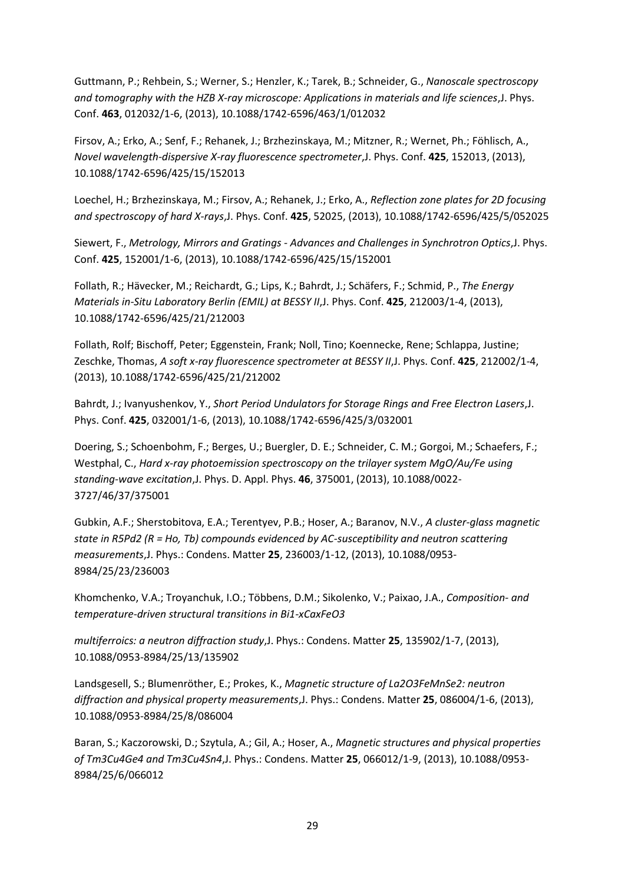Guttmann, P.; Rehbein, S.; Werner, S.; Henzler, K.; Tarek, B.; Schneider, G., *Nanoscale spectroscopy and tomography with the HZB X-ray microscope: Applications in materials and life sciences*,J. Phys. Conf. **463**, 012032/1-6, (2013), 10.1088/1742-6596/463/1/012032

Firsov, A.; Erko, A.; Senf, F.; Rehanek, J.; Brzhezinskaya, M.; Mitzner, R.; Wernet, Ph.; Föhlisch, A., *Novel wavelength-dispersive X-ray fluorescence spectrometer*,J. Phys. Conf. **425**, 152013, (2013), 10.1088/1742-6596/425/15/152013

Loechel, H.; Brzhezinskaya, M.; Firsov, A.; Rehanek, J.; Erko, A., *Reflection zone plates for 2D focusing and spectroscopy of hard X-rays*,J. Phys. Conf. **425**, 52025, (2013), 10.1088/1742-6596/425/5/052025

Siewert, F., *Metrology, Mirrors and Gratings - Advances and Challenges in Synchrotron Optics*,J. Phys. Conf. **425**, 152001/1-6, (2013), 10.1088/1742-6596/425/15/152001

Follath, R.; Hävecker, M.; Reichardt, G.; Lips, K.; Bahrdt, J.; Schäfers, F.; Schmid, P., *The Energy Materials in-Situ Laboratory Berlin (EMIL) at BESSY II*,J. Phys. Conf. **425**, 212003/1-4, (2013), 10.1088/1742-6596/425/21/212003

Follath, Rolf; Bischoff, Peter; Eggenstein, Frank; Noll, Tino; Koennecke, Rene; Schlappa, Justine; Zeschke, Thomas, *A soft x-ray fluorescence spectrometer at BESSY II*,J. Phys. Conf. **425**, 212002/1-4, (2013), 10.1088/1742-6596/425/21/212002

Bahrdt, J.; Ivanyushenkov, Y., *Short Period Undulators for Storage Rings and Free Electron Lasers*,J. Phys. Conf. **425**, 032001/1-6, (2013), 10.1088/1742-6596/425/3/032001

Doering, S.; Schoenbohm, F.; Berges, U.; Buergler, D. E.; Schneider, C. M.; Gorgoi, M.; Schaefers, F.; Westphal, C., *Hard x-ray photoemission spectroscopy on the trilayer system MgO/Au/Fe using standing-wave excitation*,J. Phys. D. Appl. Phys. **46**, 375001, (2013), 10.1088/0022-3727/46/37/375001

Gubkin, A.F.; Sherstobitova, E.A.; Terentyev, P.B.; Hoser, A.; Baranov, N.V., *A cluster-glass magnetic state in R5Pd2 (R = Ho, Tb) compounds evidenced by AC-susceptibility and neutron scattering measurements*,J. Phys.: Condens. Matter **25**, 236003/1-12, (2013), 10.1088/0953-8984/25/23/236003

Khomchenko, V.A.; Troyanchuk, I.O.; Többens, D.M.; Sikolenko, V.; Paixao, J.A., *Composition- and temperature-driven structural transitions in Bi1-xCaxFeO3*

*multiferroics: a neutron diffraction study*,J. Phys.: Condens. Matter **25**, 135902/1-7, (2013), 10.1088/0953-8984/25/13/135902

Landsgesell, S.; Blumenröther, E.; Prokes, K., *Magnetic structure of La2O3FeMnSe2: neutron diffraction and physical property measurements*,J. Phys.: Condens. Matter **25**, 086004/1-6, (2013), 10.1088/0953-8984/25/8/086004

Baran, S.; Kaczorowski, D.; Szytula, A.; Gil, A.; Hoser, A., *Magnetic structures and physical properties of Tm3Cu4Ge4 and Tm3Cu4Sn4*,J. Phys.: Condens. Matter **25**, 066012/1-9, (2013), 10.1088/0953-8984/25/6/066012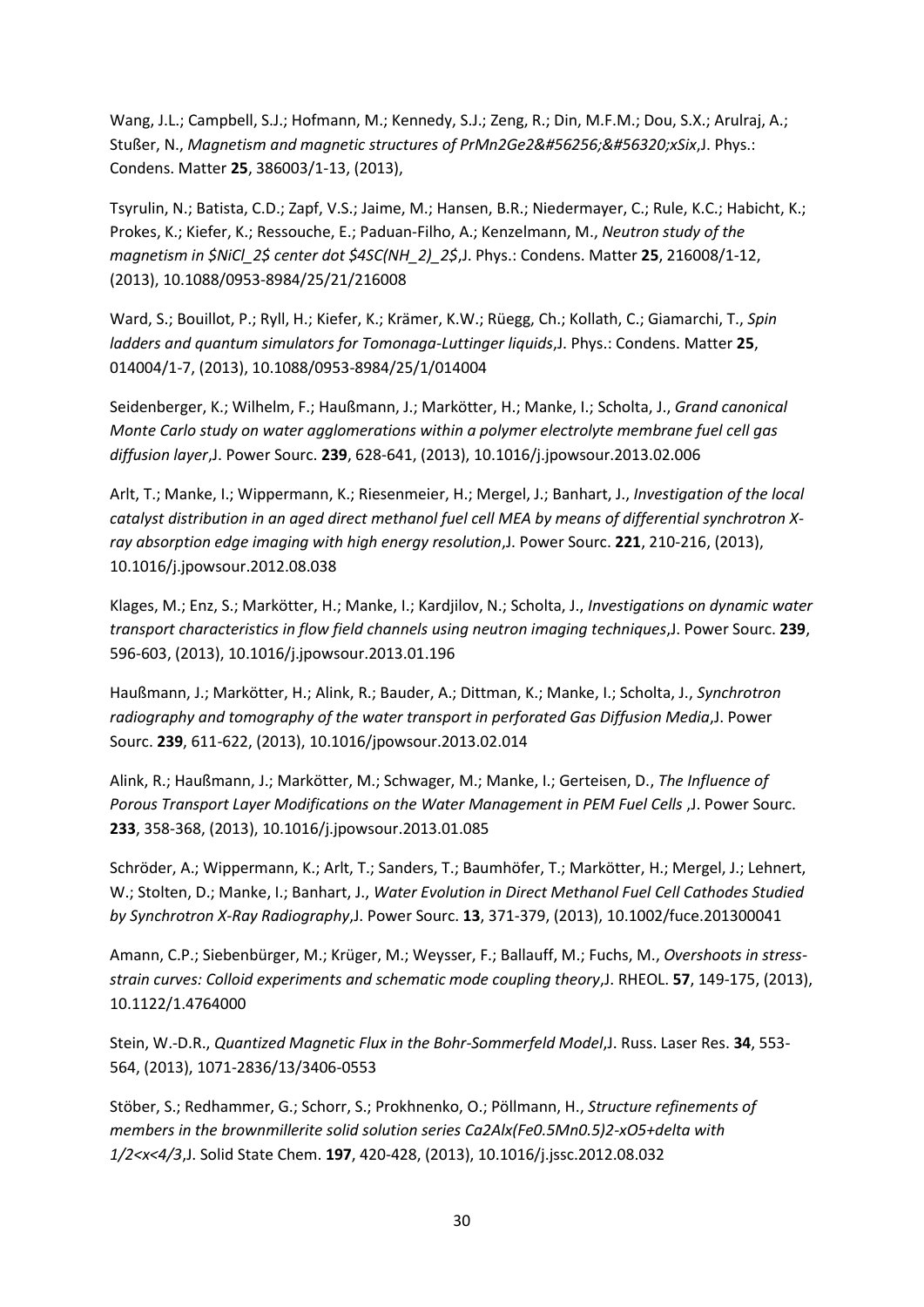Wang, J.L.; Campbell, S.J.; Hofmann, M.; Kennedy, S.J.; Zeng, R.; Din, M.F.M.; Dou, S.X.; Arulraj, A.; Stußer, N., *Magnetism and magnetic structures of PrMn2Ge2&#56256;&#56320;xSix*,J. Phys.: Condens. Matter **25**, 386003/1-13, (2013),

Tsyrulin, N.; Batista, C.D.; Zapf, V.S.; Jaime, M.; Hansen, B.R.; Niedermayer, C.; Rule, K.C.; Habicht, K.; Prokes, K.; Kiefer, K.; Ressouche, E.; Paduan-Filho, A.; Kenzelmann, M., *Neutron study of the magnetism in $NiCl_2$ center dot $4SC(NH_2)_2$*,J. Phys.: Condens. Matter **25**, 216008/1-12, (2013), 10.1088/0953-8984/25/21/216008

Ward, S.; Bouillot, P.; Ryll, H.; Kiefer, K.; Krämer, K.W.; Rüegg, Ch.; Kollath, C.; Giamarchi, T., *Spin ladders and quantum simulators for Tomonaga-Luttinger liquids*,J. Phys.: Condens. Matter **25**, 014004/1-7, (2013), 10.1088/0953-8984/25/1/014004

Seidenberger, K.; Wilhelm, F.; Haußmann, J.; Markötter, H.; Manke, I.; Scholta, J., *Grand canonical Monte Carlo study on water agglomerations within a polymer electrolyte membrane fuel cell gas diffusion layer*,J. Power Sourc. **239**, 628-641, (2013), 10.1016/j.jpowsour.2013.02.006

Arlt, T.; Manke, I.; Wippermann, K.; Riesenmeier, H.; Mergel, J.; Banhart, J., *Investigation of the local catalyst distribution in an aged direct methanol fuel cell MEA by means of differential synchrotron X-ray absorption edge imaging with high energy resolution*,J. Power Sourc. **221**, 210-216, (2013), 10.1016/j.jpowsour.2012.08.038

Klages, M.; Enz, S.; Markötter, H.; Manke, I.; Kardjilov, N.; Scholta, J., *Investigations on dynamic water transport characteristics in flow field channels using neutron imaging techniques*,J. Power Sourc. **239**, 596-603, (2013), 10.1016/j.jpowsour.2013.01.196

Haußmann, J.; Markötter, H.; Alink, R.; Bauder, A.; Dittman, K.; Manke, I.; Scholta, J., *Synchrotron radiography and tomography of the water transport in perforated Gas Diffusion Media*,J. Power Sourc. **239**, 611-622, (2013), 10.1016/jpowsour.2013.02.014

Alink, R.; Haußmann, J.; Markötter, M.; Schwager, M.; Manke, I.; Gerteisen, D., *The Influence of Porous Transport Layer Modifications on the Water Management in PEM Fuel Cells* ,J. Power Sourc. **233**, 358-368, (2013), 10.1016/j.jpowsour.2013.01.085

Schröder, A.; Wippermann, K.; Arlt, T.; Sanders, T.; Baumhöfer, T.; Markötter, H.; Mergel, J.; Lehnert, W.; Stolten, D.; Manke, I.; Banhart, J., *Water Evolution in Direct Methanol Fuel Cell Cathodes Studied by Synchrotron X-Ray Radiography*,J. Power Sourc. **13**, 371-379, (2013), 10.1002/fuce.201300041

Amann, C.P.; Siebenbürger, M.; Krüger, M.; Weysser, F.; Ballauff, M.; Fuchs, M., *Overshoots in stress-strain curves: Colloid experiments and schematic mode coupling theory*,J. RHEOL. **57**, 149-175, (2013), 10.1122/1.4764000

Stein, W.-D.R., *Quantized Magnetic Flux in the Bohr-Sommerfeld Model*,J. Russ. Laser Res. **34**, 553-564, (2013), 1071-2836/13/3406-0553

Stöber, S.; Redhammer, G.; Schorr, S.; Prokhnenko, O.; Pöllmann, H., *Structure refinements of members in the brownmillerite solid solution series Ca2Alx(Fe0.5Mn0.5)2-xO5+delta with 1/2<x<4/3*,J. Solid State Chem. **197**, 420-428, (2013), 10.1016/j.jssc.2012.08.032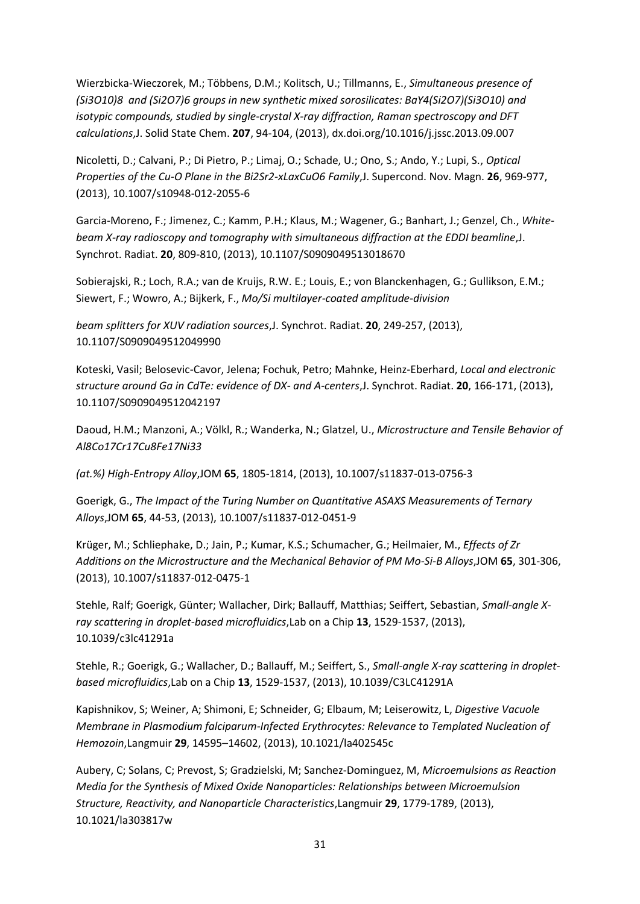Wierzbicka-Wieczorek, M.; Többens, D.M.; Kolitsch, U.; Tillmanns, E., *Simultaneous presence of $(Si_3O_{10})^8$ and $(Si_2O_7)^6$ groups in new synthetic mixed sorosilicates: $BaY_4(Si_2O_7)(Si_3O_{10})$ and isotypic compounds, studied by single-crystal X-ray diffraction, Raman spectroscopy and DFT calculations*,J. Solid State Chem. **207**, 94-104, (2013), dx.doi.org/10.1016/j.jssc.2013.09.007

Nicoletti, D.; Calvani, P.; Di Pietro, P.; Limaj, O.; Schade, U.; Ono, S.; Ando, Y.; Lupi, S., *Optical Properties of the Cu-O Plane in the $Bi_2Sr_{2-x}La_xCuO_6$ Family*,J. Supercond. Nov. Magn. **26**, 969-977, (2013), 10.1007/s10948-012-2055-6

Garcia-Moreno, F.; Jimenez, C.; Kamm, P.H.; Klaus, M.; Wagener, G.; Banhart, J.; Genzel, Ch., *White-beam X-ray radioscopy and tomography with simultaneous diffraction at the EDDI beamline*,J. Synchrot. Radiat. **20**, 809-810, (2013), 10.1107/S0909049513018670

Sobierajski, R.; Loch, R.A.; van de Kruijs, R.W. E.; Louis, E.; von Blanckenhagen, G.; Gullikson, E.M.; Siewert, F.; Wowro, A.; Bijkerk, F., *Mo/Si multilayer-coated amplitude-division beam splitters for XUV radiation sources*,J. Synchrot. Radiat. **20**, 249-257, (2013), 10.1107/S0909049512049990

Koteski, Vasil; Belosevic-Cavor, Jelena; Fochuk, Petro; Mahnke, Heinz-Eberhard, *Local and electronic structure around Ga in CdTe: evidence of DX- and A-centers*,J. Synchrot. Radiat. **20**, 166-171, (2013), 10.1107/S0909049512042197

Daoud, H.M.; Manzoni, A.; Völkl, R.; Wanderka, N.; Glatzel, U., *Microstructure and Tensile Behavior of $Al_8Co_{17}Cr_{17}Cu_8Fe_{17}Ni_{33}$ (at.%) High-Entropy Alloy*,JOM **65**, 1805-1814, (2013), 10.1007/s11837-013-0756-3

Goerigk, G., *The Impact of the Turing Number on Quantitative ASAXS Measurements of Ternary Alloys*,JOM **65**, 44-53, (2013), 10.1007/s11837-012-0451-9

Krüger, M.; Schliephake, D.; Jain, P.; Kumar, K.S.; Schumacher, G.; Heilmaier, M., *Effects of Zr Additions on the Microstructure and the Mechanical Behavior of PM Mo-Si-B Alloys*,JOM **65**, 301-306, (2013), 10.1007/s11837-012-0475-1

Stehle, Ralf; Goerigk, Günter; Wallacher, Dirk; Ballauff, Matthias; Seiffert, Sebastian, *Small-angle X-ray scattering in droplet-based microfluidics*,Lab on a Chip **13**, 1529-1537, (2013), 10.1039/c3lc41291a

Stehle, R.; Goerigk, G.; Wallacher, D.; Ballauff, M.; Seiffert, S., *Small-angle X-ray scattering in droplet-based microfluidics*,Lab on a Chip **13**, 1529-1537, (2013), 10.1039/C3LC41291A

Kapishnikov, S; Weiner, A; Shimoni, E; Schneider, G; Elbaum, M; Leiserowitz, L, *Digestive Vacuole Membrane in Plasmodium falciparum-Infected Erythrocytes: Relevance to Templated Nucleation of Hemozoin*,Langmuir **29**, 14595–14602, (2013), 10.1021/la402545c

Aubery, C; Solans, C; Prevost, S; Gradzielski, M; Sanchez-Dominguez, M, *Microemulsions as Reaction Media for the Synthesis of Mixed Oxide Nanoparticles: Relationships between Microemulsion Structure, Reactivity, and Nanoparticle Characteristics*,Langmuir **29**, 1779-1789, (2013), 10.1021/la303817w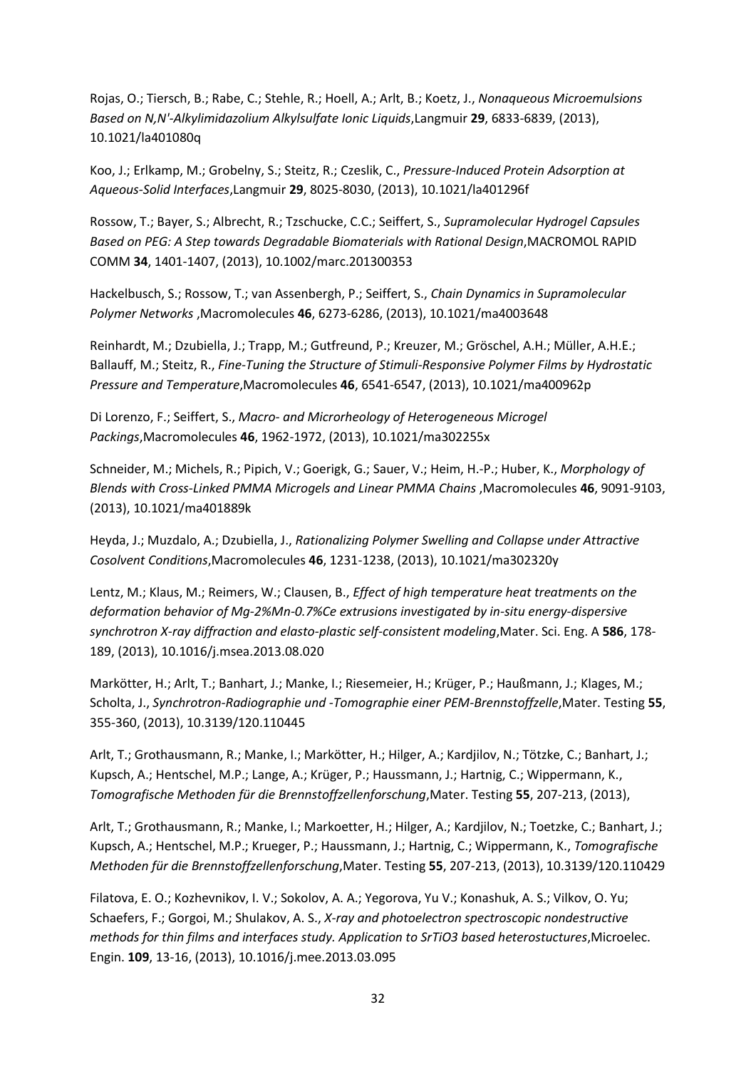Rojas, O.; Tiersch, B.; Rabe, C.; Stehle, R.; Hoell, A.; Arlt, B.; Koetz, J., *Nonaqueous Microemulsions Based on N,N'-Alkylimidazolium Alkylsulfate Ionic Liquids*,Langmuir **29**, 6833-6839, (2013), 10.1021/la401080q

Koo, J.; Erlkamp, M.; Grobelny, S.; Steitz, R.; Czeslik, C., *Pressure-Induced Protein Adsorption at Aqueous-Solid Interfaces*,Langmuir **29**, 8025-8030, (2013), 10.1021/la401296f

Rossow, T.; Bayer, S.; Albrecht, R.; Tzschucke, C.C.; Seiffert, S., *Supramolecular Hydrogel Capsules Based on PEG: A Step towards Degradable Biomaterials with Rational Design*,MACROMOL RAPID COMM **34**, 1401-1407, (2013), 10.1002/marc.201300353

Hackelbusch, S.; Rossow, T.; van Assenbergh, P.; Seiffert, S., *Chain Dynamics in Supramolecular Polymer Networks* ,Macromolecules **46**, 6273-6286, (2013), 10.1021/ma4003648

Reinhardt, M.; Dzubiella, J.; Trapp, M.; Gutfreund, P.; Kreuzer, M.; Gröschel, A.H.; Müller, A.H.E.; Ballauff, M.; Steitz, R., *Fine-Tuning the Structure of Stimuli-Responsive Polymer Films by Hydrostatic Pressure and Temperature*,Macromolecules **46**, 6541-6547, (2013), 10.1021/ma400962p

Di Lorenzo, F.; Seiffert, S., *Macro- and Microrheology of Heterogeneous Microgel Packings*,Macromolecules **46**, 1962-1972, (2013), 10.1021/ma302255x

Schneider, M.; Michels, R.; Pipich, V.; Goerigk, G.; Sauer, V.; Heim, H.-P.; Huber, K., *Morphology of Blends with Cross-Linked PMMA Microgels and Linear PMMA Chains* ,Macromolecules **46**, 9091-9103, (2013), 10.1021/ma401889k

Heyda, J.; Muzdalo, A.; Dzubiella, J., *Rationalizing Polymer Swelling and Collapse under Attractive Cosolvent Conditions*,Macromolecules **46**, 1231-1238, (2013), 10.1021/ma302320y

Lentz, M.; Klaus, M.; Reimers, W.; Clausen, B., *Effect of high temperature heat treatments on the deformation behavior of Mg-2%Mn-0.7%Ce extrusions investigated by in-situ energy-dispersive synchrotron X-ray diffraction and elasto-plastic self-consistent modeling*,Mater. Sci. Eng. A **586**, 178-189, (2013), 10.1016/j.msea.2013.08.020

Markötter, H.; Arlt, T.; Banhart, J.; Manke, I.; Riesemeier, H.; Krüger, P.; Haußmann, J.; Klages, M.; Scholta, J., *Synchrotron-Radiographie und -Tomographie einer PEM-Brennstoffzelle*,Mater. Testing **55**, 355-360, (2013), 10.3139/120.110445

Arlt, T.; Grothausmann, R.; Manke, I.; Markötter, H.; Hilger, A.; Kardjilov, N.; Tötzke, C.; Banhart, J.; Kupsch, A.; Hentschel, M.P.; Lange, A.; Krüger, P.; Haussmann, J.; Hartnig, C.; Wippermann, K., *Tomografische Methoden für die Brennstoffzellenforschung*,Mater. Testing **55**, 207-213, (2013),

Arlt, T.; Grothausmann, R.; Manke, I.; Markoetter, H.; Hilger, A.; Kardjilov, N.; Toetzke, C.; Banhart, J.; Kupsch, A.; Hentschel, M.P.; Krueger, P.; Haussmann, J.; Hartnig, C.; Wippermann, K., *Tomografische Methoden für die Brennstoffzellenforschung*,Mater. Testing **55**, 207-213, (2013), 10.3139/120.110429

Filatova, E. O.; Kozhevnikov, I. V.; Sokolov, A. A.; Yegorova, Yu V.; Konashuk, A. S.; Vilkov, O. Yu; Schaefers, F.; Gorgoi, M.; Shulakov, A. S., *X-ray and photoelectron spectroscopic nondestructive methods for thin films and interfaces study. Application to SrTiO3 based heterostuctures*,Microelec. Engin. **109**, 13-16, (2013), 10.1016/j.mee.2013.03.095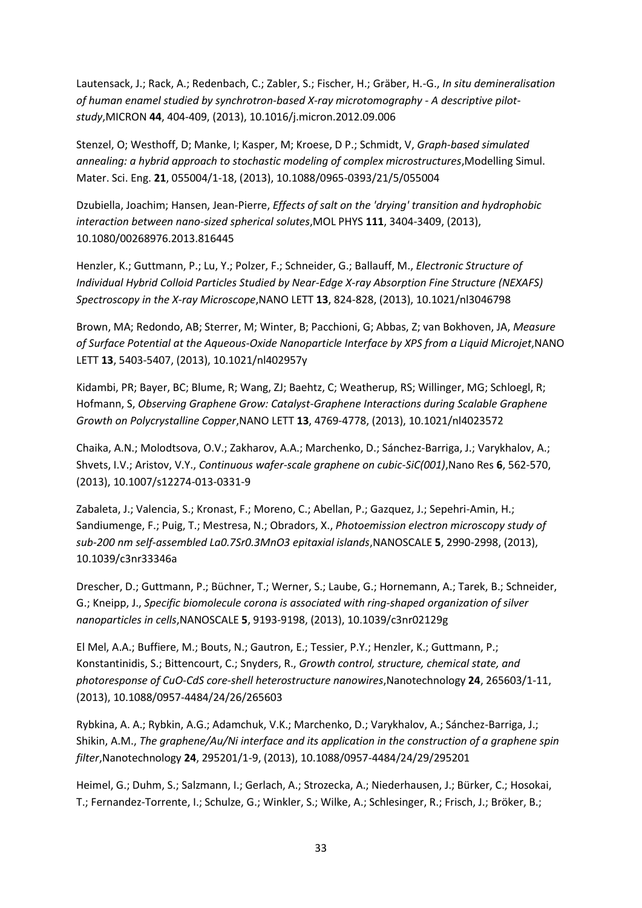Lautensack, J.; Rack, A.; Redenbach, C.; Zabler, S.; Fischer, H.; Gräber, H.-G., *In situ demineralisation of human enamel studied by synchrotron-based X-ray microtomography - A descriptive pilot-study*,MICRON **44**, 404-409, (2013), 10.1016/j.micron.2012.09.006

Stenzel, O; Westhoff, D; Manke, I; Kasper, M; Kroese, D P.; Schmidt, V, *Graph-based simulated annealing: a hybrid approach to stochastic modeling of complex microstructures*,Modelling Simul. Mater. Sci. Eng. **21**, 055004/1-18, (2013), 10.1088/0965-0393/21/5/055004

Dzubiella, Joachim; Hansen, Jean-Pierre, *Effects of salt on the 'drying' transition and hydrophobic interaction between nano-sized spherical solutes*,MOL PHYS **111**, 3404-3409, (2013), 10.1080/00268976.2013.816445

Henzler, K.; Guttmann, P.; Lu, Y.; Polzer, F.; Schneider, G.; Ballauff, M., *Electronic Structure of Individual Hybrid Colloid Particles Studied by Near-Edge X-ray Absorption Fine Structure (NEXAFS) Spectroscopy in the X-ray Microscope*,NANO LETT **13**, 824-828, (2013), 10.1021/nl3046798

Brown, MA; Redondo, AB; Sterrer, M; Winter, B; Pacchioni, G; Abbas, Z; van Bokhoven, JA, *Measure of Surface Potential at the Aqueous-Oxide Nanoparticle Interface by XPS from a Liquid Microjet*,NANO LETT **13**, 5403-5407, (2013), 10.1021/nl402957y

Kidambi, PR; Bayer, BC; Blume, R; Wang, ZJ; Baehtz, C; Weatherup, RS; Willinger, MG; Schloegl, R; Hofmann, S, *Observing Graphene Grow: Catalyst-Graphene Interactions during Scalable Graphene Growth on Polycrystalline Copper*,NANO LETT **13**, 4769-4778, (2013), 10.1021/nl4023572

Chaika, A.N.; Molodtsova, O.V.; Zakharov, A.A.; Marchenko, D.; Sánchez-Barriga, J.; Varykhalov, A.; Shvets, I.V.; Aristov, V.Y., *Continuous wafer-scale graphene on cubic-SiC(001)*,Nano Res **6**, 562-570, (2013), 10.1007/s12274-013-0331-9

Zabaleta, J.; Valencia, S.; Kronast, F.; Moreno, C.; Abellan, P.; Gazquez, J.; Sepehri-Amin, H.; Sandiumenge, F.; Puig, T.; Mestresa, N.; Obradors, X., *Photoemission electron microscopy study of sub-200 nm self-assembled La0.7Sr0.3MnO3 epitaxial islands*,NANOSCALE **5**, 2990-2998, (2013), 10.1039/c3nr33346a

Drescher, D.; Guttmann, P.; Büchner, T.; Werner, S.; Laube, G.; Hornemann, A.; Tarek, B.; Schneider, G.; Kneipp, J., *Specific biomolecule corona is associated with ring-shaped organization of silver nanoparticles in cells*,NANOSCALE **5**, 9193-9198, (2013), 10.1039/c3nr02129g

El Mel, A.A.; Buffiere, M.; Bouts, N.; Gautron, E.; Tessier, P.Y.; Henzler, K.; Guttmann, P.; Konstantinidis, S.; Bittencourt, C.; Snyders, R., *Growth control, structure, chemical state, and photoresponse of CuO-CdS core-shell heterostructure nanowires*,Nanotechnology **24**, 265603/1-11, (2013), 10.1088/0957-4484/24/26/265603

Rybkina, A. A.; Rybkin, A.G.; Adamchuk, V.K.; Marchenko, D.; Varykhalov, A.; Sánchez-Barriga, J.; Shikin, A.M., *The graphene/Au/Ni interface and its application in the construction of a graphene spin filter*,Nanotechnology **24**, 295201/1-9, (2013), 10.1088/0957-4484/24/29/295201

Heimel, G.; Duhm, S.; Salzmann, I.; Gerlach, A.; Strozecka, A.; Niederhausen, J.; Bürker, C.; Hosokai, T.; Fernandez-Torrente, I.; Schulze, G.; Winkler, S.; Wilke, A.; Schlesinger, R.; Frisch, J.; Bröker, B.;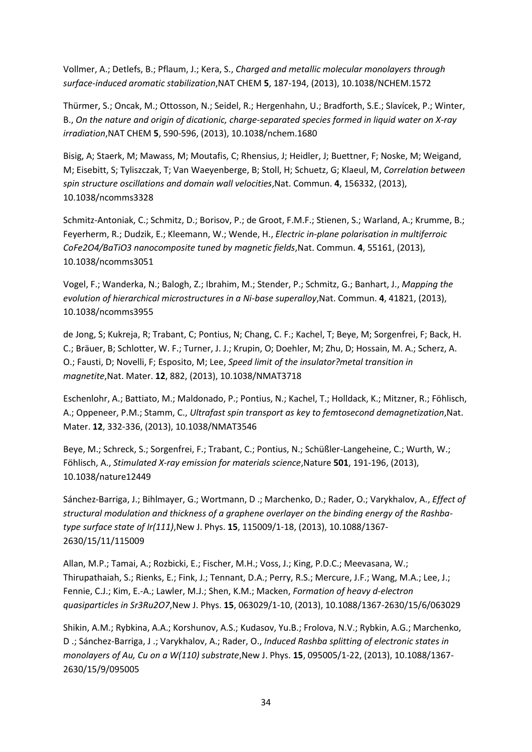Vollmer, A.; Detlefs, B.; Pflaum, J.; Kera, S., *Charged and metallic molecular monolayers through surface-induced aromatic stabilization*,NAT CHEM **5**, 187-194, (2013), 10.1038/NCHEM.1572

Thürmer, S.; Oncak, M.; Ottosson, N.; Seidel, R.; Hergenhahn, U.; Bradforth, S.E.; Slavícek, P.; Winter, B., *On the nature and origin of dicationic, charge-separated species formed in liquid water on X-ray irradiation*,NAT CHEM **5**, 590-596, (2013), 10.1038/nchem.1680

Bisig, A; Staerk, M; Mawass, M; Moutafis, C; Rhensius, J; Heidler, J; Buettner, F; Noske, M; Weigand, M; Eisebitt, S; Tyliszczak, T; Van Waeyenberge, B; Stoll, H; Schuetz, G; Klaeul, M, *Correlation between spin structure oscillations and domain wall velocities*,Nat. Commun. **4**, 156332, (2013), 10.1038/ncomms3328

Schmitz-Antoniak, C.; Schmitz, D.; Borisov, P.; de Groot, F.M.F.; Stienen, S.; Warland, A.; Krumme, B.; Feyerherm, R.; Dudzik, E.; Kleemann, W.; Wende, H., *Electric in-plane polarisation in multiferroic CoFe2O4/BaTiO3 nanocomposite tuned by magnetic fields*,Nat. Commun. **4**, 55161, (2013), 10.1038/ncomms3051

Vogel, F.; Wanderka, N.; Balogh, Z.; Ibrahim, M.; Stender, P.; Schmitz, G.; Banhart, J., *Mapping the evolution of hierarchical microstructures in a Ni-base superalloy*,Nat. Commun. **4**, 41821, (2013), 10.1038/ncomms3955

de Jong, S; Kukreja, R; Trabant, C; Pontius, N; Chang, C. F.; Kachel, T; Beye, M; Sorgenfrei, F; Back, H. C.; Bräuer, B; Schlotter, W. F.; Turner, J. J.; Krupin, O; Doehler, M; Zhu, D; Hossain, M. A.; Scherz, A. O.; Fausti, D; Novelli, F; Esposito, M; Lee, *Speed limit of the insulator?metal transition in magnetite*,Nat. Mater. **12**, 882, (2013), 10.1038/NMAT3718

Eschenlohr, A.; Battiato, M.; Maldonado, P.; Pontius, N.; Kachel, T.; Holldack, K.; Mitzner, R.; Föhlisch, A.; Oppeneer, P.M.; Stamm, C., *Ultrafast spin transport as key to femtosecond demagnetization*,Nat. Mater. **12**, 332-336, (2013), 10.1038/NMAT3546

Beye, M.; Schreck, S.; Sorgenfrei, F.; Trabant, C.; Pontius, N.; Schüßler-Langeheine, C.; Wurth, W.; Föhlisch, A., *Stimulated X-ray emission for materials science*,Nature **501**, 191-196, (2013), 10.1038/nature12449

Sánchez-Barriga, J.; Bihlmayer, G.; Wortmann, D .; Marchenko, D.; Rader, O.; Varykhalov, A., *Effect of structural modulation and thickness of a graphene overlayer on the binding energy of the Rashba-type surface state of Ir(111)*,New J. Phys. **15**, 115009/1-18, (2013), 10.1088/1367-2630/15/11/115009

Allan, M.P.; Tamai, A.; Rozbicki, E.; Fischer, M.H.; Voss, J.; King, P.D.C.; Meevasana, W.; Thirupathaiah, S.; Rienks, E.; Fink, J.; Tennant, D.A.; Perry, R.S.; Mercure, J.F.; Wang, M.A.; Lee, J.; Fennie, C.J.; Kim, E.-A.; Lawler, M.J.; Shen, K.M.; Macken, *Formation of heavy d-electron quasiparticles in Sr3Ru2O7*,New J. Phys. **15**, 063029/1-10, (2013), 10.1088/1367-2630/15/6/063029

Shikin, A.M.; Rybkina, A.A.; Korshunov, A.S.; Kudasov, Yu.B.; Frolova, N.V.; Rybkin, A.G.; Marchenko, D .; Sánchez-Barriga, J .; Varykhalov, A.; Rader, O., *Induced Rashba splitting of electronic states in monolayers of Au, Cu on a W(110) substrate*,New J. Phys. **15**, 095005/1-22, (2013), 10.1088/1367-2630/15/9/095005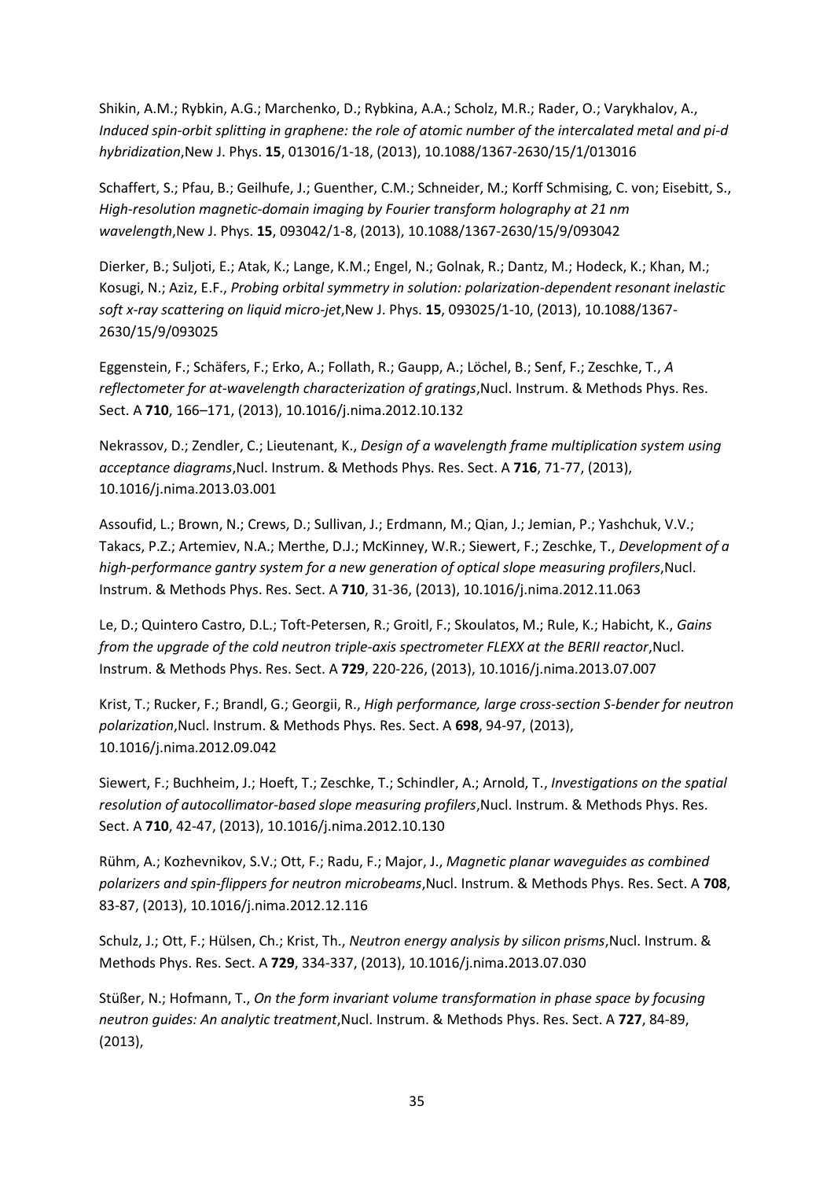Shikin, A.M.; Rybkin, A.G.; Marchenko, D.; Rybkina, A.A.; Scholz, M.R.; Rader, O.; Varykhalov, A., *Induced spin-orbit splitting in graphene: the role of atomic number of the intercalated metal and pi-d hybridization*,New J. Phys. **15**, 013016/1-18, (2013), 10.1088/1367-2630/15/1/013016

Schaffert, S.; Pfau, B.; Geilhufe, J.; Guenther, C.M.; Schneider, M.; Korff Schmising, C. von; Eisebitt, S., *High-resolution magnetic-domain imaging by Fourier transform holography at 21 nm wavelength*,New J. Phys. **15**, 093042/1-8, (2013), 10.1088/1367-2630/15/9/093042

Dierker, B.; Suljoti, E.; Atak, K.; Lange, K.M.; Engel, N.; Golnak, R.; Dantz, M.; Hodeck, K.; Khan, M.; Kosugi, N.; Aziz, E.F., *Probing orbital symmetry in solution: polarization-dependent resonant inelastic soft x-ray scattering on liquid micro-jet*,New J. Phys. **15**, 093025/1-10, (2013), 10.1088/1367-2630/15/9/093025

Eggenstein, F.; Schäfers, F.; Erko, A.; Follath, R.; Gaupp, A.; Löchel, B.; Senf, F.; Zeschke, T., *A reflectometer for at-wavelength characterization of gratings*,Nucl. Instrum. & Methods Phys. Res. Sect. A **710**, 166–171, (2013), 10.1016/j.nima.2012.10.132

Nekrassov, D.; Zendler, C.; Lieutenant, K., *Design of a wavelength frame multiplication system using acceptance diagrams*,Nucl. Instrum. & Methods Phys. Res. Sect. A **716**, 71-77, (2013), 10.1016/j.nima.2013.03.001

Assoufid, L.; Brown, N.; Crews, D.; Sullivan, J.; Erdmann, M.; Qian, J.; Jemian, P.; Yashchuk, V.V.; Takacs, P.Z.; Artemiev, N.A.; Merthe, D.J.; McKinney, W.R.; Siewert, F.; Zeschke, T., *Development of a high-performance gantry system for a new generation of optical slope measuring profilers*,Nucl. Instrum. & Methods Phys. Res. Sect. A **710**, 31-36, (2013), 10.1016/j.nima.2012.11.063

Le, D.; Quintero Castro, D.L.; Toft-Petersen, R.; Groitl, F.; Skoulatos, M.; Rule, K.; Habicht, K., *Gains from the upgrade of the cold neutron triple-axis spectrometer FLEXX at the BERII reactor*,Nucl. Instrum. & Methods Phys. Res. Sect. A **729**, 220-226, (2013), 10.1016/j.nima.2013.07.007

Krist, T.; Rucker, F.; Brandl, G.; Georgii, R., *High performance, large cross-section S-bender for neutron polarization*,Nucl. Instrum. & Methods Phys. Res. Sect. A **698**, 94-97, (2013), 10.1016/j.nima.2012.09.042

Siewert, F.; Buchheim, J.; Hoeft, T.; Zeschke, T.; Schindler, A.; Arnold, T., *Investigations on the spatial resolution of autocollimator-based slope measuring profilers*,Nucl. Instrum. & Methods Phys. Res. Sect. A **710**, 42-47, (2013), 10.1016/j.nima.2012.10.130

Rühm, A.; Kozhevnikov, S.V.; Ott, F.; Radu, F.; Major, J., *Magnetic planar waveguides as combined polarizers and spin-flippers for neutron microbeams*,Nucl. Instrum. & Methods Phys. Res. Sect. A **708**, 83-87, (2013), 10.1016/j.nima.2012.12.116

Schulz, J.; Ott, F.; Hülsen, Ch.; Krist, Th., *Neutron energy analysis by silicon prisms*,Nucl. Instrum. & Methods Phys. Res. Sect. A **729**, 334-337, (2013), 10.1016/j.nima.2013.07.030

Stüßer, N.; Hofmann, T., *On the form invariant volume transformation in phase space by focusing neutron guides: An analytic treatment*,Nucl. Instrum. & Methods Phys. Res. Sect. A **727**, 84-89, (2013),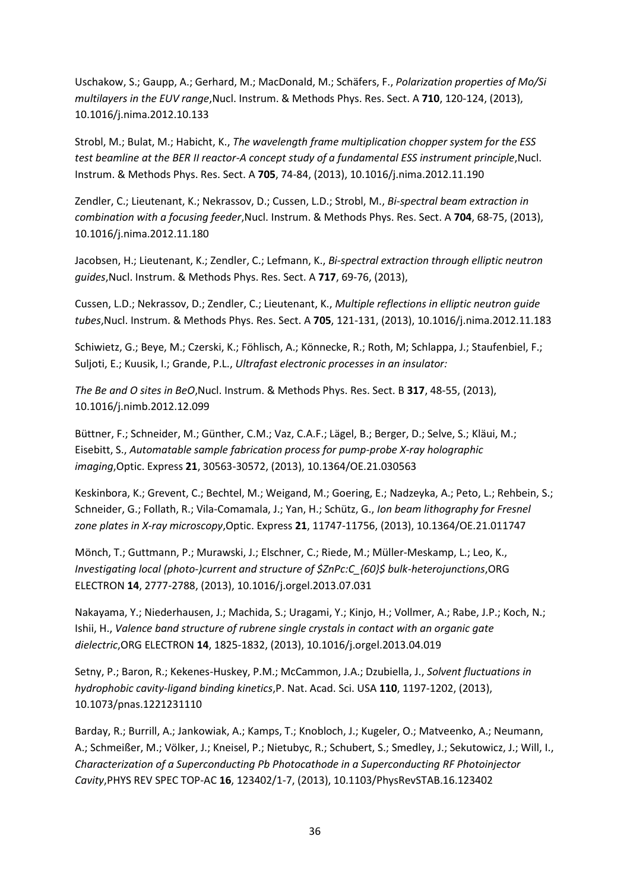Uschakow, S.; Gaupp, A.; Gerhard, M.; MacDonald, M.; Schäfers, F., *Polarization properties of Mo/Si multilayers in the EUV range*,Nucl. Instrum. & Methods Phys. Res. Sect. A **710**, 120-124, (2013), 10.1016/j.nima.2012.10.133

Strobl, M.; Bulat, M.; Habicht, K., *The wavelength frame multiplication chopper system for the ESS test beamline at the BER II reactor-A concept study of a fundamental ESS instrument principle*,Nucl. Instrum. & Methods Phys. Res. Sect. A **705**, 74-84, (2013), 10.1016/j.nima.2012.11.190

Zendler, C.; Lieutenant, K.; Nekrassov, D.; Cussen, L.D.; Strobl, M., *Bi-spectral beam extraction in combination with a focusing feeder*,Nucl. Instrum. & Methods Phys. Res. Sect. A **704**, 68-75, (2013), 10.1016/j.nima.2012.11.180

Jacobsen, H.; Lieutenant, K.; Zendler, C.; Lefmann, K., *Bi-spectral extraction through elliptic neutron guides*,Nucl. Instrum. & Methods Phys. Res. Sect. A **717**, 69-76, (2013),

Cussen, L.D.; Nekrassov, D.; Zendler, C.; Lieutenant, K., *Multiple reflections in elliptic neutron guide tubes*,Nucl. Instrum. & Methods Phys. Res. Sect. A **705**, 121-131, (2013), 10.1016/j.nima.2012.11.183

Schiwietz, G.; Beye, M.; Czerski, K.; Föhlisch, A.; Könnecke, R.; Roth, M; Schlappa, J.; Staufenbiel, F.; Suljoti, E.; Kuusik, I.; Grande, P.L., *Ultrafast electronic processes in an insulator:*

*The Be and O sites in BeO*,Nucl. Instrum. & Methods Phys. Res. Sect. B **317**, 48-55, (2013), 10.1016/j.nimb.2012.12.099

Büttner, F.; Schneider, M.; Günther, C.M.; Vaz, C.A.F.; Lägel, B.; Berger, D.; Selve, S.; Kläui, M.; Eisebitt, S., *Automatable sample fabrication process for pump-probe X-ray holographic imaging*,Optic. Express **21**, 30563-30572, (2013), 10.1364/OE.21.030563

Keskinbora, K.; Grevent, C.; Bechtel, M.; Weigand, M.; Goering, E.; Nadzeyka, A.; Peto, L.; Rehbein, S.; Schneider, G.; Follath, R.; Vila-Comamala, J.; Yan, H.; Schütz, G., *Ion beam lithography for Fresnel zone plates in X-ray microscopy*,Optic. Express **21**, 11747-11756, (2013), 10.1364/OE.21.011747

Mönch, T.; Guttmann, P.; Murawski, J.; Elschner, C.; Riede, M.; Müller-Meskamp, L.; Leo, K., *Investigating local (photo-)current and structure of $ZnPc:C_{60}$ bulk-heterojunctions*,ORG ELECTRON **14**, 2777-2788, (2013), 10.1016/j.orgel.2013.07.031

Nakayama, Y.; Niederhausen, J.; Machida, S.; Uragami, Y.; Kinjo, H.; Vollmer, A.; Rabe, J.P.; Koch, N.; Ishii, H., *Valence band structure of rubrene single crystals in contact with an organic gate dielectric*,ORG ELECTRON **14**, 1825-1832, (2013), 10.1016/j.orgel.2013.04.019

Setny, P.; Baron, R.; Kekenes-Huskey, P.M.; McCammon, J.A.; Dzubiella, J., *Solvent fluctuations in hydrophobic cavity-ligand binding kinetics*,P. Nat. Acad. Sci. USA **110**, 1197-1202, (2013), 10.1073/pnas.1221231110

Barday, R.; Burrill, A.; Jankowiak, A.; Kamps, T.; Knobloch, J.; Kugeler, O.; Matveenko, A.; Neumann, A.; Schmeißer, M.; Völker, J.; Kneisel, P.; Nietubyc, R.; Schubert, S.; Smedley, J.; Sekutowicz, J.; Will, I., *Characterization of a Superconducting Pb Photocathode in a Superconducting RF Photoinjector Cavity*,PHYS REV SPEC TOP-AC **16**, 123402/1-7, (2013), 10.1103/PhysRevSTAB.16.123402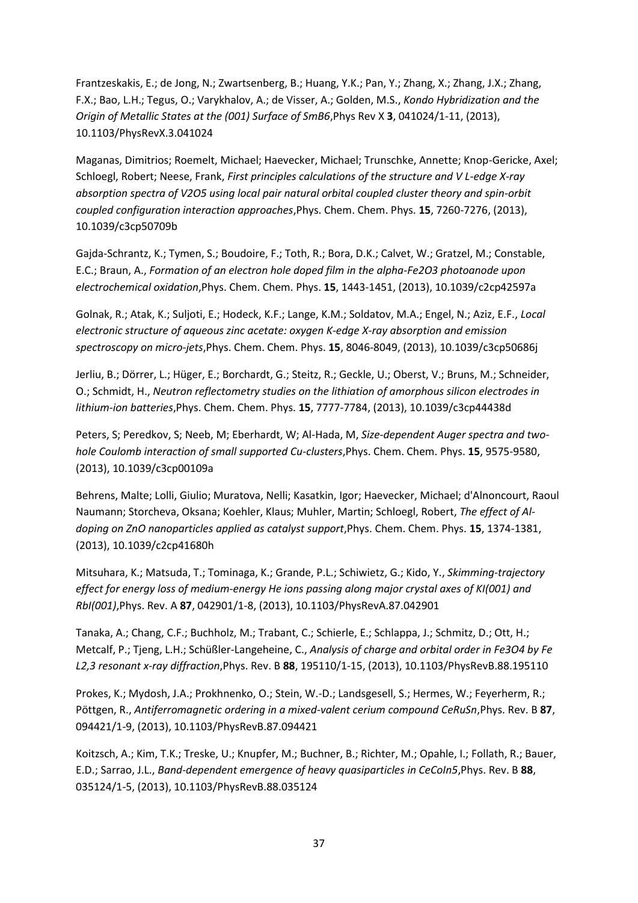Frantzeskakis, E.; de Jong, N.; Zwartsenberg, B.; Huang, Y.K.; Pan, Y.; Zhang, X.; Zhang, J.X.; Zhang, F.X.; Bao, L.H.; Tegus, O.; Varykhalov, A.; de Visser, A.; Golden, M.S., *Kondo Hybridization and the Origin of Metallic States at the (001) Surface of SmB6*,Phys Rev X **3**, 041024/1-11, (2013), 10.1103/PhysRevX.3.041024

Maganas, Dimitrios; Roemelt, Michael; Haevecker, Michael; Trunschke, Annette; Knop-Gericke, Axel; Schloegl, Robert; Neese, Frank, *First principles calculations of the structure and V L-edge X-ray absorption spectra of V2O5 using local pair natural orbital coupled cluster theory and spin-orbit coupled configuration interaction approaches*,Phys. Chem. Chem. Phys. **15**, 7260-7276, (2013), 10.1039/c3cp50709b

Gajda-Schrantz, K.; Tymen, S.; Boudoire, F.; Toth, R.; Bora, D.K.; Calvet, W.; Gratzel, M.; Constable, E.C.; Braun, A., *Formation of an electron hole doped film in the alpha-Fe2O3 photoanode upon electrochemical oxidation*,Phys. Chem. Chem. Phys. **15**, 1443-1451, (2013), 10.1039/c2cp42597a

Golnak, R.; Atak, K.; Suljoti, E.; Hodeck, K.F.; Lange, K.M.; Soldatov, M.A.; Engel, N.; Aziz, E.F., *Local electronic structure of aqueous zinc acetate: oxygen K-edge X-ray absorption and emission spectroscopy on micro-jets*,Phys. Chem. Chem. Phys. **15**, 8046-8049, (2013), 10.1039/c3cp50686j

Jerliu, B.; Dörrer, L.; Hüger, E.; Borchardt, G.; Steitz, R.; Geckle, U.; Oberst, V.; Bruns, M.; Schneider, O.; Schmidt, H., *Neutron reflectometry studies on the lithiation of amorphous silicon electrodes in lithium-ion batteries*,Phys. Chem. Chem. Phys. **15**, 7777-7784, (2013), 10.1039/c3cp44438d

Peters, S; Peredkov, S; Neeb, M; Eberhardt, W; Al-Hada, M, *Size-dependent Auger spectra and two-hole Coulomb interaction of small supported Cu-clusters*,Phys. Chem. Chem. Phys. **15**, 9575-9580, (2013), 10.1039/c3cp00109a

Behrens, Malte; Lolli, Giulio; Muratova, Nelli; Kasatkin, Igor; Haevecker, Michael; d'Alnoncourt, Raoul Naumann; Storcheva, Oksana; Koehler, Klaus; Muhler, Martin; Schloegl, Robert, *The effect of Al-doping on ZnO nanoparticles applied as catalyst support*,Phys. Chem. Chem. Phys. **15**, 1374-1381, (2013), 10.1039/c2cp41680h

Mitsuhara, K.; Matsuda, T.; Tominaga, K.; Grande, P.L.; Schiwietz, G.; Kido, Y., *Skimming-trajectory effect for energy loss of medium-energy He ions passing along major crystal axes of KI(001) and RbI(001)*,Phys. Rev. A **87**, 042901/1-8, (2013), 10.1103/PhysRevA.87.042901

Tanaka, A.; Chang, C.F.; Buchholz, M.; Trabant, C.; Schierle, E.; Schlappa, J.; Schmitz, D.; Ott, H.; Metcalf, P.; Tjeng, L.H.; Schüßler-Langeheine, C., *Analysis of charge and orbital order in Fe3O4 by Fe L2,3 resonant x-ray diffraction*,Phys. Rev. B **88**, 195110/1-15, (2013), 10.1103/PhysRevB.88.195110

Prokes, K.; Mydosh, J.A.; Prokhnenko, O.; Stein, W.-D.; Landsgesell, S.; Hermes, W.; Feyerherm, R.; Pöttgen, R., *Antiferromagnetic ordering in a mixed-valent cerium compound CeRuSn*,Phys. Rev. B **87**, 094421/1-9, (2013), 10.1103/PhysRevB.87.094421

Koitzsch, A.; Kim, T.K.; Treske, U.; Knupfer, M.; Buchner, B.; Richter, M.; Opahle, I.; Follath, R.; Bauer, E.D.; Sarrao, J.L., *Band-dependent emergence of heavy quasiparticles in CeCoIn5*,Phys. Rev. B **88**, 035124/1-5, (2013), 10.1103/PhysRevB.88.035124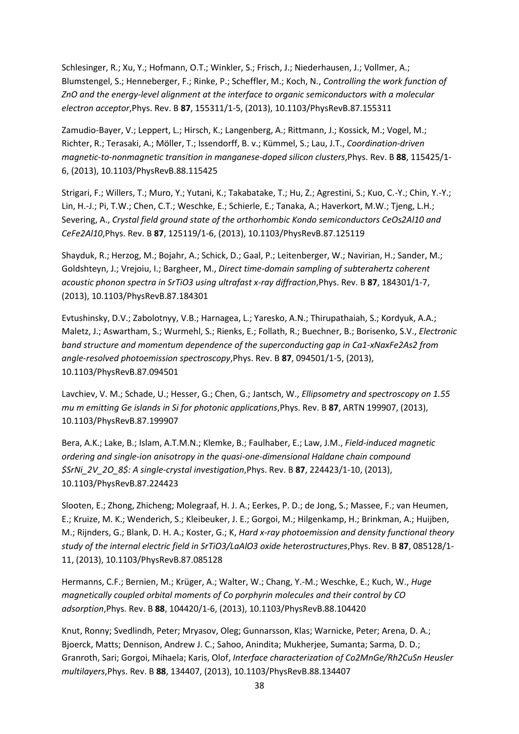Schlesinger, R.; Xu, Y.; Hofmann, O.T.; Winkler, S.; Frisch, J.; Niederhausen, J.; Vollmer, A.; Blumstengel, S.; Henneberger, F.; Rinke, P.; Scheffler, M.; Koch, N., *Controlling the work function of ZnO and the energy-level alignment at the interface to organic semiconductors with a molecular electron acceptor*,Phys. Rev. B **87**, 155311/1-5, (2013), 10.1103/PhysRevB.87.155311

Zamudio-Bayer, V.; Leppert, L.; Hirsch, K.; Langenberg, A.; Rittmann, J.; Kossick, M.; Vogel, M.; Richter, R.; Terasaki, A.; Möller, T.; Issendorff, B. v.; Kümmel, S.; Lau, J.T., *Coordination-driven magnetic-to-nonmagnetic transition in manganese-doped silicon clusters*,Phys. Rev. B **88**, 115425/1-6, (2013), 10.1103/PhysRevB.88.115425

Strigari, F.; Willers, T.; Muro, Y.; Yutani, K.; Takabatake, T.; Hu, Z.; Agrestini, S.; Kuo, C.-Y.; Chin, Y.-Y.; Lin, H.-J.; Pi, T.W.; Chen, C.T.; Weschke, E.; Schierle, E.; Tanaka, A.; Haverkort, M.W.; Tjeng, L.H.; Severing, A., *Crystal field ground state of the orthorhombic Kondo semiconductors CeOs2Al10 and CeFe2Al10*,Phys. Rev. B **87**, 125119/1-6, (2013), 10.1103/PhysRevB.87.125119

Shayduk, R.; Herzog, M.; Bojahr, A.; Schick, D.; Gaal, P.; Leitenberger, W.; Navirian, H.; Sander, M.; Goldshteyn, J.; Vrejoiu, I.; Bargheer, M., *Direct time-domain sampling of subterahertz coherent acoustic phonon spectra in SrTiO3 using ultrafast x-ray diffraction*,Phys. Rev. B **87**, 184301/1-7, (2013), 10.1103/PhysRevB.87.184301

Evtushinsky, D.V.; Zabolotnyy, V.B.; Harnagea, L.; Yaresko, A.N.; Thirupathaiah, S.; Kordyuk, A.A.; Maletz, J.; Aswartham, S.; Wurmehl, S.; Rienks, E.; Follath, R.; Buechner, B.; Borisenko, S.V., *Electronic band structure and momentum dependence of the superconducting gap in Ca1-xNaxFe2As2 from angle-resolved photoemission spectroscopy*,Phys. Rev. B **87**, 094501/1-5, (2013), 10.1103/PhysRevB.87.094501

Lavchiev, V. M.; Schade, U.; Hesser, G.; Chen, G.; Jantsch, W., *Ellipsometry and spectroscopy on 1.55 mu m emitting Ge islands in Si for photonic applications*,Phys. Rev. B **87**, ARTN 199907, (2013), 10.1103/PhysRevB.87.199907

Bera, A.K.; Lake, B.; Islam, A.T.M.N.; Klemke, B.; Faulhaber, E.; Law, J.M., *Field-induced magnetic ordering and single-ion anisotropy in the quasi-one-dimensional Haldane chain compound $SrNi_2V_2O_8$: A single-crystal investigation*,Phys. Rev. B **87**, 224423/1-10, (2013), 10.1103/PhysRevB.87.224423

Slooten, E.; Zhong, Zhicheng; Molegraaf, H. J. A.; Eerkes, P. D.; de Jong, S.; Massee, F.; van Heumen, E.; Kruize, M. K.; Wenderich, S.; Kleibeuker, J. E.; Gorgoi, M.; Hilgenkamp, H.; Brinkman, A.; Huijben, M.; Rijnders, G.; Blank, D. H. A.; Koster, G.; K, *Hard x-ray photoemission and density functional theory study of the internal electric field in SrTiO3/LaAlO3 oxide heterostructures*,Phys. Rev. B **87**, 085128/1-11, (2013), 10.1103/PhysRevB.87.085128

Hermanns, C.F.; Bernien, M.; Krüger, A.; Walter, W.; Chang, Y.-M.; Weschke, E.; Kuch, W., *Huge magnetically coupled orbital moments of Co porphyrin molecules and their control by CO adsorption*,Phys. Rev. B **88**, 104420/1-6, (2013), 10.1103/PhysRevB.88.104420

Knut, Ronny; Svedlindh, Peter; Mryasov, Oleg; Gunnarsson, Klas; Warnicke, Peter; Arena, D. A.; Bjoerck, Matts; Dennison, Andrew J. C.; Sahoo, Anindita; Mukherjee, Sumanta; Sarma, D. D.; Granroth, Sari; Gorgoi, Mihaela; Karis, Olof, *Interface characterization of Co2MnGe/Rh2CuSn Heusler multilayers*,Phys. Rev. B **88**, 134407, (2013), 10.1103/PhysRevB.88.134407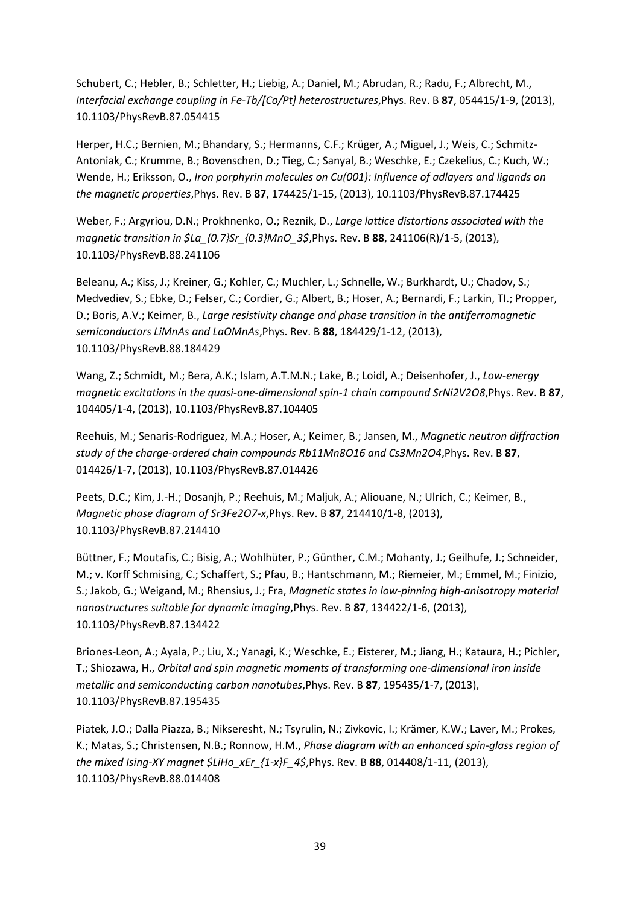Schubert, C.; Hebler, B.; Schletter, H.; Liebig, A.; Daniel, M.; Abrudan, R.; Radu, F.; Albrecht, M., *Interfacial exchange coupling in Fe-Tb/[Co/Pt] heterostructures*,Phys. Rev. B **87**, 054415/1-9, (2013), 10.1103/PhysRevB.87.054415

Herper, H.C.; Bernien, M.; Bhandary, S.; Hermanns, C.F.; Krüger, A.; Miguel, J.; Weis, C.; Schmitz-Antoniak, C.; Krumme, B.; Bovenschen, D.; Tieg, C.; Sanyal, B.; Weschke, E.; Czekelius, C.; Kuch, W.; Wende, H.; Eriksson, O., *Iron porphyrin molecules on Cu(001): Influence of adlayers and ligands on the magnetic properties*,Phys. Rev. B **87**, 174425/1-15, (2013), 10.1103/PhysRevB.87.174425

Weber, F.; Argyriou, D.N.; Prokhnenko, O.; Reznik, D., *Large lattice distortions associated with the magnetic transition in $La_{0.7}Sr_{0.3}MnO_3$*,Phys. Rev. B **88**, 241106(R)/1-5, (2013), 10.1103/PhysRevB.88.241106

Beleanu, A.; Kiss, J.; Kreiner, G.; Kohler, C.; Muchler, L.; Schnelle, W.; Burkhardt, U.; Chadov, S.; Medvediev, S.; Ebke, D.; Felser, C.; Cordier, G.; Albert, B.; Hoser, A.; Bernardi, F.; Larkin, TI.; Propper, D.; Boris, A.V.; Keimer, B., *Large resistivity change and phase transition in the antiferromagnetic semiconductors LiMnAs and LaOMnAs*,Phys. Rev. B **88**, 184429/1-12, (2013), 10.1103/PhysRevB.88.184429

Wang, Z.; Schmidt, M.; Bera, A.K.; Islam, A.T.M.N.; Lake, B.; Loidl, A.; Deisenhofer, J., *Low-energy magnetic excitations in the quasi-one-dimensional spin-1 chain compound SrNi2V2O8*,Phys. Rev. B **87**, 104405/1-4, (2013), 10.1103/PhysRevB.87.104405

Reehuis, M.; Senaris-Rodriguez, M.A.; Hoser, A.; Keimer, B.; Jansen, M., *Magnetic neutron diffraction study of the charge-ordered chain compounds Rb11Mn8O16 and Cs3Mn2O4*,Phys. Rev. B **87**, 014426/1-7, (2013), 10.1103/PhysRevB.87.014426

Peets, D.C.; Kim, J.-H.; Dosanjh, P.; Reehuis, M.; Maljuk, A.; Aliouane, N.; Ulrich, C.; Keimer, B., *Magnetic phase diagram of Sr3Fe2O7-x*,Phys. Rev. B **87**, 214410/1-8, (2013), 10.1103/PhysRevB.87.214410

Büttner, F.; Moutafis, C.; Bisig, A.; Wohlhüter, P.; Günther, C.M.; Mohanty, J.; Geilhufe, J.; Schneider, M.; v. Korff Schmising, C.; Schaffert, S.; Pfau, B.; Hantschmann, M.; Riemeier, M.; Emmel, M.; Finizio, S.; Jakob, G.; Weigand, M.; Rhensius, J.; Fra, *Magnetic states in low-pinning high-anisotropy material nanostructures suitable for dynamic imaging*,Phys. Rev. B **87**, 134422/1-6, (2013), 10.1103/PhysRevB.87.134422

Briones-Leon, A.; Ayala, P.; Liu, X.; Yanagi, K.; Weschke, E.; Eisterer, M.; Jiang, H.; Kataura, H.; Pichler, T.; Shiozawa, H., *Orbital and spin magnetic moments of transforming one-dimensional iron inside metallic and semiconducting carbon nanotubes*,Phys. Rev. B **87**, 195435/1-7, (2013), 10.1103/PhysRevB.87.195435

Piatek, J.O.; Dalla Piazza, B.; Nikseresht, N.; Tsyrulin, N.; Zivkovic, I.; Krämer, K.W.; Laver, M.; Prokes, K.; Matas, S.; Christensen, N.B.; Ronnow, H.M., *Phase diagram with an enhanced spin-glass region of the mixed Ising-XY magnet $LiHo_xEr_{1-x}F_4$*,Phys. Rev. B **88**, 014408/1-11, (2013), 10.1103/PhysRevB.88.014408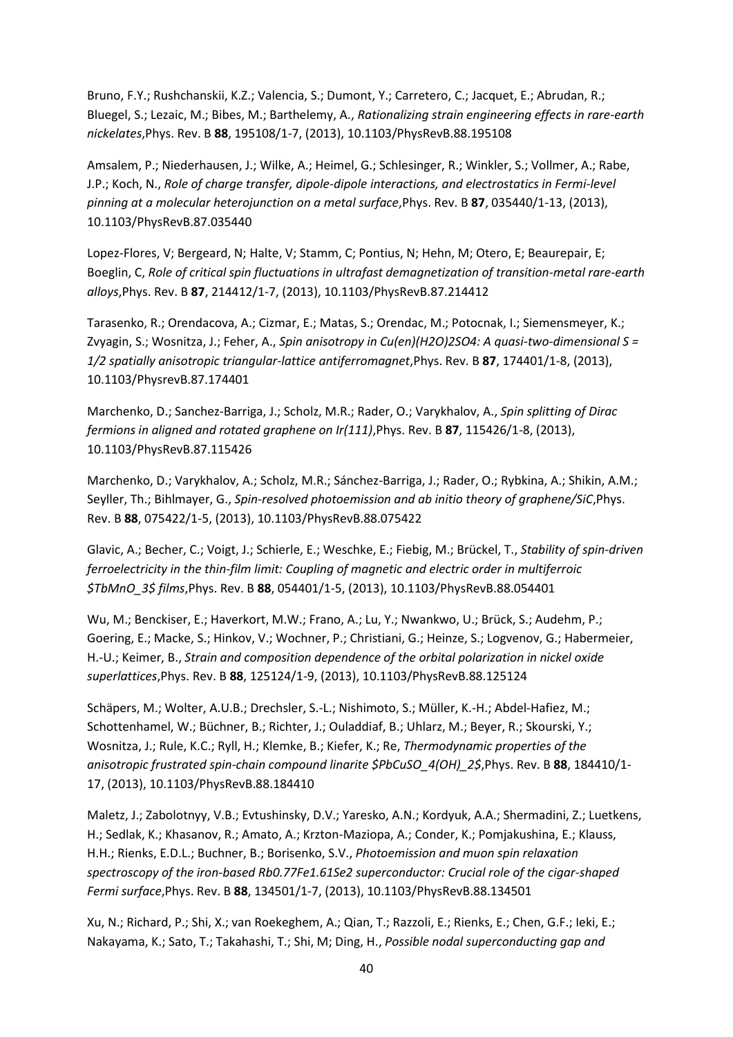Bruno, F.Y.; Rushchanskii, K.Z.; Valencia, S.; Dumont, Y.; Carretero, C.; Jacquet, E.; Abrudan, R.; Bluegel, S.; Lezaic, M.; Bibes, M.; Barthelemy, A., *Rationalizing strain engineering effects in rare-earth nickelates*,Phys. Rev. B **88**, 195108/1-7, (2013), 10.1103/PhysRevB.88.195108

Amsalem, P.; Niederhausen, J.; Wilke, A.; Heimel, G.; Schlesinger, R.; Winkler, S.; Vollmer, A.; Rabe, J.P.; Koch, N., *Role of charge transfer, dipole-dipole interactions, and electrostatics in Fermi-level pinning at a molecular heterojunction on a metal surface*,Phys. Rev. B **87**, 035440/1-13, (2013), 10.1103/PhysRevB.87.035440

Lopez-Flores, V; Bergeard, N; Halte, V; Stamm, C; Pontius, N; Hehn, M; Otero, E; Beaurepair, E; Boeglin, C, *Role of critical spin fluctuations in ultrafast demagnetization of transition-metal rare-earth alloys*,Phys. Rev. B **87**, 214412/1-7, (2013), 10.1103/PhysRevB.87.214412

Tarasenko, R.; Orendacova, A.; Cizmar, E.; Matas, S.; Orendac, M.; Potocnak, I.; Siemensmeyer, K.; Zvyagin, S.; Wosnitza, J.; Feher, A., *Spin anisotropy in Cu(en)(H2O)2SO4: A quasi-two-dimensional S = 1/2 spatially anisotropic triangular-lattice antiferromagnet*,Phys. Rev. B **87**, 174401/1-8, (2013), 10.1103/PhysrevB.87.174401

Marchenko, D.; Sanchez-Barriga, J.; Scholz, M.R.; Rader, O.; Varykhalov, A., *Spin splitting of Dirac fermions in aligned and rotated graphene on Ir(111)*,Phys. Rev. B **87**, 115426/1-8, (2013), 10.1103/PhysRevB.87.115426

Marchenko, D.; Varykhalov, A.; Scholz, M.R.; Sánchez-Barriga, J.; Rader, O.; Rybkina, A.; Shikin, A.M.; Seyller, Th.; Bihlmayer, G., *Spin-resolved photoemission and ab initio theory of graphene/SiC*,Phys. Rev. B **88**, 075422/1-5, (2013), 10.1103/PhysRevB.88.075422

Glavic, A.; Becher, C.; Voigt, J.; Schierle, E.; Weschke, E.; Fiebig, M.; Brückel, T., *Stability of spin-driven ferroelectricity in the thin-film limit: Coupling of magnetic and electric order in multiferroic $TbMnO_3$ films*,Phys. Rev. B **88**, 054401/1-5, (2013), 10.1103/PhysRevB.88.054401

Wu, M.; Benckiser, E.; Haverkort, M.W.; Frano, A.; Lu, Y.; Nwankwo, U.; Brück, S.; Audehm, P.; Goering, E.; Macke, S.; Hinkov, V.; Wochner, P.; Christiani, G.; Heinze, S.; Logvenov, G.; Habermeier, H.-U.; Keimer, B., *Strain and composition dependence of the orbital polarization in nickel oxide superlattices*,Phys. Rev. B **88**, 125124/1-9, (2013), 10.1103/PhysRevB.88.125124

Schäpers, M.; Wolter, A.U.B.; Drechsler, S.-L.; Nishimoto, S.; Müller, K.-H.; Abdel-Hafiez, M.; Schottenhamel, W.; Büchner, B.; Richter, J.; Ouladdiaf, B.; Uhlarz, M.; Beyer, R.; Skourski, Y.; Wosnitza, J.; Rule, K.C.; Ryll, H.; Klemke, B.; Kiefer, K.; Re, *Thermodynamic properties of the anisotropic frustrated spin-chain compound linarite $PbCuSO_4(OH)_2$*,Phys. Rev. B **88**, 184410/1-17, (2013), 10.1103/PhysRevB.88.184410

Maletz, J.; Zabolotnyy, V.B.; Evtushinsky, D.V.; Yaresko, A.N.; Kordyuk, A.A.; Shermadini, Z.; Luetkens, H.; Sedlak, K.; Khasanov, R.; Amato, A.; Krzton-Maziopa, A.; Conder, K.; Pomjakushina, E.; Klauss, H.H.; Rienks, E.D.L.; Buchner, B.; Borisenko, S.V., *Photoemission and muon spin relaxation spectroscopy of the iron-based Rb0.77Fe1.61Se2 superconductor: Crucial role of the cigar-shaped Fermi surface*,Phys. Rev. B **88**, 134501/1-7, (2013), 10.1103/PhysRevB.88.134501

Xu, N.; Richard, P.; Shi, X.; van Roekeghem, A.; Qian, T.; Razzoli, E.; Rienks, E.; Chen, G.F.; Ieki, E.; Nakayama, K.; Sato, T.; Takahashi, T.; Shi, M; Ding, H., *Possible nodal superconducting gap and*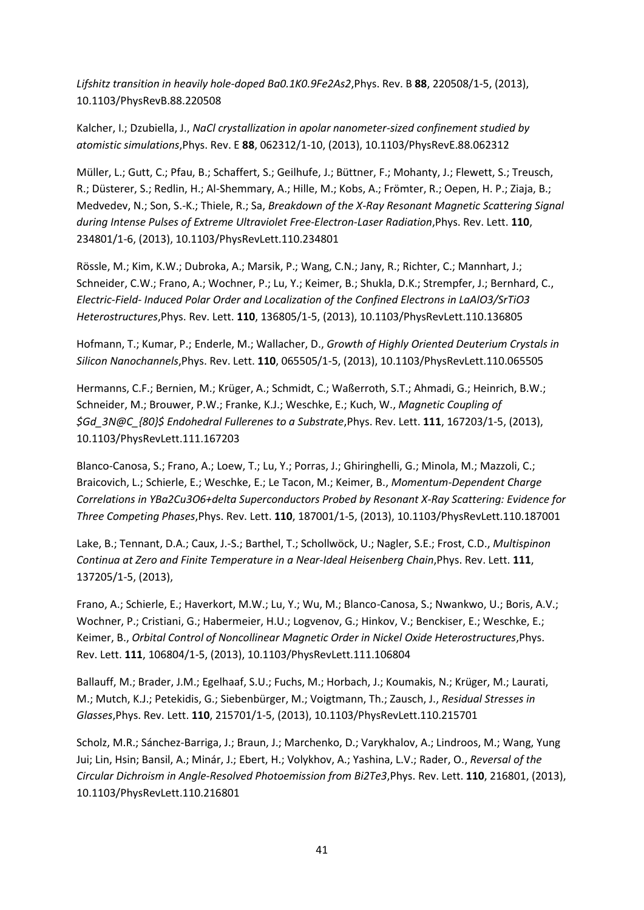*Lifshitz transition in heavily hole-doped Ba0.1K0.9Fe2As2*,Phys. Rev. B **88**, 220508/1-5, (2013), 10.1103/PhysRevB.88.220508

Kalcher, I.; Dzubiella, J., *NaCl crystallization in apolar nanometer-sized confinement studied by atomistic simulations*,Phys. Rev. E **88**, 062312/1-10, (2013), 10.1103/PhysRevE.88.062312

Müller, L.; Gutt, C.; Pfau, B.; Schaffert, S.; Geilhufe, J.; Büttner, F.; Mohanty, J.; Flewett, S.; Treusch, R.; Düsterer, S.; Redlin, H.; Al-Shemmary, A.; Hille, M.; Kobs, A.; Frömter, R.; Oepen, H. P.; Ziaja, B.; Medvedev, N.; Son, S.-K.; Thiele, R.; Sa, *Breakdown of the X-Ray Resonant Magnetic Scattering Signal during Intense Pulses of Extreme Ultraviolet Free-Electron-Laser Radiation*,Phys. Rev. Lett. **110**, 234801/1-6, (2013), 10.1103/PhysRevLett.110.234801

Rössle, M.; Kim, K.W.; Dubroka, A.; Marsik, P.; Wang, C.N.; Jany, R.; Richter, C.; Mannhart, J.; Schneider, C.W.; Frano, A.; Wochner, P.; Lu, Y.; Keimer, B.; Shukla, D.K.; Strempfer, J.; Bernhard, C., *Electric-Field- Induced Polar Order and Localization of the Confined Electrons in LaAlO3/SrTiO3 Heterostructures*,Phys. Rev. Lett. **110**, 136805/1-5, (2013), 10.1103/PhysRevLett.110.136805

Hofmann, T.; Kumar, P.; Enderle, M.; Wallacher, D., *Growth of Highly Oriented Deuterium Crystals in Silicon Nanochannels*,Phys. Rev. Lett. **110**, 065505/1-5, (2013), 10.1103/PhysRevLett.110.065505

Hermanns, C.F.; Bernien, M.; Krüger, A.; Schmidt, C.; Waßerroth, S.T.; Ahmadi, G.; Heinrich, B.W.; Schneider, M.; Brouwer, P.W.; Franke, K.J.; Weschke, E.; Kuch, W., *Magnetic Coupling of $Gd_3N@C_{80}$ Endohedral Fullerenes to a Substrate*,Phys. Rev. Lett. **111**, 167203/1-5, (2013), 10.1103/PhysRevLett.111.167203

Blanco-Canosa, S.; Frano, A.; Loew, T.; Lu, Y.; Porras, J.; Ghiringhelli, G.; Minola, M.; Mazzoli, C.; Braicovich, L.; Schierle, E.; Weschke, E.; Le Tacon, M.; Keimer, B., *Momentum-Dependent Charge Correlations in YBa2Cu3O6+delta Superconductors Probed by Resonant X-Ray Scattering: Evidence for Three Competing Phases*,Phys. Rev. Lett. **110**, 187001/1-5, (2013), 10.1103/PhysRevLett.110.187001

Lake, B.; Tennant, D.A.; Caux, J.-S.; Barthel, T.; Schollwöck, U.; Nagler, S.E.; Frost, C.D., *Multispinon Continua at Zero and Finite Temperature in a Near-Ideal Heisenberg Chain*,Phys. Rev. Lett. **111**, 137205/1-5, (2013),

Frano, A.; Schierle, E.; Haverkort, M.W.; Lu, Y.; Wu, M.; Blanco-Canosa, S.; Nwankwo, U.; Boris, A.V.; Wochner, P.; Cristiani, G.; Habermeier, H.U.; Logvenov, G.; Hinkov, V.; Benckiser, E.; Weschke, E.; Keimer, B., *Orbital Control of Noncollinear Magnetic Order in Nickel Oxide Heterostructures*,Phys. Rev. Lett. **111**, 106804/1-5, (2013), 10.1103/PhysRevLett.111.106804

Ballauff, M.; Brader, J.M.; Egelhaaf, S.U.; Fuchs, M.; Horbach, J.; Koumakis, N.; Krüger, M.; Laurati, M.; Mutch, K.J.; Petekidis, G.; Siebenbürger, M.; Voigtmann, Th.; Zausch, J., *Residual Stresses in Glasses*,Phys. Rev. Lett. **110**, 215701/1-5, (2013), 10.1103/PhysRevLett.110.215701

Scholz, M.R.; Sánchez-Barriga, J.; Braun, J.; Marchenko, D.; Varykhalov, A.; Lindroos, M.; Wang, Yung Jui; Lin, Hsin; Bansil, A.; Minár, J.; Ebert, H.; Volykhov, A.; Yashina, L.V.; Rader, O., *Reversal of the Circular Dichroism in Angle-Resolved Photoemission from Bi2Te3*,Phys. Rev. Lett. **110**, 216801, (2013), 10.1103/PhysRevLett.110.216801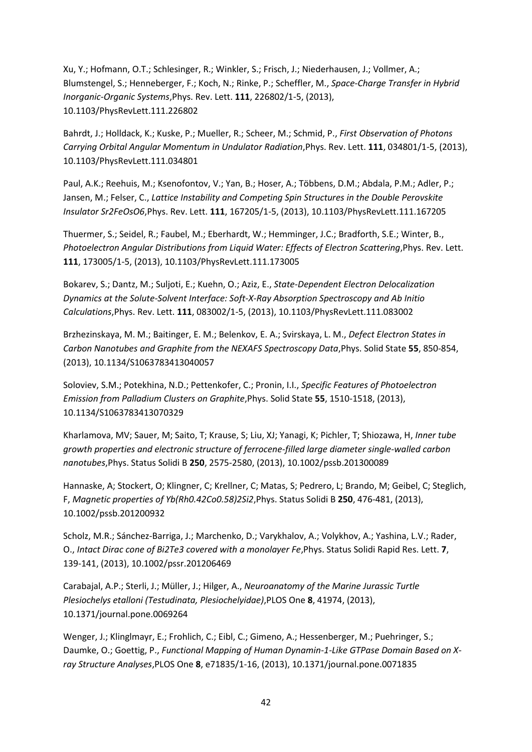Xu, Y.; Hofmann, O.T.; Schlesinger, R.; Winkler, S.; Frisch, J.; Niederhausen, J.; Vollmer, A.; Blumstengel, S.; Henneberger, F.; Koch, N.; Rinke, P.; Scheffler, M., *Space-Charge Transfer in Hybrid Inorganic-Organic Systems*,Phys. Rev. Lett. **111**, 226802/1-5, (2013), 10.1103/PhysRevLett.111.226802

Bahrdt, J.; Holldack, K.; Kuske, P.; Mueller, R.; Scheer, M.; Schmid, P., *First Observation of Photons Carrying Orbital Angular Momentum in Undulator Radiation*,Phys. Rev. Lett. **111**, 034801/1-5, (2013), 10.1103/PhysRevLett.111.034801

Paul, A.K.; Reehuis, M.; Ksenofontov, V.; Yan, B.; Hoser, A.; Többens, D.M.; Abdala, P.M.; Adler, P.; Jansen, M.; Felser, C., *Lattice Instability and Competing Spin Structures in the Double Perovskite Insulator Sr2FeOsO6*,Phys. Rev. Lett. **111**, 167205/1-5, (2013), 10.1103/PhysRevLett.111.167205

Thuermer, S.; Seidel, R.; Faubel, M.; Eberhardt, W.; Hemminger, J.C.; Bradforth, S.E.; Winter, B., *Photoelectron Angular Distributions from Liquid Water: Effects of Electron Scattering*,Phys. Rev. Lett. **111**, 173005/1-5, (2013), 10.1103/PhysRevLett.111.173005

Bokarev, S.; Dantz, M.; Suljoti, E.; Kuehn, O.; Aziz, E., *State-Dependent Electron Delocalization Dynamics at the Solute-Solvent Interface: Soft-X-Ray Absorption Spectroscopy and Ab Initio Calculations*,Phys. Rev. Lett. **111**, 083002/1-5, (2013), 10.1103/PhysRevLett.111.083002

Brzhezinskaya, M. M.; Baitinger, E. M.; Belenkov, E. A.; Svirskaya, L. M., *Defect Electron States in Carbon Nanotubes and Graphite from the NEXAFS Spectroscopy Data*,Phys. Solid State **55**, 850-854, (2013), 10.1134/S1063783413040057

Soloviev, S.M.; Potekhina, N.D.; Pettenkofer, C.; Pronin, I.I., *Specific Features of Photoelectron Emission from Palladium Clusters on Graphite*,Phys. Solid State **55**, 1510-1518, (2013), 10.1134/S1063783413070329

Kharlamova, MV; Sauer, M; Saito, T; Krause, S; Liu, XJ; Yanagi, K; Pichler, T; Shiozawa, H, *Inner tube growth properties and electronic structure of ferrocene-filled large diameter single-walled carbon nanotubes*,Phys. Status Solidi B **250**, 2575-2580, (2013), 10.1002/pssb.201300089

Hannaske, A; Stockert, O; Klingner, C; Krellner, C; Matas, S; Pedrero, L; Brando, M; Geibel, C; Steglich, F, *Magnetic properties of Yb(Rh0.42Co0.58)2Si2*,Phys. Status Solidi B **250**, 476-481, (2013), 10.1002/pssb.201200932

Scholz, M.R.; Sánchez-Barriga, J.; Marchenko, D.; Varykhalov, A.; Volykhov, A.; Yashina, L.V.; Rader, O., *Intact Dirac cone of Bi2Te3 covered with a monolayer Fe*,Phys. Status Solidi Rapid Res. Lett. **7**, 139-141, (2013), 10.1002/pssr.201206469

Carabajal, A.P.; Sterli, J.; Müller, J.; Hilger, A., *Neuroanatomy of the Marine Jurassic Turtle Plesiochelys etalloni (Testudinata, Plesiochelyidae)*,PLOS One **8**, 41974, (2013), 10.1371/journal.pone.0069264

Wenger, J.; Klinglmayr, E.; Frohlich, C.; Eibl, C.; Gimeno, A.; Hessenberger, M.; Puehringer, S.; Daumke, O.; Goettig, P., *Functional Mapping of Human Dynamin-1-Like GTPase Domain Based on X-ray Structure Analyses*,PLOS One **8**, e71835/1-16, (2013), 10.1371/journal.pone.0071835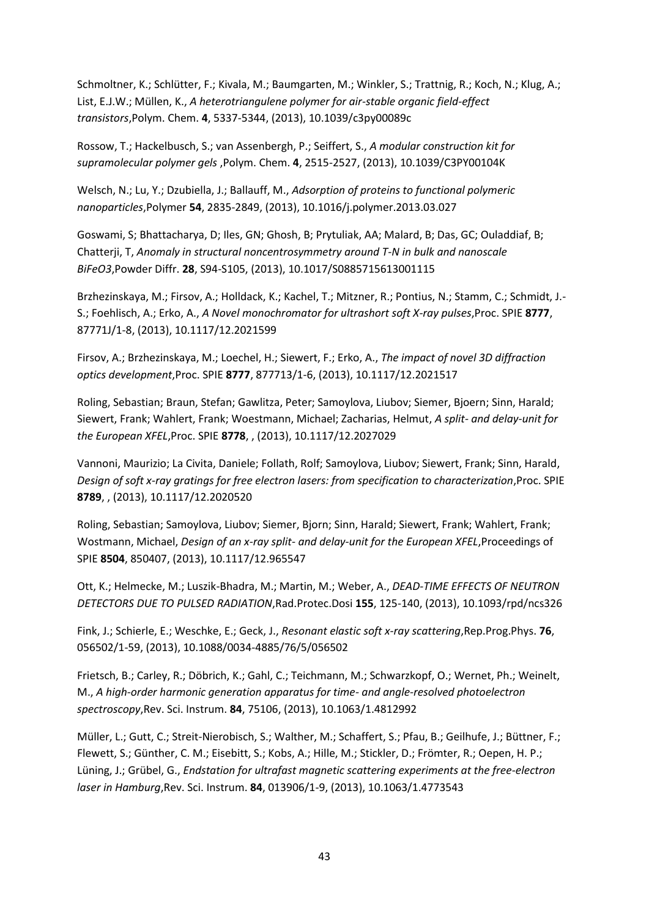Schmoltner, K.; Schlütter, F.; Kivala, M.; Baumgarten, M.; Winkler, S.; Trattnig, R.; Koch, N.; Klug, A.; List, E.J.W.; Müllen, K., *A heterotriangulene polymer for air-stable organic field-effect transistors*,Polym. Chem. **4**, 5337-5344, (2013), 10.1039/c3py00089c

Rossow, T.; Hackelbusch, S.; van Assenbergh, P.; Seiffert, S., *A modular construction kit for supramolecular polymer gels* ,Polym. Chem. **4**, 2515-2527, (2013), 10.1039/C3PY00104K

Welsch, N.; Lu, Y.; Dzubiella, J.; Ballauff, M., *Adsorption of proteins to functional polymeric nanoparticles*,Polymer **54**, 2835-2849, (2013), 10.1016/j.polymer.2013.03.027

Goswami, S; Bhattacharya, D; Iles, GN; Ghosh, B; Prytuliak, AA; Malard, B; Das, GC; Ouladdiaf, B; Chatterji, T, *Anomaly in structural noncentrosymmetry around T-N in bulk and nanoscale $BiFeO_3$*,Powder Diffr. **28**, S94-S105, (2013), 10.1017/S0885715613001115

Brzhezinskaya, M.; Firsov, A.; Holldack, K.; Kachel, T.; Mitzner, R.; Pontius, N.; Stamm, C.; Schmidt, J.-S.; Foehlisch, A.; Erko, A., *A Novel monochromator for ultrashort soft X-ray pulses*,Proc. SPIE **8777**, 87771J/1-8, (2013), 10.1117/12.2021599

Firsov, A.; Brzhezinskaya, M.; Loechel, H.; Siewert, F.; Erko, A., *The impact of novel 3D diffraction optics development*,Proc. SPIE **8777**, 877713/1-6, (2013), 10.1117/12.2021517

Roling, Sebastian; Braun, Stefan; Gawlitza, Peter; Samoylova, Liubov; Siemer, Bjoern; Sinn, Harald; Siewert, Frank; Wahlert, Frank; Woestmann, Michael; Zacharias, Helmut, *A split- and delay-unit for the European XFEL*,Proc. SPIE **8778**, , (2013), 10.1117/12.2027029

Vannoni, Maurizio; La Civita, Daniele; Follath, Rolf; Samoylova, Liubov; Siewert, Frank; Sinn, Harald, *Design of soft x-ray gratings for free electron lasers: from specification to characterization*,Proc. SPIE **8789**, , (2013), 10.1117/12.2020520

Roling, Sebastian; Samoylova, Liubov; Siemer, Bjorn; Sinn, Harald; Siewert, Frank; Wahlert, Frank; Wostmann, Michael, *Design of an x-ray split- and delay-unit for the European XFEL*,Proceedings of SPIE **8504**, 850407, (2013), 10.1117/12.965547

Ott, K.; Helmecke, M.; Luszik-Bhadra, M.; Martin, M.; Weber, A., *DEAD-TIME EFFECTS OF NEUTRON DETECTORS DUE TO PULSED RADIATION*,Rad.Protec.Dosi **155**, 125-140, (2013), 10.1093/rpd/ncs326

Fink, J.; Schierle, E.; Weschke, E.; Geck, J., *Resonant elastic soft x-ray scattering*,Rep.Prog.Phys. **76**, 056502/1-59, (2013), 10.1088/0034-4885/76/5/056502

Frietsch, B.; Carley, R.; Döbrich, K.; Gahl, C.; Teichmann, M.; Schwarzkopf, O.; Wernet, Ph.; Weinelt, M., *A high-order harmonic generation apparatus for time- and angle-resolved photoelectron spectroscopy*,Rev. Sci. Instrum. **84**, 75106, (2013), 10.1063/1.4812992

Müller, L.; Gutt, C.; Streit-Nierobisch, S.; Walther, M.; Schaffert, S.; Pfau, B.; Geilhufe, J.; Büttner, F.; Flewett, S.; Günther, C. M.; Eisebitt, S.; Kobs, A.; Hille, M.; Stickler, D.; Frömter, R.; Oepen, H. P.; Lüning, J.; Grübel, G., *Endstation for ultrafast magnetic scattering experiments at the free-electron laser in Hamburg*,Rev. Sci. Instrum. **84**, 013906/1-9, (2013), 10.1063/1.4773543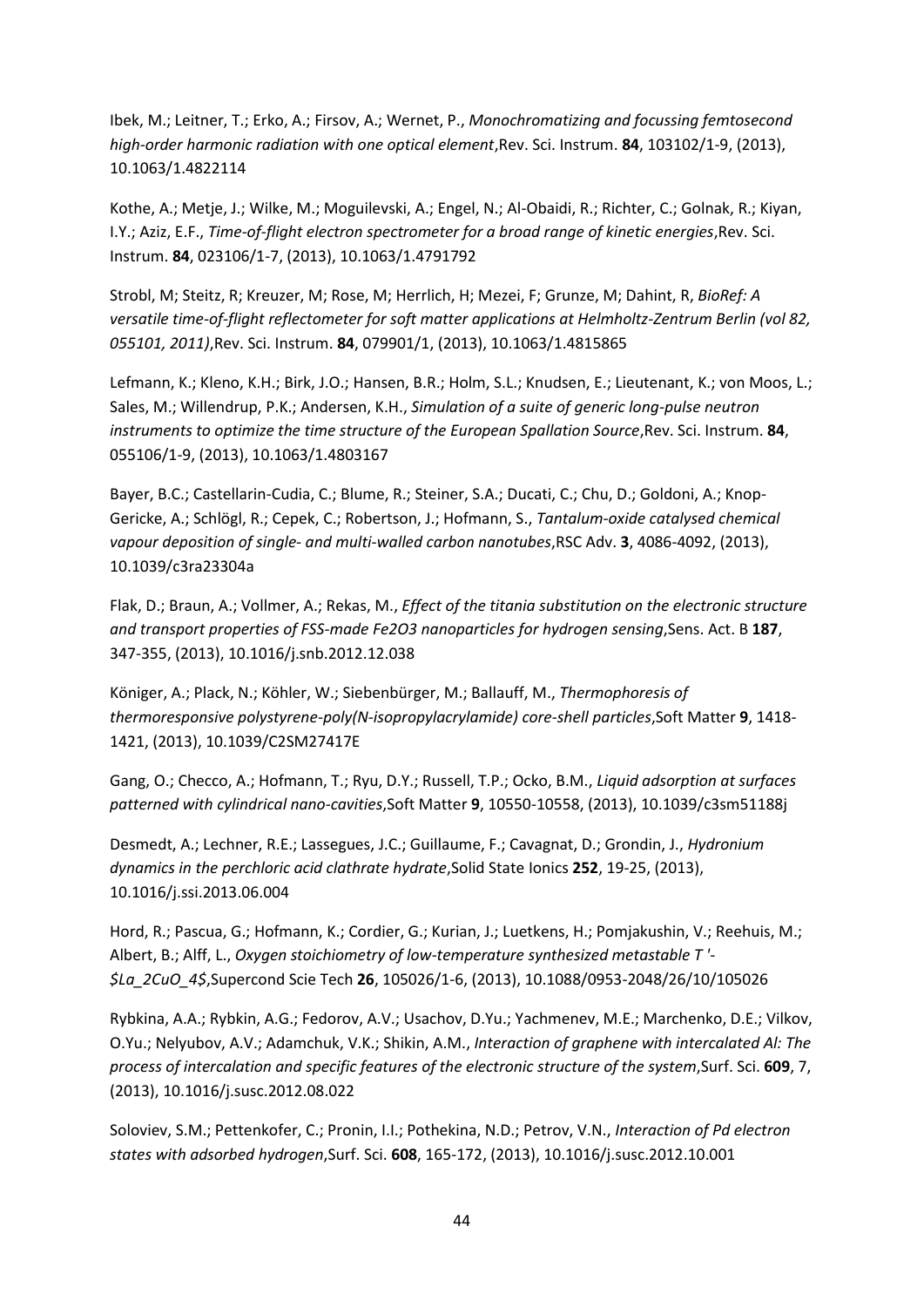Ibek, M.; Leitner, T.; Erko, A.; Firsov, A.; Wernet, P., *Monochromatizing and focussing femtosecond high-order harmonic radiation with one optical element*,Rev. Sci. Instrum. **84**, 103102/1-9, (2013), 10.1063/1.4822114

Kothe, A.; Metje, J.; Wilke, M.; Moguilevski, A.; Engel, N.; Al-Obaidi, R.; Richter, C.; Golnak, R.; Kiyan, I.Y.; Aziz, E.F., *Time-of-flight electron spectrometer for a broad range of kinetic energies*,Rev. Sci. Instrum. **84**, 023106/1-7, (2013), 10.1063/1.4791792

Strobl, M; Steitz, R; Kreuzer, M; Rose, M; Herrlich, H; Mezei, F; Grunze, M; Dahint, R, *BioRef: A versatile time-of-flight reflectometer for soft matter applications at Helmholtz-Zentrum Berlin (vol 82, 055101, 2011)*,Rev. Sci. Instrum. **84**, 079901/1, (2013), 10.1063/1.4815865

Lefmann, K.; Kleno, K.H.; Birk, J.O.; Hansen, B.R.; Holm, S.L.; Knudsen, E.; Lieutenant, K.; von Moos, L.; Sales, M.; Willendrup, P.K.; Andersen, K.H., *Simulation of a suite of generic long-pulse neutron instruments to optimize the time structure of the European Spallation Source*,Rev. Sci. Instrum. **84**, 055106/1-9, (2013), 10.1063/1.4803167

Bayer, B.C.; Castellarin-Cudia, C.; Blume, R.; Steiner, S.A.; Ducati, C.; Chu, D.; Goldoni, A.; Knop-Gericke, A.; Schlögl, R.; Cepek, C.; Robertson, J.; Hofmann, S., *Tantalum-oxide catalysed chemical vapour deposition of single- and multi-walled carbon nanotubes*,RSC Adv. **3**, 4086-4092, (2013), 10.1039/c3ra23304a

Flak, D.; Braun, A.; Vollmer, A.; Rekas, M., *Effect of the titania substitution on the electronic structure and transport properties of FSS-made Fe2O3 nanoparticles for hydrogen sensing*,Sens. Act. B **187**, 347-355, (2013), 10.1016/j.snb.2012.12.038

Königer, A.; Plack, N.; Köhler, W.; Siebenbürger, M.; Ballauff, M., *Thermophoresis of thermoresponsive polystyrene-poly(N-isopropylacrylamide) core-shell particles*,Soft Matter **9**, 1418-1421, (2013), 10.1039/C2SM27417E

Gang, O.; Checco, A.; Hofmann, T.; Ryu, D.Y.; Russell, T.P.; Ocko, B.M., *Liquid adsorption at surfaces patterned with cylindrical nano-cavities*,Soft Matter **9**, 10550-10558, (2013), 10.1039/c3sm51188j

Desmedt, A.; Lechner, R.E.; Lassegues, J.C.; Guillaume, F.; Cavagnat, D.; Grondin, J., *Hydronium dynamics in the perchloric acid clathrate hydrate*,Solid State Ionics **252**, 19-25, (2013), 10.1016/j.ssi.2013.06.004

Hord, R.; Pascua, G.; Hofmann, K.; Cordier, G.; Kurian, J.; Luetkens, H.; Pomjakushin, V.; Reehuis, M.; Albert, B.; Alff, L., *Oxygen stoichiometry of low-temperature synthesized metastable T '-$La_2CuO_4$*,Supercond Scie Tech **26**, 105026/1-6, (2013), 10.1088/0953-2048/26/10/105026

Rybkina, A.A.; Rybkin, A.G.; Fedorov, A.V.; Usachov, D.Yu.; Yachmenev, M.E.; Marchenko, D.E.; Vilkov, O.Yu.; Nelyubov, A.V.; Adamchuk, V.K.; Shikin, A.M., *Interaction of graphene with intercalated Al: The process of intercalation and specific features of the electronic structure of the system*,Surf. Sci. **609**, 7, (2013), 10.1016/j.susc.2012.08.022

Soloviev, S.M.; Pettenkofer, C.; Pronin, I.I.; Pothekina, N.D.; Petrov, V.N., *Interaction of Pd electron states with adsorbed hydrogen*,Surf. Sci. **608**, 165-172, (2013), 10.1016/j.susc.2012.10.001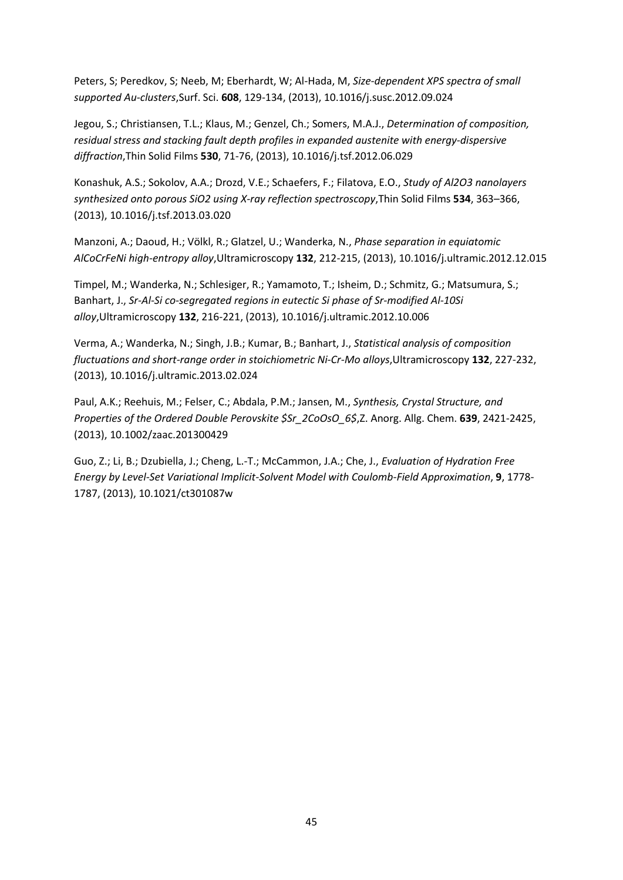Peters, S; Peredkov, S; Neeb, M; Eberhardt, W; Al-Hada, M, *Size-dependent XPS spectra of small supported Au-clusters*,Surf. Sci. **608**, 129-134, (2013), 10.1016/j.susc.2012.09.024

Jegou, S.; Christiansen, T.L.; Klaus, M.; Genzel, Ch.; Somers, M.A.J., *Determination of composition, residual stress and stacking fault depth profiles in expanded austenite with energy-dispersive diffraction*,Thin Solid Films **530**, 71-76, (2013), 10.1016/j.tsf.2012.06.029

Konashuk, A.S.; Sokolov, A.A.; Drozd, V.E.; Schaefers, F.; Filatova, E.O., *Study of Al2O3 nanolayers synthesized onto porous SiO2 using X-ray reflection spectroscopy*,Thin Solid Films **534**, 363–366, (2013), 10.1016/j.tsf.2013.03.020

Manzoni, A.; Daoud, H.; Völkl, R.; Glatzel, U.; Wanderka, N., *Phase separation in equiatomic AlCoCrFeNi high-entropy alloy*,Ultramicroscopy **132**, 212-215, (2013), 10.1016/j.ultramic.2012.12.015

Timpel, M.; Wanderka, N.; Schlesiger, R.; Yamamoto, T.; Isheim, D.; Schmitz, G.; Matsumura, S.; Banhart, J., *Sr-Al-Si co-segregated regions in eutectic Si phase of Sr-modified Al-10Si alloy*,Ultramicroscopy **132**, 216-221, (2013), 10.1016/j.ultramic.2012.10.006

Verma, A.; Wanderka, N.; Singh, J.B.; Kumar, B.; Banhart, J., *Statistical analysis of composition fluctuations and short-range order in stoichiometric Ni-Cr-Mo alloys*,Ultramicroscopy **132**, 227-232, (2013), 10.1016/j.ultramic.2013.02.024

Paul, A.K.; Reehuis, M.; Felser, C.; Abdala, P.M.; Jansen, M., *Synthesis, Crystal Structure, and Properties of the Ordered Double Perovskite $Sr_2CoOsO_6$*,Z. Anorg. Allg. Chem. **639**, 2421-2425, (2013), 10.1002/zaac.201300429

Guo, Z.; Li, B.; Dzubiella, J.; Cheng, L.-T.; McCammon, J.A.; Che, J., *Evaluation of Hydration Free Energy by Level-Set Variational Implicit-Solvent Model with Coulomb-Field Approximation*, **9**, 1778-1787, (2013), 10.1021/ct301087w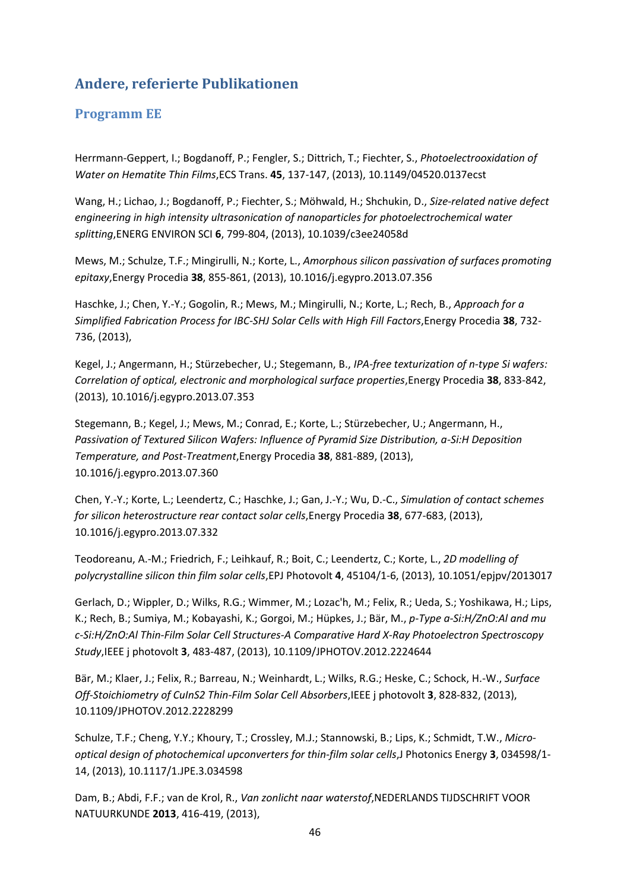## Andere, referierte Publikationen

### Programm EE

Herrmann-Geppert, I.; Bogdanoff, P.; Fengler, S.; Dittrich, T.; Fiechter, S., *Photoelectrooxidation of Water on Hematite Thin Films*,ECS Trans. **45**, 137-147, (2013), 10.1149/04520.0137ecst

Wang, H.; Lichao, J.; Bogdanoff, P.; Fiechter, S.; Möhwald, H.; Shchukin, D., *Size-related native defect engineering in high intensity ultrasonication of nanoparticles for photoelectrochemical water splitting*,ENERG ENVIRON SCI **6**, 799-804, (2013), 10.1039/c3ee24058d

Mews, M.; Schulze, T.F.; Mingirulli, N.; Korte, L., *Amorphous silicon passivation of surfaces promoting epitaxy*,Energy Procedia **38**, 855-861, (2013), 10.1016/j.egypro.2013.07.356

Haschke, J.; Chen, Y.-Y.; Gogolin, R.; Mews, M.; Mingirulli, N.; Korte, L.; Rech, B., *Approach for a Simplified Fabrication Process for IBC-SHJ Solar Cells with High Fill Factors*,Energy Procedia **38**, 732-736, (2013),

Kegel, J.; Angermann, H.; Stürzebecher, U.; Stegemann, B., *IPA-free texturization of n-type Si wafers: Correlation of optical, electronic and morphological surface properties*,Energy Procedia **38**, 833-842, (2013), 10.1016/j.egypro.2013.07.353

Stegemann, B.; Kegel, J.; Mews, M.; Conrad, E.; Korte, L.; Stürzebecher, U.; Angermann, H., *Passivation of Textured Silicon Wafers: Influence of Pyramid Size Distribution, a-Si:H Deposition Temperature, and Post-Treatment*,Energy Procedia **38**, 881-889, (2013), 10.1016/j.egypro.2013.07.360

Chen, Y.-Y.; Korte, L.; Leendertz, C.; Haschke, J.; Gan, J.-Y.; Wu, D.-C., *Simulation of contact schemes for silicon heterostructure rear contact solar cells*,Energy Procedia **38**, 677-683, (2013), 10.1016/j.egypro.2013.07.332

Teodoreanu, A.-M.; Friedrich, F.; Leihkauf, R.; Boit, C.; Leendertz, C.; Korte, L., *2D modelling of polycrystalline silicon thin film solar cells*,EPJ Photovolt **4**, 45104/1-6, (2013), 10.1051/epjpv/2013017

Gerlach, D.; Wippler, D.; Wilks, R.G.; Wimmer, M.; Lozac'h, M.; Felix, R.; Ueda, S.; Yoshikawa, H.; Lips, K.; Rech, B.; Sumiya, M.; Kobayashi, K.; Gorgoi, M.; Hüpkes, J.; Bär, M., *p-Type a-Si:H/ZnO:Al and mu c-Si:H/ZnO:Al Thin-Film Solar Cell Structures-A Comparative Hard X-Ray Photoelectron Spectroscopy Study*,IEEE j photovolt **3**, 483-487, (2013), 10.1109/JPHOTOV.2012.2224644

Bär, M.; Klaer, J.; Felix, R.; Barreau, N.; Weinhardt, L.; Wilks, R.G.; Heske, C.; Schock, H.-W., *Surface Off-Stoichiometry of CuInS2 Thin-Film Solar Cell Absorbers*,IEEE j photovolt **3**, 828-832, (2013), 10.1109/JPHOTOV.2012.2228299

Schulze, T.F.; Cheng, Y.Y.; Khoury, T.; Crossley, M.J.; Stannowski, B.; Lips, K.; Schmidt, T.W., *Micro-optical design of photochemical upconverters for thin-film solar cells*,J Photonics Energy **3**, 034598/1-14, (2013), 10.1117/1.JPE.3.034598

Dam, B.; Abdi, F.F.; van de Krol, R., *Van zonlicht naar waterstof*,NEDERLANDS TIJDSCHRIFT VOOR NATUURKUNDE **2013**, 416-419, (2013),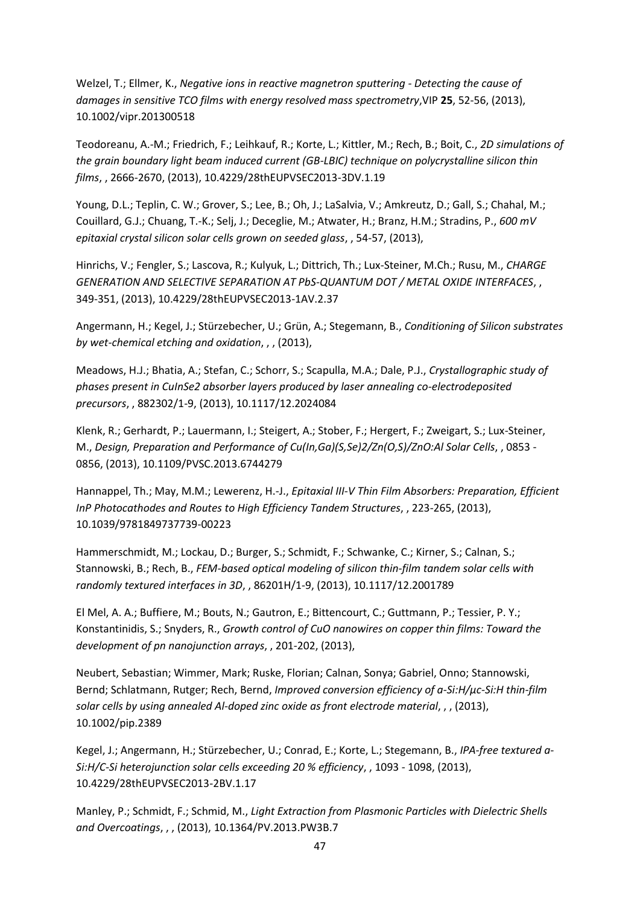Welzel, T.; Ellmer, K., *Negative ions in reactive magnetron sputtering - Detecting the cause of damages in sensitive TCO films with energy resolved mass spectrometry*,VIP **25**, 52-56, (2013), 10.1002/vipr.201300518

Teodoreanu, A.-M.; Friedrich, F.; Leihkauf, R.; Korte, L.; Kittler, M.; Rech, B.; Boit, C., *2D simulations of the grain boundary light beam induced current (GB-LBIC) technique on polycrystalline silicon thin films*, , 2666-2670, (2013), 10.4229/28thEUPVSEC2013-3DV.1.19

Young, D.L.; Teplin, C. W.; Grover, S.; Lee, B.; Oh, J.; LaSalvia, V.; Amkreutz, D.; Gall, S.; Chahal, M.; Couillard, G.J.; Chuang, T.-K.; Selj, J.; Deceglie, M.; Atwater, H.; Branz, H.M.; Stradins, P., *600 mV epitaxial crystal silicon solar cells grown on seeded glass*, , 54-57, (2013),

Hinrichs, V.; Fengler, S.; Lascova, R.; Kulyuk, L.; Dittrich, Th.; Lux-Steiner, M.Ch.; Rusu, M., *CHARGE GENERATION AND SELECTIVE SEPARATION AT PbS-QUANTUM DOT / METAL OXIDE INTERFACES*, , 349-351, (2013), 10.4229/28thEUPVSEC2013-1AV.2.37

Angermann, H.; Kegel, J.; Stürzebecher, U.; Grün, A.; Stegemann, B., *Conditioning of Silicon substrates by wet-chemical etching and oxidation*, , , (2013),

Meadows, H.J.; Bhatia, A.; Stefan, C.; Schorr, S.; Scapulla, M.A.; Dale, P.J., *Crystallographic study of phases present in CuInSe2 absorber layers produced by laser annealing co-electrodeposited precursors*, , 882302/1-9, (2013), 10.1117/12.2024084

Klenk, R.; Gerhardt, P.; Lauermann, I.; Steigert, A.; Stober, F.; Hergert, F.; Zweigart, S.; Lux-Steiner, M., *Design, Preparation and Performance of Cu(In,Ga)(S,Se)2/Zn(O,S)/ZnO:Al Solar Cells*, , 0853 - 0856, (2013), 10.1109/PVSC.2013.6744279

Hannappel, Th.; May, M.M.; Lewerenz, H.-J., *Epitaxial III-V Thin Film Absorbers: Preparation, Efficient InP Photocathodes and Routes to High Efficiency Tandem Structures*, , 223-265, (2013), 10.1039/9781849737739-00223

Hammerschmidt, M.; Lockau, D.; Burger, S.; Schmidt, F.; Schwanke, C.; Kirner, S.; Calnan, S.; Stannowski, B.; Rech, B., *FEM-based optical modeling of silicon thin-film tandem solar cells with randomly textured interfaces in 3D*, , 86201H/1-9, (2013), 10.1117/12.2001789

El Mel, A. A.; Buffiere, M.; Bouts, N.; Gautron, E.; Bittencourt, C.; Guttmann, P.; Tessier, P. Y.; Konstantinidis, S.; Snyders, R., *Growth control of CuO nanowires on copper thin films: Toward the development of pn nanojunction arrays*, , 201-202, (2013),

Neubert, Sebastian; Wimmer, Mark; Ruske, Florian; Calnan, Sonya; Gabriel, Onno; Stannowski, Bernd; Schlatmann, Rutger; Rech, Bernd, *Improved conversion efficiency of a-Si:H/µc-Si:H thin-film solar cells by using annealed Al-doped zinc oxide as front electrode material*, , , (2013), 10.1002/pip.2389

Kegel, J.; Angermann, H.; Stürzebecher, U.; Conrad, E.; Korte, L.; Stegemann, B., *IPA-free textured a-Si:H/C-Si heterojunction solar cells exceeding 20 % efficiency*, , 1093 - 1098, (2013), 10.4229/28thEUPVSEC2013-2BV.1.17

Manley, P.; Schmidt, F.; Schmid, M., *Light Extraction from Plasmonic Particles with Dielectric Shells and Overcoatings*, , , (2013), 10.1364/PV.2013.PW3B.7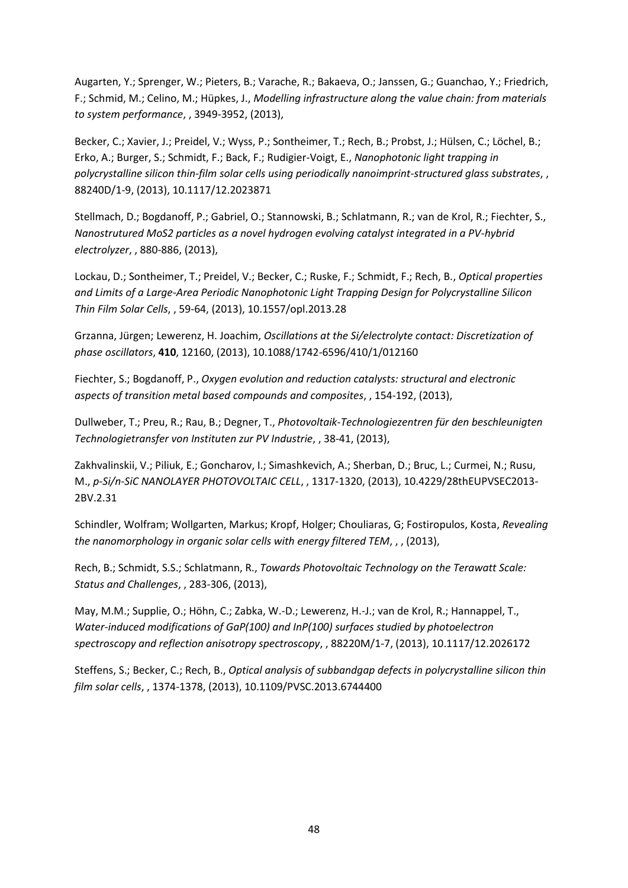Augarten, Y.; Sprenger, W.; Pieters, B.; Varache, R.; Bakaeva, O.; Janssen, G.; Guanchao, Y.; Friedrich, F.; Schmid, M.; Celino, M.; Hüpkes, J., *Modelling infrastructure along the value chain: from materials to system performance*, , 3949-3952, (2013),

Becker, C.; Xavier, J.; Preidel, V.; Wyss, P.; Sontheimer, T.; Rech, B.; Probst, J.; Hülsen, C.; Löchel, B.; Erko, A.; Burger, S.; Schmidt, F.; Back, F.; Rudigier-Voigt, E., *Nanophotonic light trapping in polycrystalline silicon thin-film solar cells using periodically nanoimprint-structured glass substrates*, , 88240D/1-9, (2013), 10.1117/12.2023871

Stellmach, D.; Bogdanoff, P.; Gabriel, O.; Stannowski, B.; Schlatmann, R.; van de Krol, R.; Fiechter, S., *Nanostrutured MoS2 particles as a novel hydrogen evolving catalyst integrated in a PV-hybrid electrolyzer*, , 880-886, (2013),

Lockau, D.; Sontheimer, T.; Preidel, V.; Becker, C.; Ruske, F.; Schmidt, F.; Rech, B., *Optical properties and Limits of a Large-Area Periodic Nanophotonic Light Trapping Design for Polycrystalline Silicon Thin Film Solar Cells*, , 59-64, (2013), 10.1557/opl.2013.28

Grzanna, Jürgen; Lewerenz, H. Joachim, *Oscillations at the Si/electrolyte contact: Discretization of phase oscillators*, **410**, 12160, (2013), 10.1088/1742-6596/410/1/012160

Fiechter, S.; Bogdanoff, P., *Oxygen evolution and reduction catalysts: structural and electronic aspects of transition metal based compounds and composites*, , 154-192, (2013),

Dullweber, T.; Preu, R.; Rau, B.; Degner, T., *Photovoltaik-Technologiezentren für den beschleunigten Technologietransfer von Instituten zur PV Industrie*, , 38-41, (2013),

Zakhvalinskii, V.; Piliuk, E.; Goncharov, I.; Simashkevich, A.; Sherban, D.; Bruc, L.; Curmei, N.; Rusu, M., *p-Si/n-SiC NANOLAYER PHOTOVOLTAIC CELL*, , 1317-1320, (2013), 10.4229/28thEUPVSEC2013-2BV.2.31

Schindler, Wolfram; Wollgarten, Markus; Kropf, Holger; Chouliaras, G; Fostiropulos, Kosta, *Revealing the nanomorphology in organic solar cells with energy filtered TEM*, , , (2013),

Rech, B.; Schmidt, S.S.; Schlatmann, R., *Towards Photovoltaic Technology on the Terawatt Scale: Status and Challenges*, , 283-306, (2013),

May, M.M.; Supplie, O.; Höhn, C.; Zabka, W.-D.; Lewerenz, H.-J.; van de Krol, R.; Hannappel, T., *Water-induced modifications of GaP(100) and InP(100) surfaces studied by photoelectron spectroscopy and reflection anisotropy spectroscopy*, , 88220M/1-7, (2013), 10.1117/12.2026172

Steffens, S.; Becker, C.; Rech, B., *Optical analysis of subbandgap defects in polycrystalline silicon thin film solar cells*, , 1374-1378, (2013), 10.1109/PVSC.2013.6744400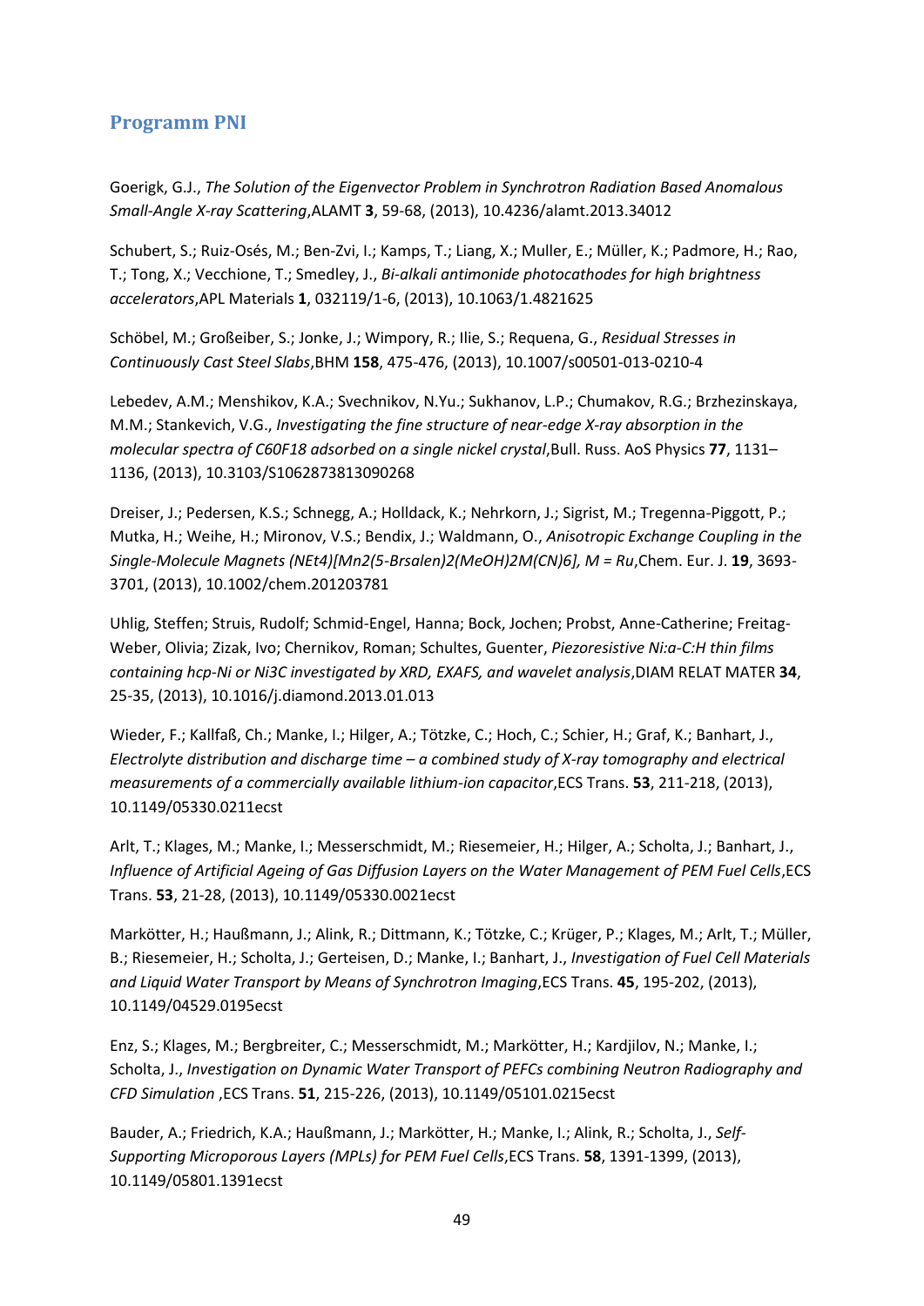## Programm PNI

Goerigk, G.J., *The Solution of the Eigenvector Problem in Synchrotron Radiation Based Anomalous Small-Angle X-ray Scattering*,ALAMT **3**, 59-68, (2013), 10.4236/alamt.2013.34012

Schubert, S.; Ruiz-Osés, M.; Ben-Zvi, I.; Kamps, T.; Liang, X.; Muller, E.; Müller, K.; Padmore, H.; Rao, T.; Tong, X.; Vecchione, T.; Smedley, J., *Bi-alkali antimonide photocathodes for high brightness accelerators*,APL Materials **1**, 032119/1-6, (2013), 10.1063/1.4821625

Schöbel, M.; Großeiber, S.; Jonke, J.; Wimpory, R.; Ilie, S.; Requena, G., *Residual Stresses in Continuously Cast Steel Slabs*,BHM **158**, 475-476, (2013), 10.1007/s00501-013-0210-4

Lebedev, A.M.; Menshikov, K.A.; Svechnikov, N.Yu.; Sukhanov, L.P.; Chumakov, R.G.; Brzhezinskaya, M.M.; Stankevich, V.G., *Investigating the fine structure of near-edge X-ray absorption in the molecular spectra of C60F18 adsorbed on a single nickel crystal*,Bull. Russ. AoS Physics **77**, 1131–1136, (2013), 10.3103/S1062873813090268

Dreiser, J.; Pedersen, K.S.; Schnegg, A.; Holldack, K.; Nehrkorn, J.; Sigrist, M.; Tregenna-Piggott, P.; Mutka, H.; Weihe, H.; Mironov, V.S.; Bendix, J.; Waldmann, O., *Anisotropic Exchange Coupling in the Single-Molecule Magnets (NEt4)[Mn2(5-Brsalen)2(MeOH)2M(CN)6], M = Ru*,Chem. Eur. J. **19**, 3693-3701, (2013), 10.1002/chem.201203781

Uhlig, Steffen; Struis, Rudolf; Schmid-Engel, Hanna; Bock, Jochen; Probst, Anne-Catherine; Freitag-Weber, Olivia; Zizak, Ivo; Chernikov, Roman; Schultes, Guenter, *Piezoresistive Ni:a-C:H thin films containing hcp-Ni or Ni3C investigated by XRD, EXAFS, and wavelet analysis*,DIAM RELAT MATER **34**, 25-35, (2013), 10.1016/j.diamond.2013.01.013

Wieder, F.; Kallfaß, Ch.; Manke, I.; Hilger, A.; Tötzke, C.; Hoch, C.; Schier, H.; Graf, K.; Banhart, J., *Electrolyte distribution and discharge time – a combined study of X-ray tomography and electrical measurements of a commercially available lithium-ion capacitor*,ECS Trans. **53**, 211-218, (2013), 10.1149/05330.0211ecst

Arlt, T.; Klages, M.; Manke, I.; Messerschmidt, M.; Riesemeier, H.; Hilger, A.; Scholta, J.; Banhart, J., *Influence of Artificial Ageing of Gas Diffusion Layers on the Water Management of PEM Fuel Cells*,ECS Trans. **53**, 21-28, (2013), 10.1149/05330.0021ecst

Markötter, H.; Haußmann, J.; Alink, R.; Dittmann, K.; Tötzke, C.; Krüger, P.; Klages, M.; Arlt, T.; Müller, B.; Riesemeier, H.; Scholta, J.; Gerteisen, D.; Manke, I.; Banhart, J., *Investigation of Fuel Cell Materials and Liquid Water Transport by Means of Synchrotron Imaging*,ECS Trans. **45**, 195-202, (2013), 10.1149/04529.0195ecst

Enz, S.; Klages, M.; Bergbreiter, C.; Messerschmidt, M.; Markötter, H.; Kardjilov, N.; Manke, I.; Scholta, J., *Investigation on Dynamic Water Transport of PEFCs combining Neutron Radiography and CFD Simulation* ,ECS Trans. **51**, 215-226, (2013), 10.1149/05101.0215ecst

Bauder, A.; Friedrich, K.A.; Haußmann, J.; Markötter, H.; Manke, I.; Alink, R.; Scholta, J., *Self-Supporting Microporous Layers (MPLs) for PEM Fuel Cells*,ECS Trans. **58**, 1391-1399, (2013), 10.1149/05801.1391ecst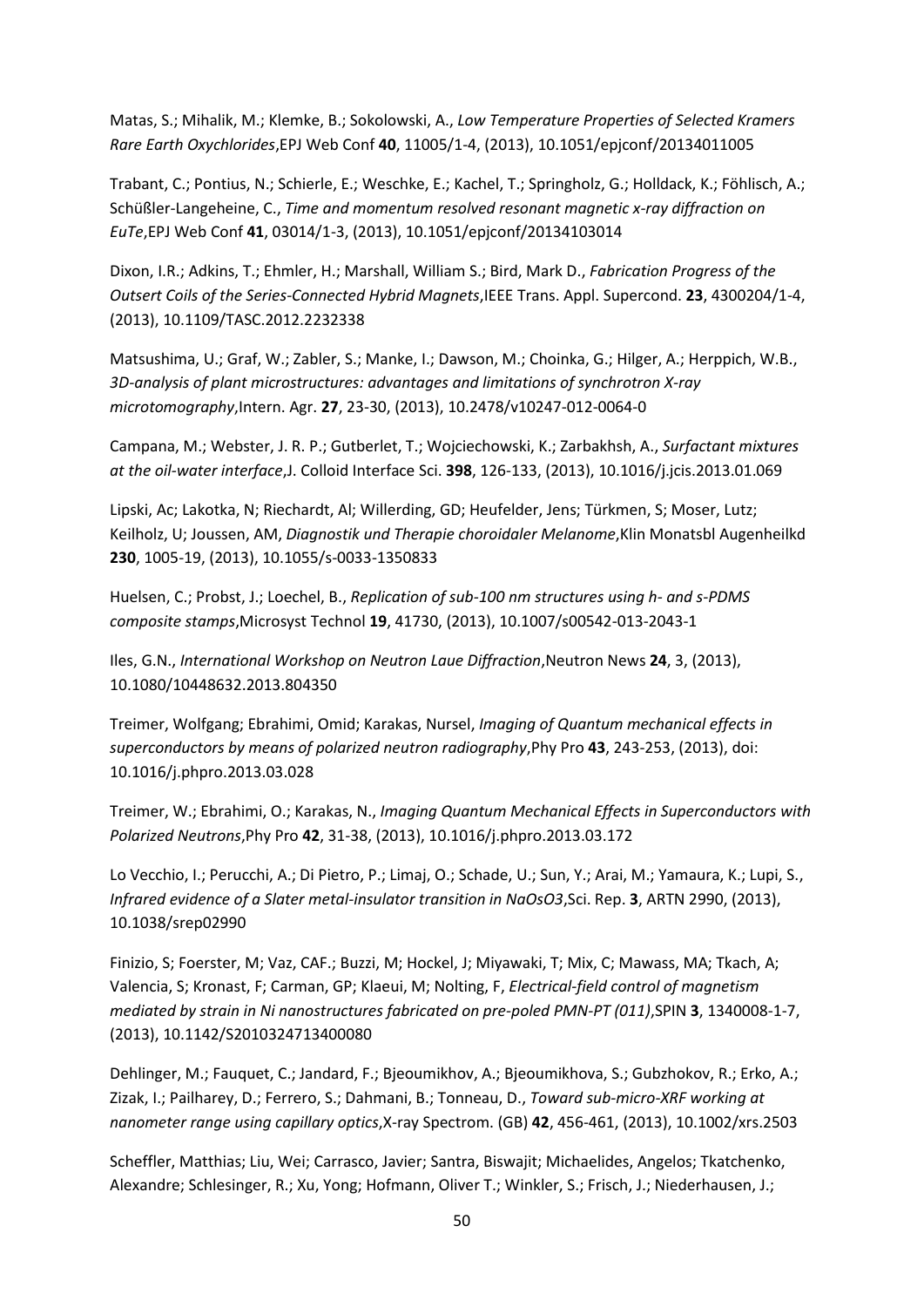Matas, S.; Mihalik, M.; Klemke, B.; Sokolowski, A., *Low Temperature Properties of Selected Kramers Rare Earth Oxychlorides*,EPJ Web Conf **40**, 11005/1-4, (2013), 10.1051/epjconf/20134011005

Trabant, C.; Pontius, N.; Schierle, E.; Weschke, E.; Kachel, T.; Springholz, G.; Holldack, K.; Föhlisch, A.; Schüßler-Langeheine, C., *Time and momentum resolved resonant magnetic x-ray diffraction on EuTe*,EPJ Web Conf **41**, 03014/1-3, (2013), 10.1051/epjconf/20134103014

Dixon, I.R.; Adkins, T.; Ehmler, H.; Marshall, William S.; Bird, Mark D., *Fabrication Progress of the Outsert Coils of the Series-Connected Hybrid Magnets*,IEEE Trans. Appl. Supercond. **23**, 4300204/1-4, (2013), 10.1109/TASC.2012.2232338

Matsushima, U.; Graf, W.; Zabler, S.; Manke, I.; Dawson, M.; Choinka, G.; Hilger, A.; Herppich, W.B., *3D-analysis of plant microstructures: advantages and limitations of synchrotron X-ray microtomography*,Intern. Agr. **27**, 23-30, (2013), 10.2478/v10247-012-0064-0

Campana, M.; Webster, J. R. P.; Gutberlet, T.; Wojciechowski, K.; Zarbakhsh, A., *Surfactant mixtures at the oil-water interface*,J. Colloid Interface Sci. **398**, 126-133, (2013), 10.1016/j.jcis.2013.01.069

Lipski, Ac; Lakotka, N; Riechardt, Al; Willerding, GD; Heufelder, Jens; Türkmen, S; Moser, Lutz; Keilholz, U; Joussen, AM, *Diagnostik und Therapie choroidaler Melanome*,Klin Monatsbl Augenheilkd **230**, 1005-19, (2013), 10.1055/s-0033-1350833

Huelsen, C.; Probst, J.; Loechel, B., *Replication of sub-100 nm structures using h- and s-PDMS composite stamps*,Microsyst Technol **19**, 41730, (2013), 10.1007/s00542-013-2043-1

Iles, G.N., *International Workshop on Neutron Laue Diffraction*,Neutron News **24**, 3, (2013), 10.1080/10448632.2013.804350

Treimer, Wolfgang; Ebrahimi, Omid; Karakas, Nursel, *Imaging of Quantum mechanical effects in superconductors by means of polarized neutron radiography*,Phy Pro **43**, 243-253, (2013), doi: 10.1016/j.phpro.2013.03.028

Treimer, W.; Ebrahimi, O.; Karakas, N., *Imaging Quantum Mechanical Effects in Superconductors with Polarized Neutrons*,Phy Pro **42**, 31-38, (2013), 10.1016/j.phpro.2013.03.172

Lo Vecchio, I.; Perucchi, A.; Di Pietro, P.; Limaj, O.; Schade, U.; Sun, Y.; Arai, M.; Yamaura, K.; Lupi, S., *Infrared evidence of a Slater metal-insulator transition in NaOsO3*,Sci. Rep. **3**, ARTN 2990, (2013), 10.1038/srep02990

Finizio, S; Foerster, M; Vaz, CAF.; Buzzi, M; Hockel, J; Miyawaki, T; Mix, C; Mawass, MA; Tkach, A; Valencia, S; Kronast, F; Carman, GP; Klaeui, M; Nolting, F, *Electrical-field control of magnetism mediated by strain in Ni nanostructures fabricated on pre-poled PMN-PT (011)*,SPIN **3**, 1340008-1-7, (2013), 10.1142/S2010324713400080

Dehlinger, M.; Fauquet, C.; Jandard, F.; Bjeoumikhov, A.; Bjeoumikhova, S.; Gubzhokov, R.; Erko, A.; Zizak, I.; Pailharey, D.; Ferrero, S.; Dahmani, B.; Tonneau, D., *Toward sub-micro-XRF working at nanometer range using capillary optics*,X-ray Spectrom. (GB) **42**, 456-461, (2013), 10.1002/xrs.2503

Scheffler, Matthias; Liu, Wei; Carrasco, Javier; Santra, Biswajit; Michaelides, Angelos; Tkatchenko, Alexandre; Schlesinger, R.; Xu, Yong; Hofmann, Oliver T.; Winkler, S.; Frisch, J.; Niederhausen, J.;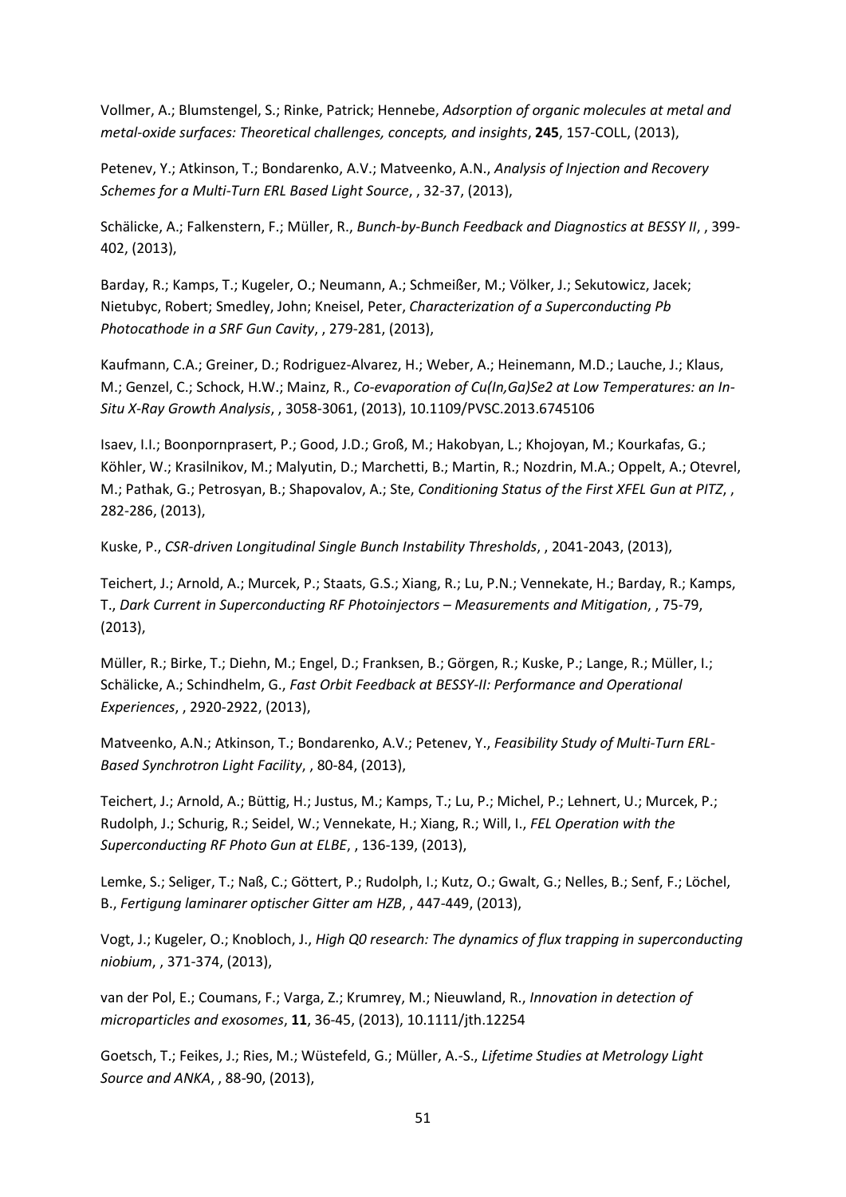Vollmer, A.; Blumstengel, S.; Rinke, Patrick; Hennebe, *Adsorption of organic molecules at metal and metal-oxide surfaces: Theoretical challenges, concepts, and insights*, **245**, 157-COLL, (2013),

Petenev, Y.; Atkinson, T.; Bondarenko, A.V.; Matveenko, A.N., *Analysis of Injection and Recovery Schemes for a Multi-Turn ERL Based Light Source*, , 32-37, (2013),

Schälicke, A.; Falkenstern, F.; Müller, R., *Bunch-by-Bunch Feedback and Diagnostics at BESSY II*, , 399-402, (2013),

Barday, R.; Kamps, T.; Kugeler, O.; Neumann, A.; Schmeißer, M.; Völker, J.; Sekutowicz, Jacek; Nietubyc, Robert; Smedley, John; Kneisel, Peter, *Characterization of a Superconducting Pb Photocathode in a SRF Gun Cavity*, , 279-281, (2013),

Kaufmann, C.A.; Greiner, D.; Rodriguez-Alvarez, H.; Weber, A.; Heinemann, M.D.; Lauche, J.; Klaus, M.; Genzel, C.; Schock, H.W.; Mainz, R., *Co-evaporation of Cu(In,Ga)Se2 at Low Temperatures: an In-Situ X-Ray Growth Analysis*, , 3058-3061, (2013), 10.1109/PVSC.2013.6745106

Isaev, I.I.; Boonpornprasert, P.; Good, J.D.; Groß, M.; Hakobyan, L.; Khojoyan, M.; Kourkafas, G.; Köhler, W.; Krasilnikov, M.; Malyutin, D.; Marchetti, B.; Martin, R.; Nozdrin, M.A.; Oppelt, A.; Otevrel, M.; Pathak, G.; Petrosyan, B.; Shapovalov, A.; Ste, *Conditioning Status of the First XFEL Gun at PITZ*, , 282-286, (2013),

Kuske, P., *CSR-driven Longitudinal Single Bunch Instability Thresholds*, , 2041-2043, (2013),

Teichert, J.; Arnold, A.; Murcek, P.; Staats, G.S.; Xiang, R.; Lu, P.N.; Vennekate, H.; Barday, R.; Kamps, T., *Dark Current in Superconducting RF Photoinjectors – Measurements and Mitigation*, , 75-79, (2013),

Müller, R.; Birke, T.; Diehn, M.; Engel, D.; Franksen, B.; Görgen, R.; Kuske, P.; Lange, R.; Müller, I.; Schälicke, A.; Schindhelm, G., *Fast Orbit Feedback at BESSY-II: Performance and Operational Experiences*, , 2920-2922, (2013),

Matveenko, A.N.; Atkinson, T.; Bondarenko, A.V.; Petenev, Y., *Feasibility Study of Multi-Turn ERL-Based Synchrotron Light Facility*, , 80-84, (2013),

Teichert, J.; Arnold, A.; Büttig, H.; Justus, M.; Kamps, T.; Lu, P.; Michel, P.; Lehnert, U.; Murcek, P.; Rudolph, J.; Schurig, R.; Seidel, W.; Vennekate, H.; Xiang, R.; Will, I., *FEL Operation with the Superconducting RF Photo Gun at ELBE*, , 136-139, (2013),

Lemke, S.; Seliger, T.; Naß, C.; Göttert, P.; Rudolph, I.; Kutz, O.; Gwalt, G.; Nelles, B.; Senf, F.; Löchel, B., *Fertigung laminarer optischer Gitter am HZB*, , 447-449, (2013),

Vogt, J.; Kugeler, O.; Knobloch, J., *High Q0 research: The dynamics of flux trapping in superconducting niobium*, , 371-374, (2013),

van der Pol, E.; Coumans, F.; Varga, Z.; Krumrey, M.; Nieuwland, R., *Innovation in detection of microparticles and exosomes*, **11**, 36-45, (2013), 10.1111/jth.12254

Goetsch, T.; Feikes, J.; Ries, M.; Wüstefeld, G.; Müller, A.-S., *Lifetime Studies at Metrology Light Source and ANKA*, , 88-90, (2013),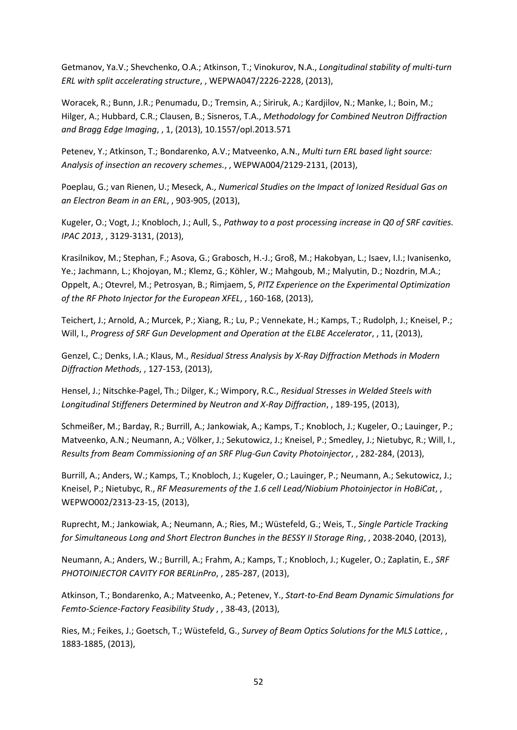Getmanov, Ya.V.; Shevchenko, O.A.; Atkinson, T.; Vinokurov, N.A., *Longitudinal stability of multi-turn ERL with split accelerating structure*, , WEPWA047/2226-2228, (2013),

Woracek, R.; Bunn, J.R.; Penumadu, D.; Tremsin, A.; Siriruk, A.; Kardjilov, N.; Manke, I.; Boin, M.; Hilger, A.; Hubbard, C.R.; Clausen, B.; Sisneros, T.A., *Methodology for Combined Neutron Diffraction and Bragg Edge Imaging*, , 1, (2013), 10.1557/opl.2013.571

Petenev, Y.; Atkinson, T.; Bondarenko, A.V.; Matveenko, A.N., *Multi turn ERL based light source: Analysis of insection an recovery schemes.*, , WEPWA004/2129-2131, (2013),

Poeplau, G.; van Rienen, U.; Meseck, A., *Numerical Studies on the Impact of Ionized Residual Gas on an Electron Beam in an ERL*, , 903-905, (2013),

Kugeler, O.; Vogt, J.; Knobloch, J.; Aull, S., *Pathway to a post processing increase in Q0 of SRF cavities. IPAC 2013*, , 3129-3131, (2013),

Krasilnikov, M.; Stephan, F.; Asova, G.; Grabosch, H.-J.; Groß, M.; Hakobyan, L.; Isaev, I.I.; Ivanisenko, Ye.; Jachmann, L.; Khojoyan, M.; Klemz, G.; Köhler, W.; Mahgoub, M.; Malyutin, D.; Nozdrin, M.A.; Oppelt, A.; Otevrel, M.; Petrosyan, B.; Rimjaem, S, *PITZ Experience on the Experimental Optimization of the RF Photo Injector for the European XFEL*, , 160-168, (2013),

Teichert, J.; Arnold, A.; Murcek, P.; Xiang, R.; Lu, P.; Vennekate, H.; Kamps, T.; Rudolph, J.; Kneisel, P.; Will, I., *Progress of SRF Gun Development and Operation at the ELBE Accelerator*, , 11, (2013),

Genzel, C.; Denks, I.A.; Klaus, M., *Residual Stress Analysis by X-Ray Diffraction Methods in Modern Diffraction Methods*, , 127-153, (2013),

Hensel, J.; Nitschke-Pagel, Th.; Dilger, K.; Wimpory, R.C., *Residual Stresses in Welded Steels with Longitudinal Stiffeners Determined by Neutron and X-Ray Diffraction*, , 189-195, (2013),

Schmeißer, M.; Barday, R.; Burrill, A.; Jankowiak, A.; Kamps, T.; Knobloch, J.; Kugeler, O.; Lauinger, P.; Matveenko, A.N.; Neumann, A.; Völker, J.; Sekutowicz, J.; Kneisel, P.; Smedley, J.; Nietubyc, R.; Will, I., *Results from Beam Commissioning of an SRF Plug-Gun Cavity Photoinjector*, , 282-284, (2013),

Burrill, A.; Anders, W.; Kamps, T.; Knobloch, J.; Kugeler, O.; Lauinger, P.; Neumann, A.; Sekutowicz, J.; Kneisel, P.; Nietubyc, R., *RF Measurements of the 1.6 cell Lead/Niobium Photoinjector in HoBiCat*, , WEPWO002/2313-23-15, (2013),

Ruprecht, M.; Jankowiak, A.; Neumann, A.; Ries, M.; Wüstefeld, G.; Weis, T., *Single Particle Tracking for Simultaneous Long and Short Electron Bunches in the BESSY II Storage Ring*, , 2038-2040, (2013),

Neumann, A.; Anders, W.; Burrill, A.; Frahm, A.; Kamps, T.; Knobloch, J.; Kugeler, O.; Zaplatin, E., *SRF PHOTOINJECTOR CAVITY FOR BERLinPro*, , 285-287, (2013),

Atkinson, T.; Bondarenko, A.; Matveenko, A.; Petenev, Y., *Start-to-End Beam Dynamic Simulations for Femto-Science-Factory Feasibility Study* , , 38-43, (2013),

Ries, M.; Feikes, J.; Goetsch, T.; Wüstefeld, G., *Survey of Beam Optics Solutions for the MLS Lattice*, , 1883-1885, (2013),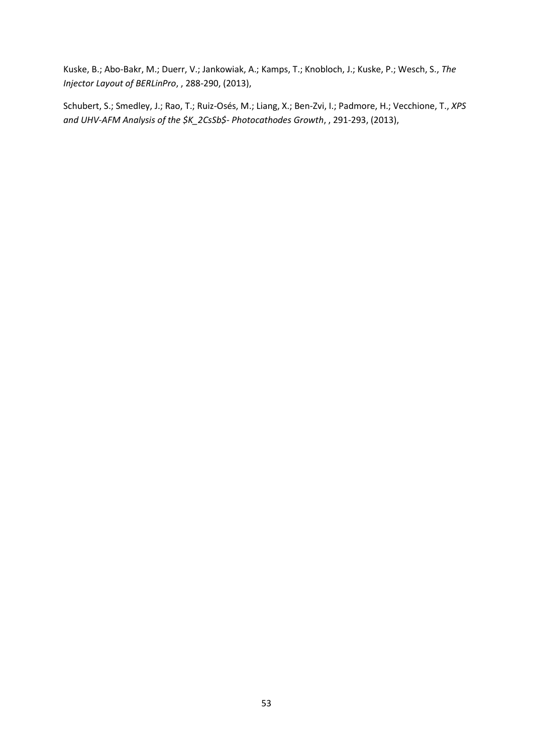Kuske, B.; Abo-Bakr, M.; Duerr, V.; Jankowiak, A.; Kamps, T.; Knobloch, J.; Kuske, P.; Wesch, S., *The Injector Layout of BERLinPro*, , 288-290, (2013),

Schubert, S.; Smedley, J.; Rao, T.; Ruiz-Osés, M.; Liang, X.; Ben-Zvi, I.; Padmore, H.; Vecchione, T., *XPS and UHV-AFM Analysis of the $K_2CsSb$- Photocathodes Growth*, , 291-293, (2013),